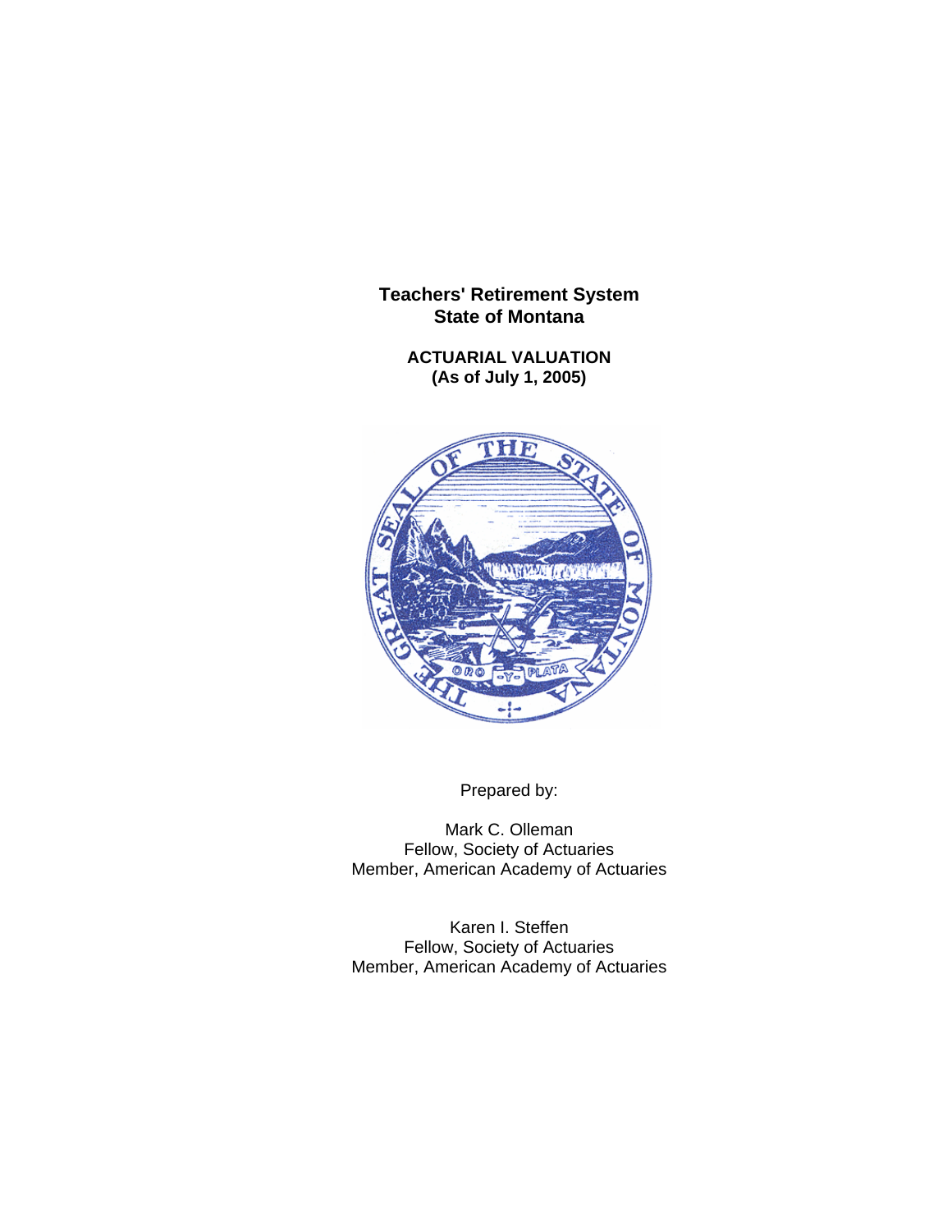# Teachers' Retirement System
# State of Montana

## ACTUARIAL VALUATION
## (As of July 1, 2005)

Prepared by:

Mark C. Olleman
Fellow, Society of Actuaries
Member, American Academy of Actuaries

Karen I. Steffen
Fellow, Society of Actuaries
Member, American Academy of Actuaries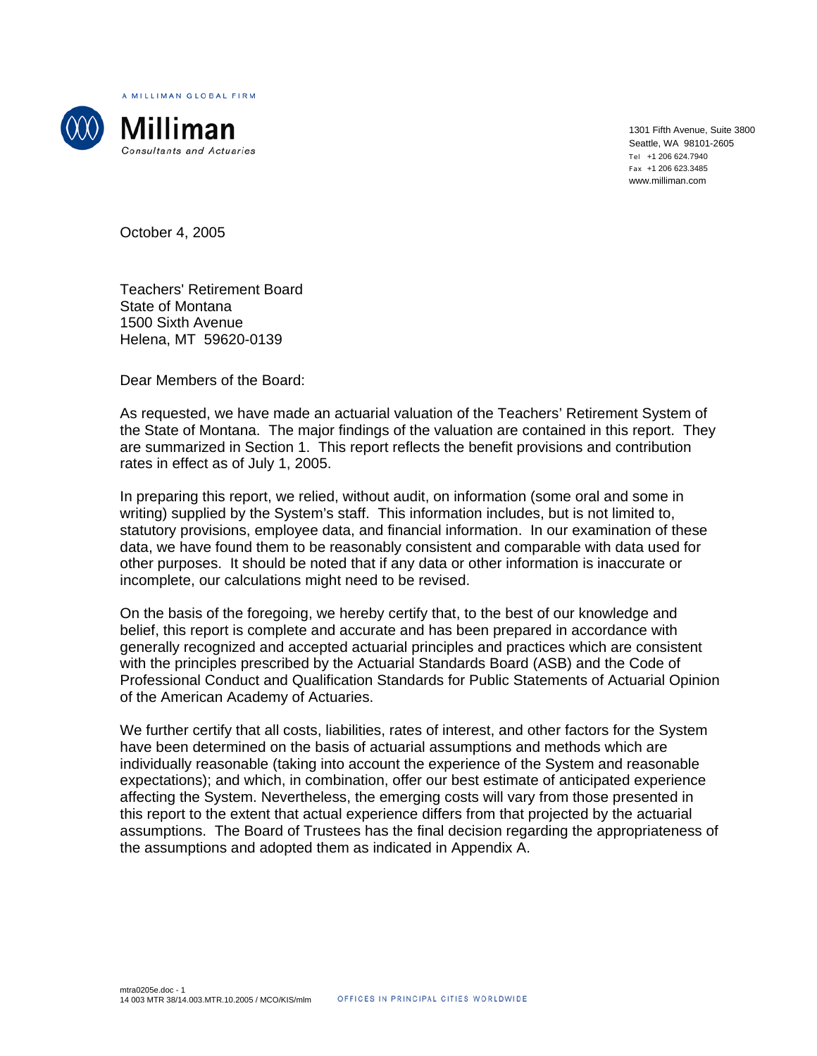A MILLIMAN GLOBAL FIRM

**Milliman**
*Consultants and Actuaries*

1301 Fifth Avenue, Suite 3800
Seattle, WA 98101-2605
Tel +1 206 624.7940
Fax +1 206 623.3485
www.milliman.com

October 4, 2005

Teachers' Retirement Board
State of Montana
1500 Sixth Avenue
Helena, MT 59620-0139

Dear Members of the Board:

As requested, we have made an actuarial valuation of the Teachers' Retirement System of the State of Montana. The major findings of the valuation are contained in this report. They are summarized in Section 1. This report reflects the benefit provisions and contribution rates in effect as of July 1, 2005.

In preparing this report, we relied, without audit, on information (some oral and some in writing) supplied by the System's staff. This information includes, but is not limited to, statutory provisions, employee data, and financial information. In our examination of these data, we have found them to be reasonably consistent and comparable with data used for other purposes. It should be noted that if any data or other information is inaccurate or incomplete, our calculations might need to be revised.

On the basis of the foregoing, we hereby certify that, to the best of our knowledge and belief, this report is complete and accurate and has been prepared in accordance with generally recognized and accepted actuarial principles and practices which are consistent with the principles prescribed by the Actuarial Standards Board (ASB) and the Code of Professional Conduct and Qualification Standards for Public Statements of Actuarial Opinion of the American Academy of Actuaries.

We further certify that all costs, liabilities, rates of interest, and other factors for the System have been determined on the basis of actuarial assumptions and methods which are individually reasonable (taking into account the experience of the System and reasonable expectations); and which, in combination, offer our best estimate of anticipated experience affecting the System. Nevertheless, the emerging costs will vary from those presented in this report to the extent that actual experience differs from that projected by the actuarial assumptions. The Board of Trustees has the final decision regarding the appropriateness of the assumptions and adopted them as indicated in Appendix A.

mtra0205e.doc - 1
14 003 MTR 38/14.003.MTR.10.2005 / MCO/KIS/mlm

OFFICES IN PRINCIPAL CITIES WORLDWIDE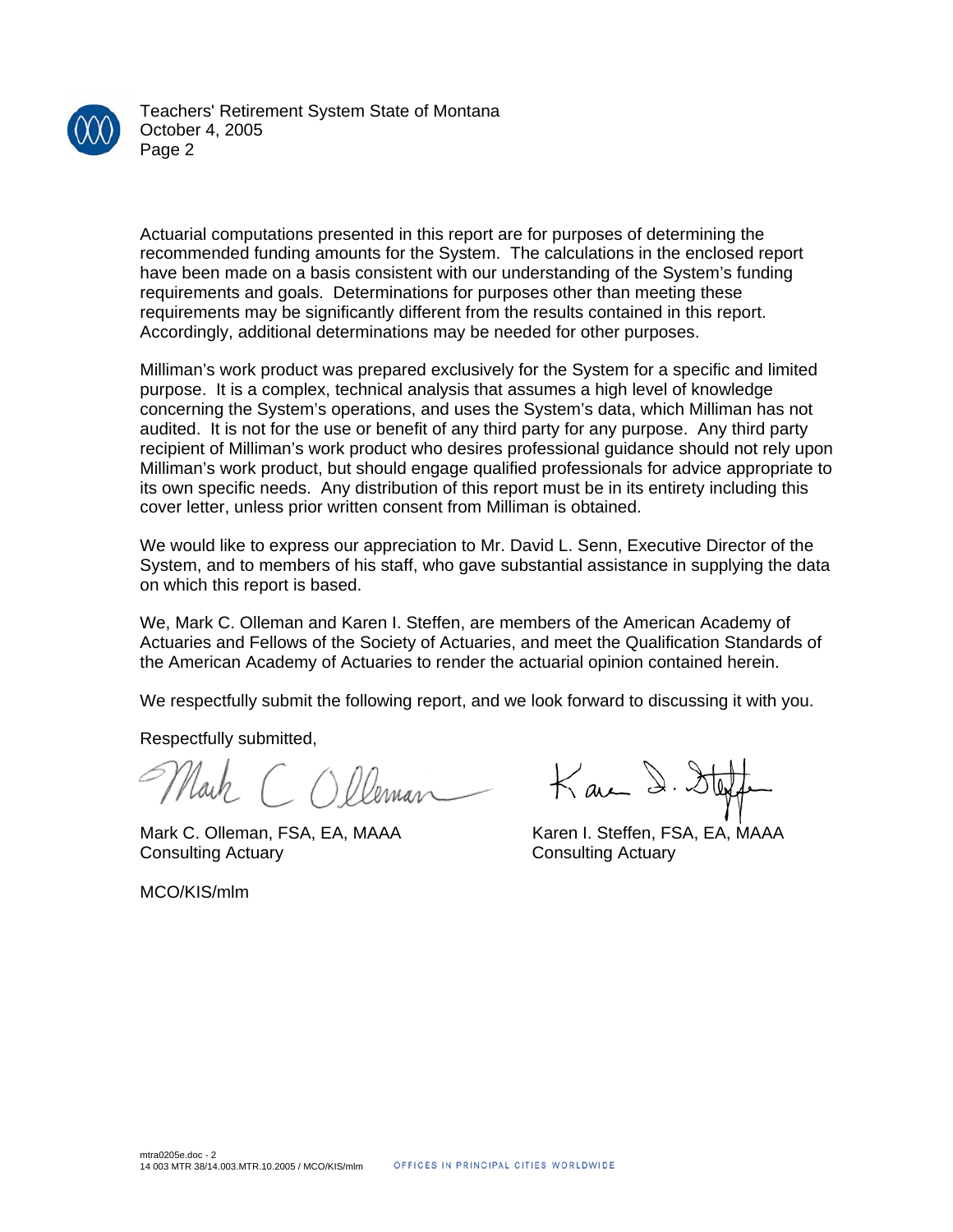Actuarial computations presented in this report are for purposes of determining the recommended funding amounts for the System. The calculations in the enclosed report have been made on a basis consistent with our understanding of the System's funding requirements and goals. Determinations for purposes other than meeting these requirements may be significantly different from the results contained in this report. Accordingly, additional determinations may be needed for other purposes.

Milliman's work product was prepared exclusively for the System for a specific and limited purpose. It is a complex, technical analysis that assumes a high level of knowledge concerning the System's operations, and uses the System's data, which Milliman has not audited. It is not for the use or benefit of any third party for any purpose. Any third party recipient of Milliman's work product who desires professional guidance should not rely upon Milliman's work product, but should engage qualified professionals for advice appropriate to its own specific needs. Any distribution of this report must be in its entirety including this cover letter, unless prior written consent from Milliman is obtained.

We would like to express our appreciation to Mr. David L. Senn, Executive Director of the System, and to members of his staff, who gave substantial assistance in supplying the data on which this report is based.

We, Mark C. Olleman and Karen I. Steffen, are members of the American Academy of Actuaries and Fellows of the Society of Actuaries, and meet the Qualification Standards of the American Academy of Actuaries to render the actuarial opinion contained herein.

We respectfully submit the following report, and we look forward to discussing it with you.

Respectfully submitted,

| | |
|---|---|
| Mark C. Olleman, FSA, EA, MAAA | Karen I. Steffen, FSA, EA, MAAA |
| Consulting Actuary | Consulting Actuary |

MCO/KIS/mlm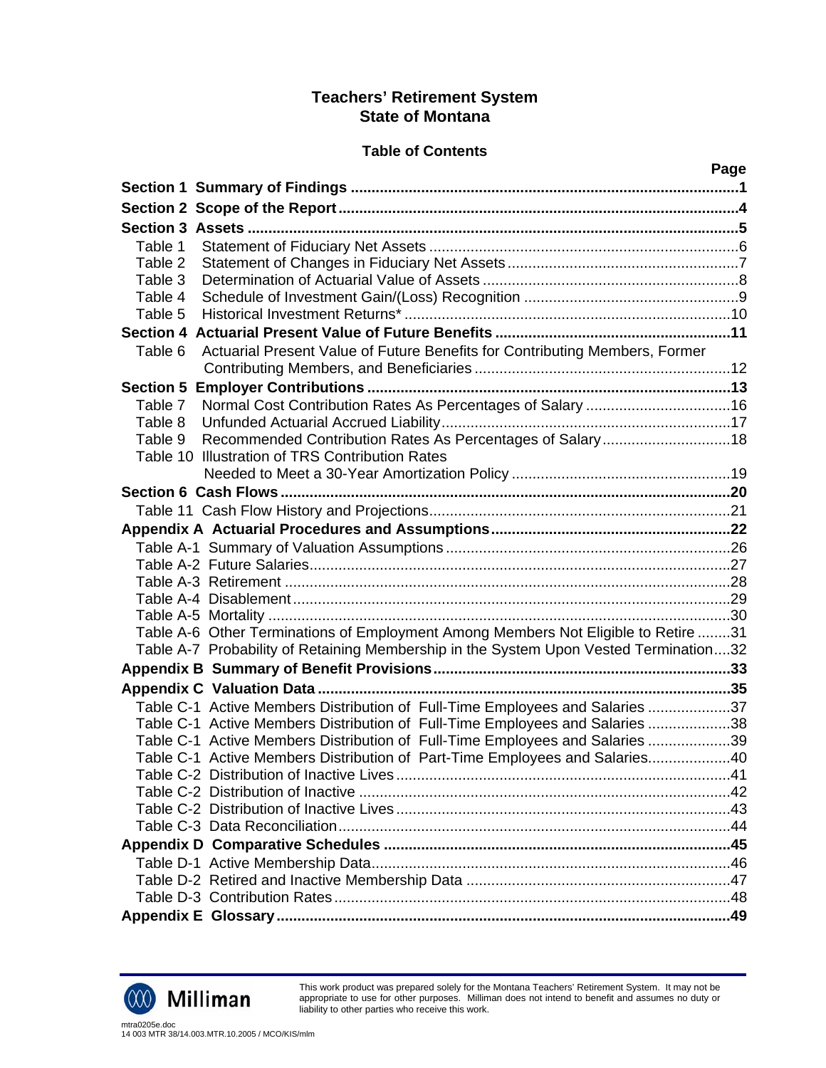# Teachers' Retirement System
# State of Montana

## Table of Contents

| | | Page |
|---|---|---|
| **Section 1** | **Summary of Findings** | **1** |
| **Section 2** | **Scope of the Report** | **4** |
| **Section 3** | **Assets** | **5** |
| Table 1 | Statement of Fiduciary Net Assets | 6 |
| Table 2 | Statement of Changes in Fiduciary Net Assets | 7 |
| Table 3 | Determination of Actuarial Value of Assets | 8 |
| Table 4 | Schedule of Investment Gain/(Loss) Recognition | 9 |
| Table 5 | Historical Investment Returns* | 10 |
| **Section 4** | **Actuarial Present Value of Future Benefits** | **11** |
| Table 6 | Actuarial Present Value of Future Benefits for Contributing Members, Former Contributing Members, and Beneficiaries | 12 |
| **Section 5** | **Employer Contributions** | **13** |
| Table 7 | Normal Cost Contribution Rates As Percentages of Salary | 16 |
| Table 8 | Unfunded Actuarial Accrued Liability | 17 |
| Table 9 | Recommended Contribution Rates As Percentages of Salary | 18 |
| Table 10 | Illustration of TRS Contribution Rates Needed to Meet a 30-Year Amortization Policy | 19 |
| **Section 6** | **Cash Flows** | **20** |
| Table 11 | Cash Flow History and Projections | 21 |
| **Appendix A** | **Actuarial Procedures and Assumptions** | **22** |
| Table A-1 | Summary of Valuation Assumptions | 26 |
| Table A-2 | Future Salaries | 27 |
| Table A-3 | Retirement | 28 |
| Table A-4 | Disablement | 29 |
| Table A-5 | Mortality | 30 |
| Table A-6 | Other Terminations of Employment Among Members Not Eligible to Retire | 31 |
| Table A-7 | Probability of Retaining Membership in the System Upon Vested Termination | 32 |
| **Appendix B** | **Summary of Benefit Provisions** | **33** |
| **Appendix C** | **Valuation Data** | **35** |
| Table C-1 | Active Members Distribution of Full-Time Employees and Salaries | 37 |
| Table C-1 | Active Members Distribution of Full-Time Employees and Salaries | 38 |
| Table C-1 | Active Members Distribution of Full-Time Employees and Salaries | 39 |
| Table C-1 | Active Members Distribution of Part-Time Employees and Salaries | 40 |
| Table C-2 | Distribution of Inactive Lives | 41 |
| Table C-2 | Distribution of Inactive | 42 |
| Table C-2 | Distribution of Inactive Lives | 43 |
| Table C-3 | Data Reconciliation | 44 |
| **Appendix D** | **Comparative Schedules** | **45** |
| Table D-1 | Active Membership Data | 46 |
| Table D-2 | Retired and Inactive Membership Data | 47 |
| Table D-3 | Contribution Rates | 48 |
| **Appendix E** | **Glossary** | **49** |

This work product was prepared solely for the Montana Teachers' Retirement System. It may not be appropriate to use for other purposes. Milliman does not intend to benefit and assumes no duty or liability to other parties who receive this work.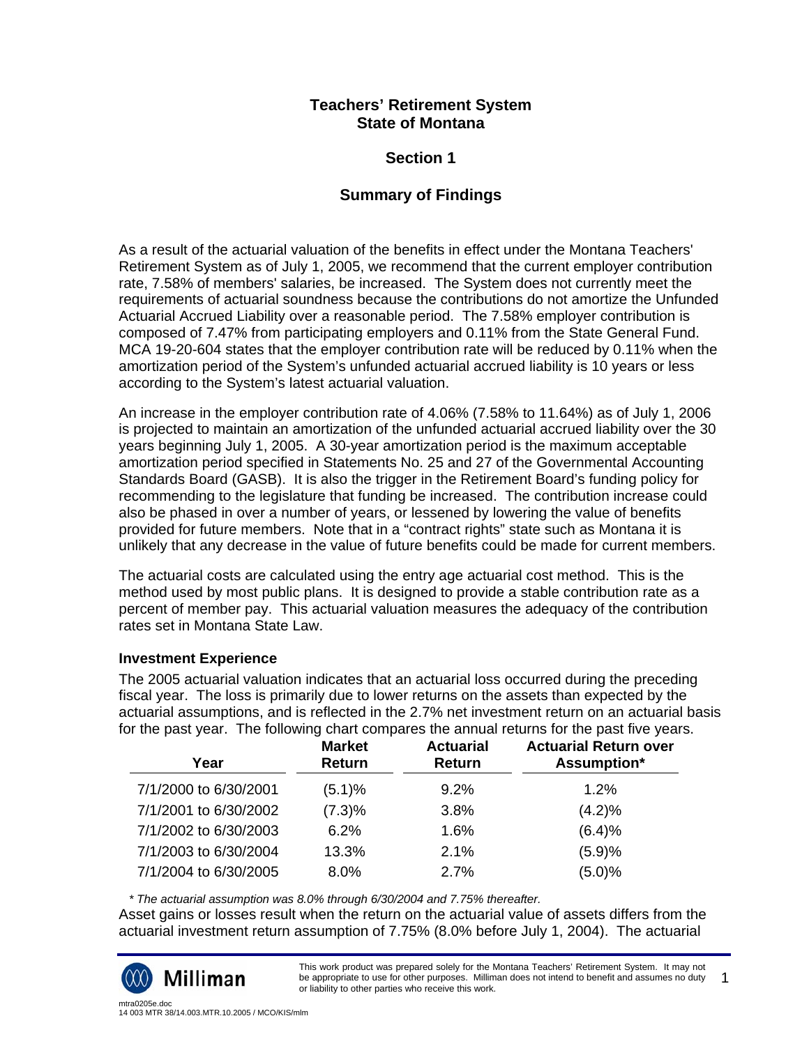# Teachers' Retirement System State of Montana

## Section 1

## Summary of Findings

As a result of the actuarial valuation of the benefits in effect under the Montana Teachers' Retirement System as of July 1, 2005, we recommend that the current employer contribution rate, 7.58% of members' salaries, be increased. The System does not currently meet the requirements of actuarial soundness because the contributions do not amortize the Unfunded Actuarial Accrued Liability over a reasonable period. The 7.58% employer contribution is composed of 7.47% from participating employers and 0.11% from the State General Fund. MCA 19-20-604 states that the employer contribution rate will be reduced by 0.11% when the amortization period of the System's unfunded actuarial accrued liability is 10 years or less according to the System's latest actuarial valuation.

An increase in the employer contribution rate of 4.06% (7.58% to 11.64%) as of July 1, 2006 is projected to maintain an amortization of the unfunded actuarial accrued liability over the 30 years beginning July 1, 2005. A 30-year amortization period is the maximum acceptable amortization period specified in Statements No. 25 and 27 of the Governmental Accounting Standards Board (GASB). It is also the trigger in the Retirement Board's funding policy for recommending to the legislature that funding be increased. The contribution increase could also be phased in over a number of years, or lessened by lowering the value of benefits provided for future members. Note that in a "contract rights" state such as Montana it is unlikely that any decrease in the value of future benefits could be made for current members.

The actuarial costs are calculated using the entry age actuarial cost method. This is the method used by most public plans. It is designed to provide a stable contribution rate as a percent of member pay. This actuarial valuation measures the adequacy of the contribution rates set in Montana State Law.

### Investment Experience

The 2005 actuarial valuation indicates that an actuarial loss occurred during the preceding fiscal year. The loss is primarily due to lower returns on the assets than expected by the actuarial assumptions, and is reflected in the 2.7% net investment return on an actuarial basis for the past year. The following chart compares the annual returns for the past five years.

| Year | Market Return | Actuarial Return | Actuarial Return over Assumption* |
|---|---|---|---|
| 7/1/2000 to 6/30/2001 | (5.1)% | 9.2% | 1.2% |
| 7/1/2001 to 6/30/2002 | (7.3)% | 3.8% | (4.2)% |
| 7/1/2002 to 6/30/2003 | 6.2% | 1.6% | (6.4)% |
| 7/1/2003 to 6/30/2004 | 13.3% | 2.1% | (5.9)% |
| 7/1/2004 to 6/30/2005 | 8.0% | 2.7% | (5.0)% |

*\* The actuarial assumption was 8.0% through 6/30/2004 and 7.75% thereafter.*

Asset gains or losses result when the return on the actuarial value of assets differs from the actuarial investment return assumption of 7.75% (8.0% before July 1, 2004). The actuarial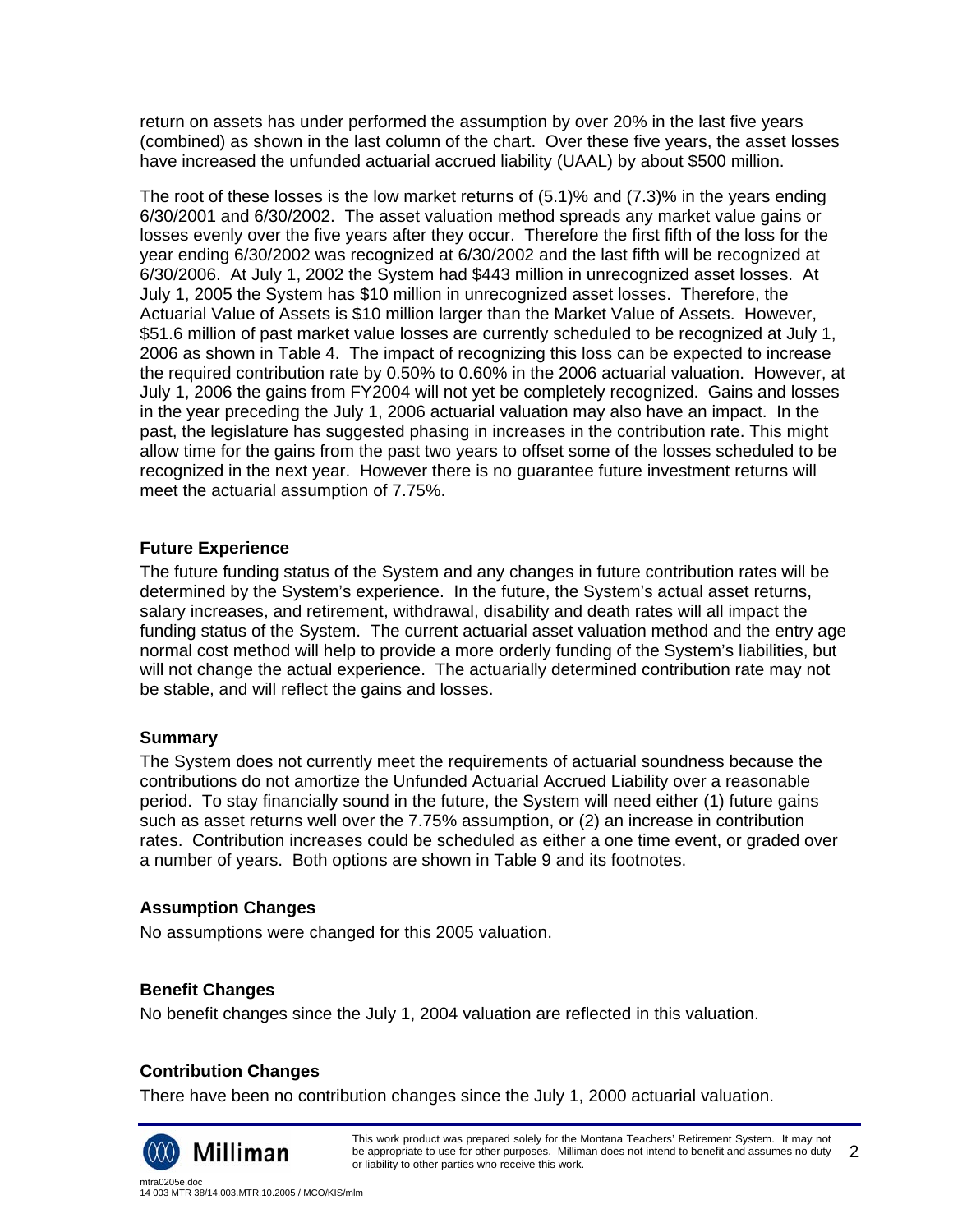return on assets has under performed the assumption by over 20% in the last five years (combined) as shown in the last column of the chart. Over these five years, the asset losses have increased the unfunded actuarial accrued liability (UAAL) by about $500 million.

The root of these losses is the low market returns of (5.1)% and (7.3)% in the years ending 6/30/2001 and 6/30/2002. The asset valuation method spreads any market value gains or losses evenly over the five years after they occur. Therefore the first fifth of the loss for the year ending 6/30/2002 was recognized at 6/30/2002 and the last fifth will be recognized at 6/30/2006. At July 1, 2002 the System had $443 million in unrecognized asset losses. At July 1, 2005 the System has $10 million in unrecognized asset losses. Therefore, the Actuarial Value of Assets is $10 million larger than the Market Value of Assets. However, $51.6 million of past market value losses are currently scheduled to be recognized at July 1, 2006 as shown in Table 4. The impact of recognizing this loss can be expected to increase the required contribution rate by 0.50% to 0.60% in the 2006 actuarial valuation. However, at July 1, 2006 the gains from FY2004 will not yet be completely recognized. Gains and losses in the year preceding the July 1, 2006 actuarial valuation may also have an impact. In the past, the legislature has suggested phasing in increases in the contribution rate. This might allow time for the gains from the past two years to offset some of the losses scheduled to be recognized in the next year. However there is no guarantee future investment returns will meet the actuarial assumption of 7.75%.

### Future Experience

The future funding status of the System and any changes in future contribution rates will be determined by the System's experience. In the future, the System's actual asset returns, salary increases, and retirement, withdrawal, disability and death rates will all impact the funding status of the System. The current actuarial asset valuation method and the entry age normal cost method will help to provide a more orderly funding of the System's liabilities, but will not change the actual experience. The actuarially determined contribution rate may not be stable, and will reflect the gains and losses.

### Summary

The System does not currently meet the requirements of actuarial soundness because the contributions do not amortize the Unfunded Actuarial Accrued Liability over a reasonable period. To stay financially sound in the future, the System will need either (1) future gains such as asset returns well over the 7.75% assumption, or (2) an increase in contribution rates. Contribution increases could be scheduled as either a one time event, or graded over a number of years. Both options are shown in Table 9 and its footnotes.

### Assumption Changes

No assumptions were changed for this 2005 valuation.

### Benefit Changes

No benefit changes since the July 1, 2004 valuation are reflected in this valuation.

### Contribution Changes

There have been no contribution changes since the July 1, 2000 actuarial valuation.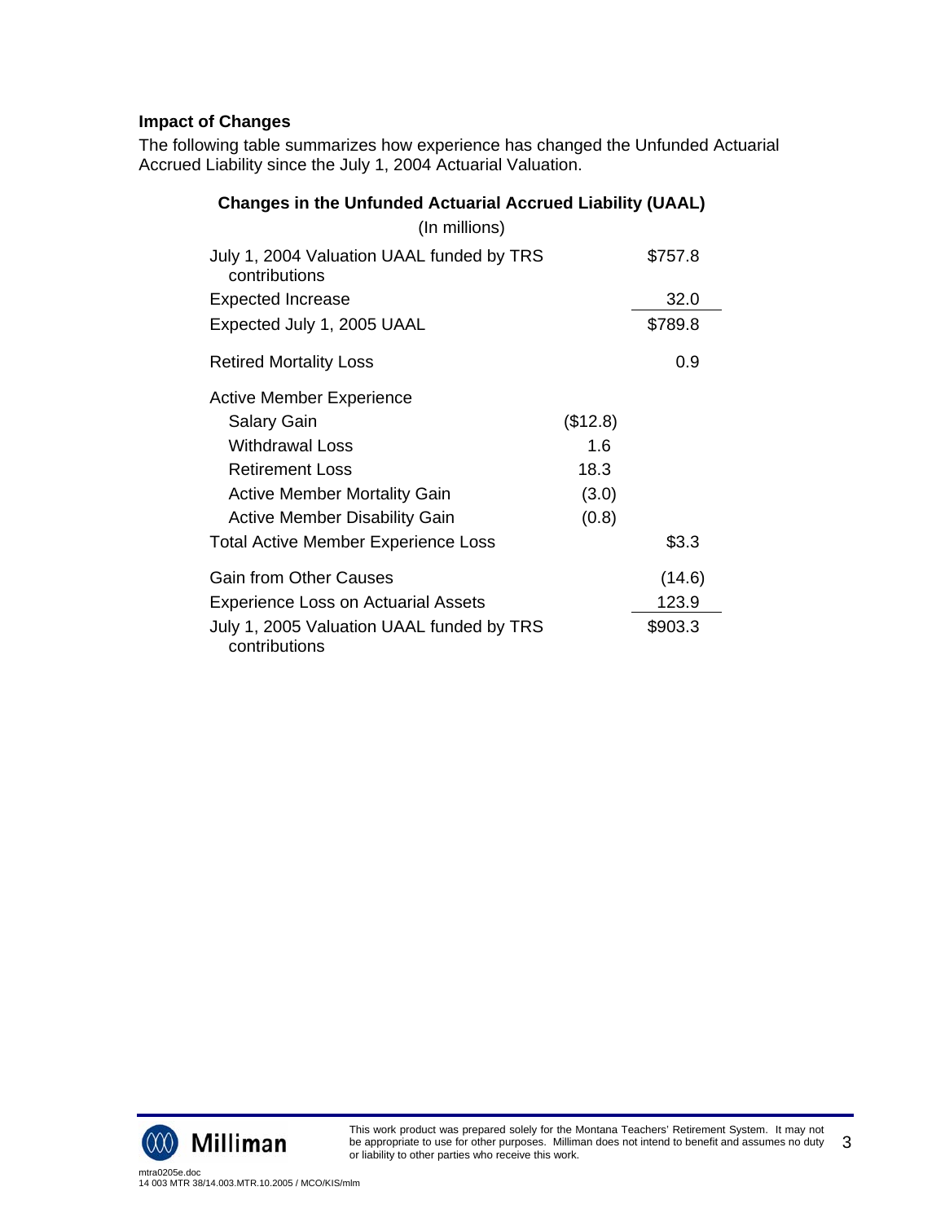**Impact of Changes**

The following table summarizes how experience has changed the Unfunded Actuarial Accrued Liability since the July 1, 2004 Actuarial Valuation.

**Changes in the Unfunded Actuarial Accrued Liability (UAAL)**

(In millions)

| | | |
|---|---|---|
| July 1, 2004 Valuation UAAL funded by TRS contributions | | $757.8 |
| Expected Increase | | 32.0 |
| Expected July 1, 2005 UAAL | | $789.8 |
| Retired Mortality Loss | | 0.9 |
| Active Member Experience | | |
| Salary Gain | ($12.8) | |
| Withdrawal Loss | 1.6 | |
| Retirement Loss | 18.3 | |
| Active Member Mortality Gain | (3.0) | |
| Active Member Disability Gain | (0.8) | |
| Total Active Member Experience Loss | | $3.3 |
| Gain from Other Causes | | (14.6) |
| Experience Loss on Actuarial Assets | | 123.9 |
| July 1, 2005 Valuation UAAL funded by TRS contributions | | $903.3 |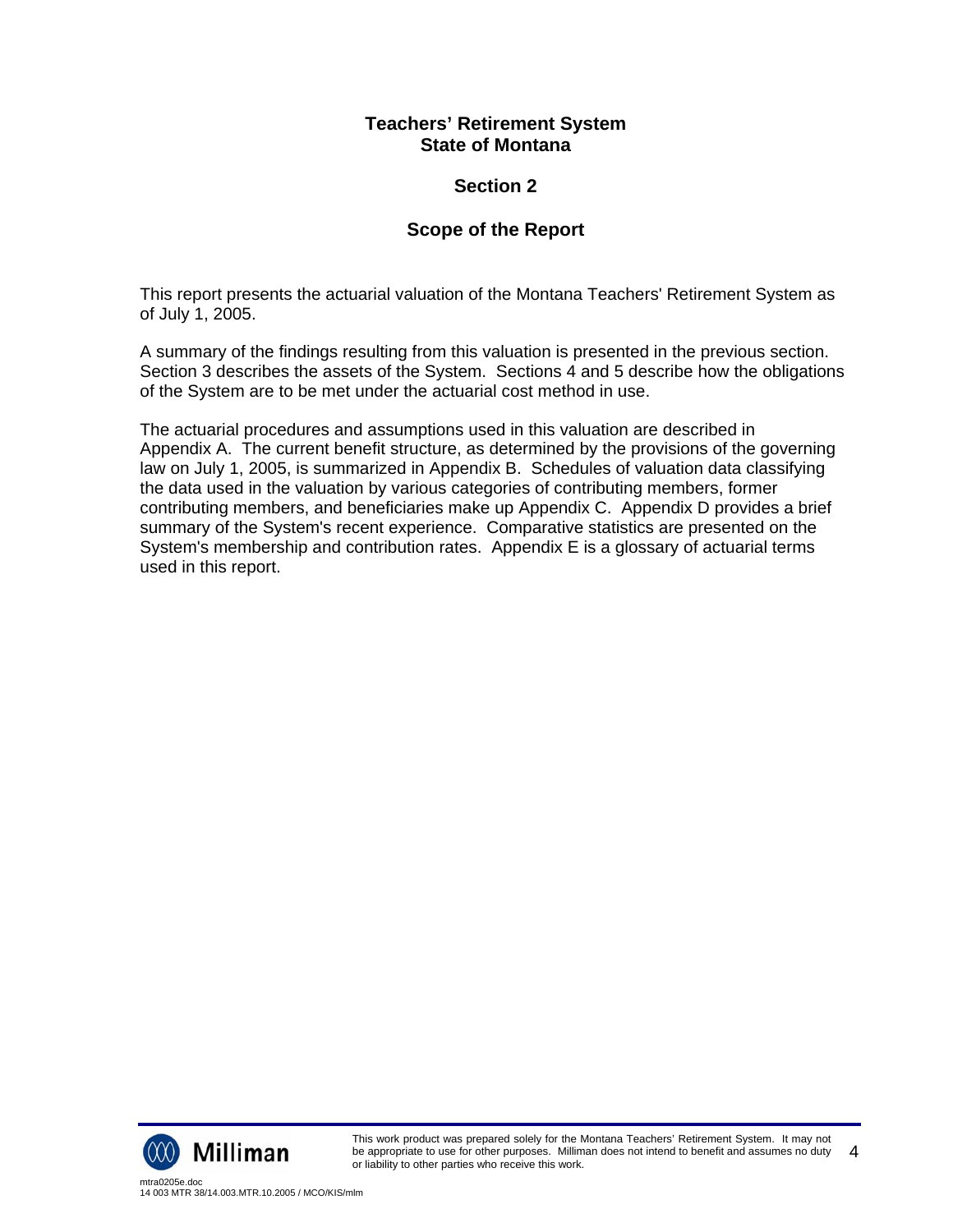**Teachers' Retirement System**
**State of Montana**

## Section 2

## Scope of the Report

This report presents the actuarial valuation of the Montana Teachers' Retirement System as of July 1, 2005.

A summary of the findings resulting from this valuation is presented in the previous section. Section 3 describes the assets of the System. Sections 4 and 5 describe how the obligations of the System are to be met under the actuarial cost method in use.

The actuarial procedures and assumptions used in this valuation are described in Appendix A. The current benefit structure, as determined by the provisions of the governing law on July 1, 2005, is summarized in Appendix B. Schedules of valuation data classifying the data used in the valuation by various categories of contributing members, former contributing members, and beneficiaries make up Appendix C. Appendix D provides a brief summary of the System's recent experience. Comparative statistics are presented on the System's membership and contribution rates. Appendix E is a glossary of actuarial terms used in this report.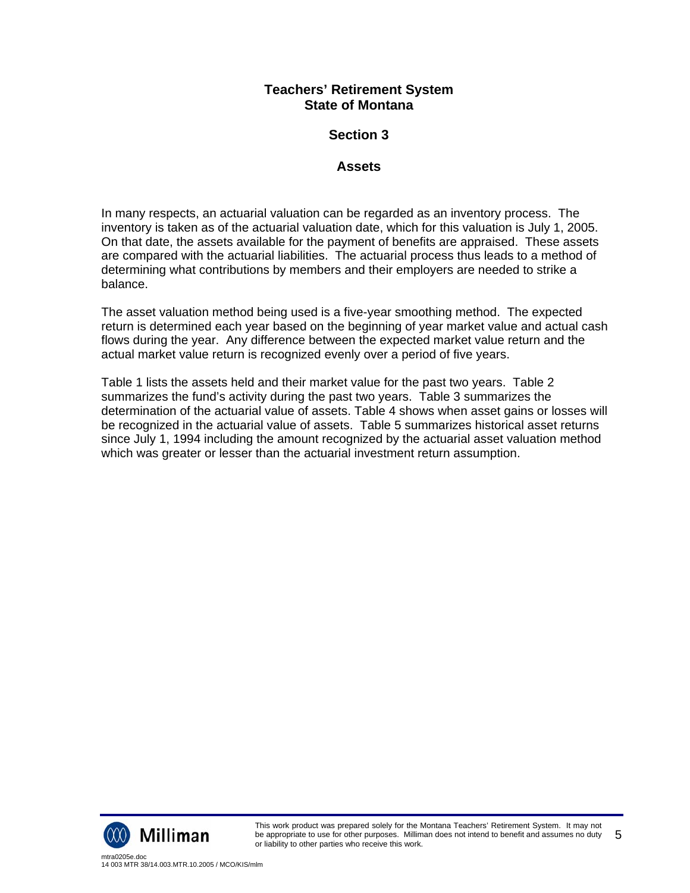# Teachers' Retirement System
# State of Montana

## Section 3

## Assets

In many respects, an actuarial valuation can be regarded as an inventory process. The inventory is taken as of the actuarial valuation date, which for this valuation is July 1, 2005. On that date, the assets available for the payment of benefits are appraised. These assets are compared with the actuarial liabilities. The actuarial process thus leads to a method of determining what contributions by members and their employers are needed to strike a balance.

The asset valuation method being used is a five-year smoothing method. The expected return is determined each year based on the beginning of year market value and actual cash flows during the year. Any difference between the expected market value return and the actual market value return is recognized evenly over a period of five years.

Table 1 lists the assets held and their market value for the past two years. Table 2 summarizes the fund's activity during the past two years. Table 3 summarizes the determination of the actuarial value of assets. Table 4 shows when asset gains or losses will be recognized in the actuarial value of assets. Table 5 summarizes historical asset returns since July 1, 1994 including the amount recognized by the actuarial asset valuation method which was greater or lesser than the actuarial investment return assumption.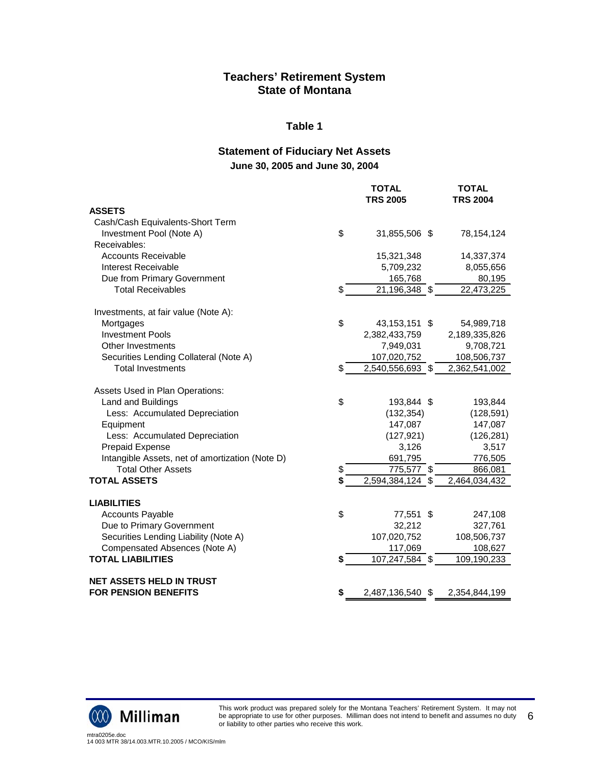# Teachers' Retirement System
# State of Montana

## Table 1

### Statement of Fiduciary Net Assets

**June 30, 2005 and June 30, 2004**

| | TOTAL TRS 2005 | TOTAL TRS 2004 |
|---|---|---|
| **ASSETS** | | |
| Cash/Cash Equivalents-Short Term | | |
| Investment Pool (Note A) | $ 31,855,506 | $ 78,154,124 |
| Receivables: | | |
| Accounts Receivable | 15,321,348 | 14,337,374 |
| Interest Receivable | 5,709,232 | 8,055,656 |
| Due from Primary Government | 165,768 | 80,195 |
| Total Receivables | $ 21,196,348 | $ 22,473,225 |
| | | |
| Investments, at fair value (Note A): | | |
| Mortgages | $ 43,153,151 | $ 54,989,718 |
| Investment Pools | 2,382,433,759 | 2,189,335,826 |
| Other Investments | 7,949,031 | 9,708,721 |
| Securities Lending Collateral (Note A) | 107,020,752 | 108,506,737 |
| Total Investments | $ 2,540,556,693 | $ 2,362,541,002 |
| | | |
| Assets Used in Plan Operations: | | |
| Land and Buildings | $ 193,844 | $ 193,844 |
| Less: Accumulated Depreciation | (132,354) | (128,591) |
| Equipment | 147,087 | 147,087 |
| Less: Accumulated Depreciation | (127,921) | (126,281) |
| Prepaid Expense | 3,126 | 3,517 |
| Intangible Assets, net of amortization (Note D) | 691,795 | 776,505 |
| Total Other Assets | $ 775,577 | $ 866,081 |
| **TOTAL ASSETS** | **$** 2,594,384,124 | $ 2,464,034,432 |
| | | |
| **LIABILITIES** | | |
| Accounts Payable | $ 77,551 | $ 247,108 |
| Due to Primary Government | 32,212 | 327,761 |
| Securities Lending Liability (Note A) | 107,020,752 | 108,506,737 |
| Compensated Absences (Note A) | 117,069 | 108,627 |
| **TOTAL LIABILITIES** | **$** 107,247,584 | $ 109,190,233 |
| | | |
| **NET ASSETS HELD IN TRUST FOR PENSION BENEFITS** | **$** 2,487,136,540 | $ 2,354,844,199 |

This work product was prepared solely for the Montana Teachers' Retirement System. It may not be appropriate to use for other purposes. Milliman does not intend to benefit and assumes no duty or liability to other parties who receive this work.

mtra0205e.doc
14 003 MTR 38/14.003.MTR.10.2005 / MCO/KIS/mlm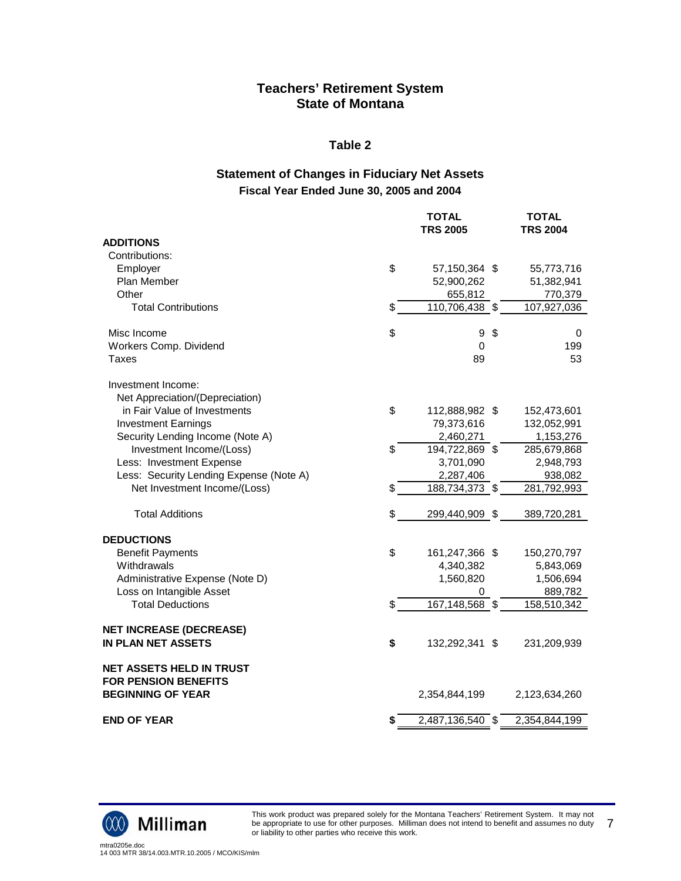# Teachers' Retirement System
# State of Montana

## Table 2

### Statement of Changes in Fiduciary Net Assets
**Fiscal Year Ended June 30, 2005 and 2004**

| | TOTAL TRS 2005 | TOTAL TRS 2004 |
|---|---|---|
| **ADDITIONS** | | |
| Contributions: | | |
| Employer | $ 57,150,364 | $ 55,773,716 |
| Plan Member | 52,900,262 | 51,382,941 |
| Other | 655,812 | 770,379 |
| Total Contributions | $ 110,706,438 | $ 107,927,036 |
| | | |
| Misc Income | $ 9 | $ 0 |
| Workers Comp. Dividend | 0 | 199 |
| Taxes | 89 | 53 |
| | | |
| Investment Income: | | |
| Net Appreciation/(Depreciation) in Fair Value of Investments | $ 112,888,982 | $ 152,473,601 |
| Investment Earnings | 79,373,616 | 132,052,991 |
| Security Lending Income (Note A) | 2,460,271 | 1,153,276 |
| Investment Income/(Loss) | $ 194,722,869 | $ 285,679,868 |
| Less: Investment Expense | 3,701,090 | 2,948,793 |
| Less: Security Lending Expense (Note A) | 2,287,406 | 938,082 |
| Net Investment Income/(Loss) | $ 188,734,373 | $ 281,792,993 |
| | | |
| Total Additions | $ 299,440,909 | $ 389,720,281 |
| | | |
| **DEDUCTIONS** | | |
| Benefit Payments | $ 161,247,366 | $ 150,270,797 |
| Withdrawals | 4,340,382 | 5,843,069 |
| Administrative Expense (Note D) | 1,560,820 | 1,506,694 |
| Loss on Intangible Asset | 0 | 889,782 |
| Total Deductions | $ 167,148,568 | $ 158,510,342 |
| | | |
| **NET INCREASE (DECREASE) IN PLAN NET ASSETS** | **$** 132,292,341 | $ 231,209,939 |
| | | |
| **NET ASSETS HELD IN TRUST FOR PENSION BENEFITS BEGINNING OF YEAR** | 2,354,844,199 | 2,123,634,260 |
| | | |
| **END OF YEAR** | **$** 2,487,136,540 | $ 2,354,844,199 |

This work product was prepared solely for the Montana Teachers' Retirement System. It may not be appropriate to use for other purposes. Milliman does not intend to benefit and assumes no duty or liability to other parties who receive this work.

mtra0205e.doc
14 003 MTR 38/14.003.MTR.10.2005 / MCO/KIS/mlm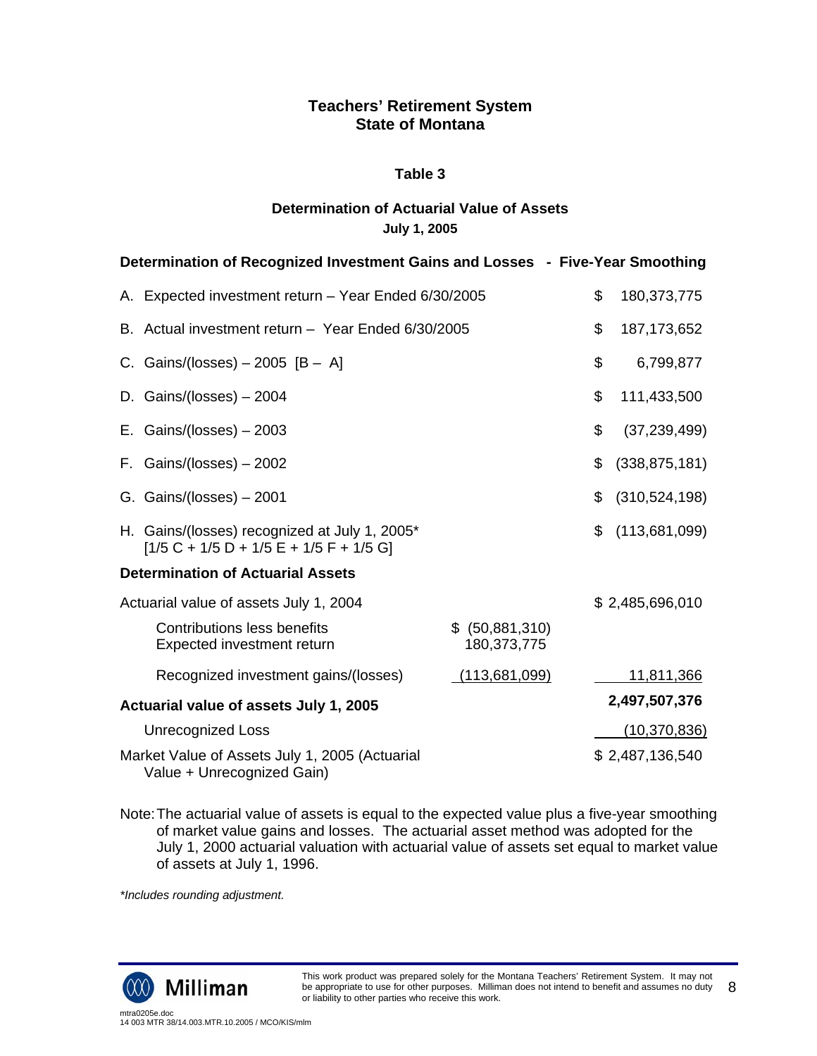## Teachers' Retirement System
## State of Montana

### Table 3

### Determination of Actuarial Value of Assets
**July 1, 2005**

**Determination of Recognized Investment Gains and Losses - Five-Year Smoothing**

| | | |
|---|---|---|
| A. Expected investment return – Year Ended 6/30/2005 | | $ 180,373,775 |
| B. Actual investment return – Year Ended 6/30/2005 | | $ 187,173,652 |
| C. Gains/(losses) – 2005 [B – A] | | $ 6,799,877 |
| D. Gains/(losses) – 2004 | | $ 111,433,500 |
| E. Gains/(losses) – 2003 | | $ (37,239,499) |
| F. Gains/(losses) – 2002 | | $ (338,875,181) |
| G. Gains/(losses) – 2001 | | $ (310,524,198) |
| H. Gains/(losses) recognized at July 1, 2005* [1/5 C + 1/5 D + 1/5 E + 1/5 F + 1/5 G] | | $ (113,681,099) |
| **Determination of Actuarial Assets** | | |
| Actuarial value of assets July 1, 2004 | | $ 2,485,696,010 |
| Contributions less benefits | $ (50,881,310) | |
| Expected investment return | 180,373,775 | |
| Recognized investment gains/(losses) | (113,681,099) | 11,811,366 |
| **Actuarial value of assets July 1, 2005** | | **2,497,507,376** |
| Unrecognized Loss | | (10,370,836) |
| Market Value of Assets July 1, 2005 (Actuarial Value + Unrecognized Gain) | | $ 2,487,136,540 |

Note: The actuarial value of assets is equal to the expected value plus a five-year smoothing of market value gains and losses. The actuarial asset method was adopted for the July 1, 2000 actuarial valuation with actuarial value of assets set equal to market value of assets at July 1, 1996.

*Includes rounding adjustment.*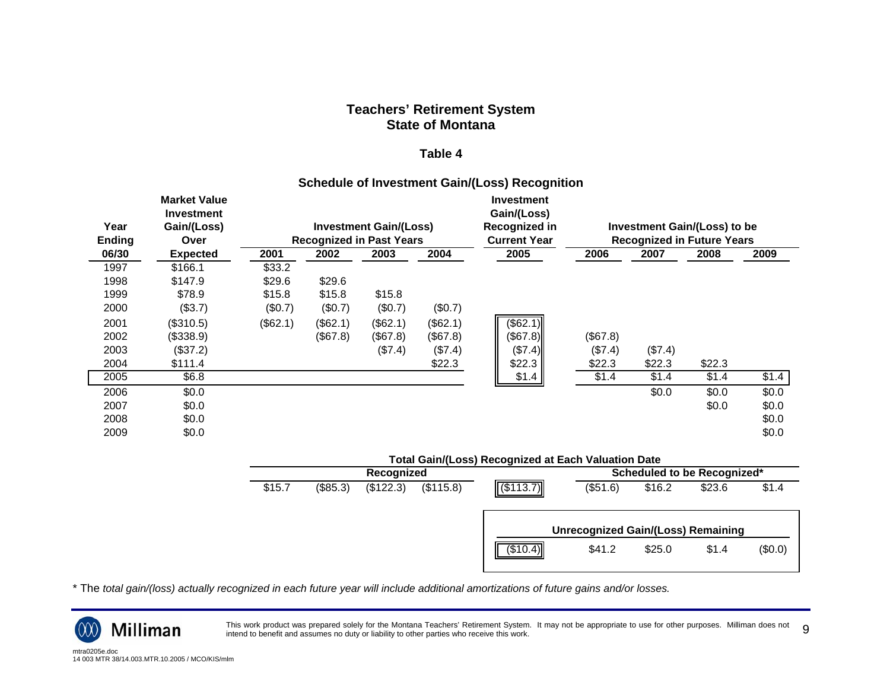# Teachers' Retirement System
# State of Montana

## Table 4

### Schedule of Investment Gain/(Loss) Recognition

| Year Ending 06/30 | Market Value Investment Gain/(Loss) Over Expected | Investment Gain/(Loss) Recognized in Past Years 2001 | 2002 | 2003 | 2004 | Investment Gain/(Loss) Recognized in Current Year 2005 | Investment Gain/(Loss) to be Recognized in Future Years 2006 | 2007 | 2008 | 2009 |
|---|---|---|---|---|---|---|---|---|---|---|
| 1997 | $166.1 | $33.2 | | | | | | | | |
| 1998 | $147.9 | $29.6 | $29.6 | | | | | | | |
| 1999 | $78.9 | $15.8 | $15.8 | $15.8 | | | | | | |
| 2000 | ($3.7) | ($0.7) | ($0.7) | ($0.7) | ($0.7) | | | | | |
| 2001 | ($310.5) | ($62.1) | ($62.1) | ($62.1) | ($62.1) | ($62.1) | | | | |
| 2002 | ($338.9) | | ($67.8) | ($67.8) | ($67.8) | ($67.8) | ($67.8) | | | |
| 2003 | ($37.2) | | | ($7.4) | ($7.4) | ($7.4) | ($7.4) | ($7.4) | | |
| 2004 | $111.4 | | | | $22.3 | $22.3 | $22.3 | $22.3 | $22.3 | |
| 2005 | $6.8 | | | | | $1.4 | $1.4 | $1.4 | $1.4 | $1.4 |
| 2006 | $0.0 | | | | | | | $0.0 | $0.0 | $0.0 |
| 2007 | $0.0 | | | | | | | | $0.0 | $0.0 |
| 2008 | $0.0 | | | | | | | | | $0.0 |
| 2009 | $0.0 | | | | | | | | | $0.0 |

**Total Gain/(Loss) Recognized at Each Valuation Date**

| | Recognized 2001 | 2002 | 2003 | 2004 | 2005 | Scheduled to be Recognized* 2006 | 2007 | 2008 | 2009 |
|---|---|---|---|---|---|---|---|---|---|
| Total | $15.7 | ($85.3) | ($122.3) | ($115.8) | ($113.7) | ($51.6) | $16.2 | $23.6 | $1.4 |

**Unrecognized Gain/(Loss) Remaining**

| 2005 | 2006 | 2007 | 2008 | 2009 |
|---|---|---|---|---|
| ($10.4) | $41.2 | $25.0 | $1.4 | ($0.0) |

\* The *total gain/(loss) actually recognized in each future year will include additional amortizations of future gains and/or losses.*

This work product was prepared solely for the Montana Teachers' Retirement System. It may not be appropriate to use for other purposes. Milliman does not intend to benefit and assumes no duty or liability to other parties who receive this work.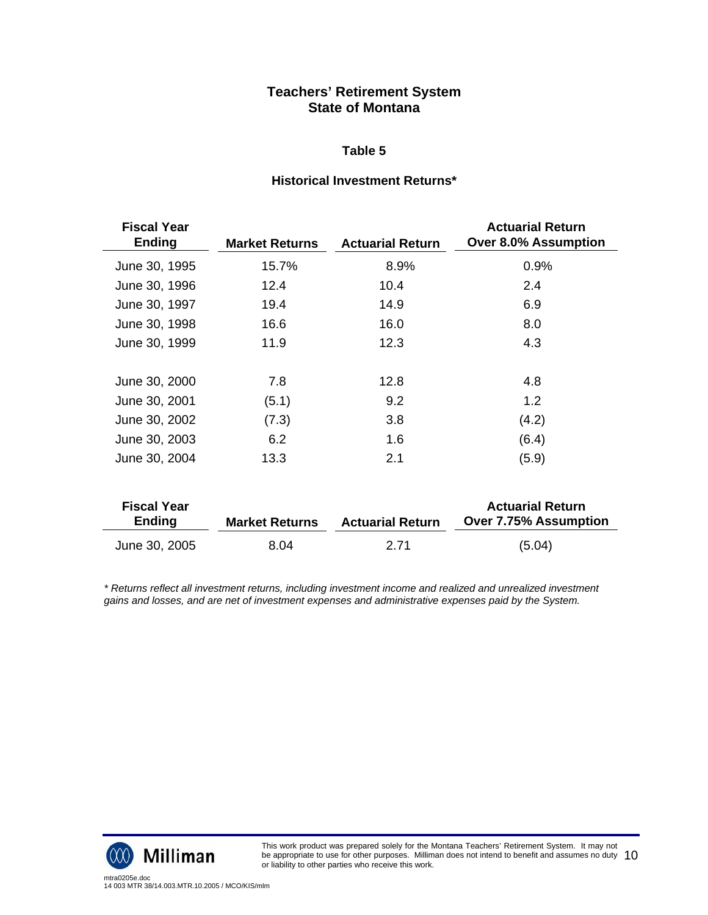# Teachers' Retirement System
# State of Montana

## Table 5

### Historical Investment Returns*

| Fiscal Year Ending | Market Returns | Actuarial Return | Actuarial Return Over 8.0% Assumption |
|---|---|---|---|
| June 30, 1995 | 15.7% | 8.9% | 0.9% |
| June 30, 1996 | 12.4 | 10.4 | 2.4 |
| June 30, 1997 | 19.4 | 14.9 | 6.9 |
| June 30, 1998 | 16.6 | 16.0 | 8.0 |
| June 30, 1999 | 11.9 | 12.3 | 4.3 |
| June 30, 2000 | 7.8 | 12.8 | 4.8 |
| June 30, 2001 | (5.1) | 9.2 | 1.2 |
| June 30, 2002 | (7.3) | 3.8 | (4.2) |
| June 30, 2003 | 6.2 | 1.6 | (6.4) |
| June 30, 2004 | 13.3 | 2.1 | (5.9) |

| Fiscal Year Ending | Market Returns | Actuarial Return | Actuarial Return Over 7.75% Assumption |
|---|---|---|---|
| June 30, 2005 | 8.04 | 2.71 | (5.04) |

*\* Returns reflect all investment returns, including investment income and realized and unrealized investment gains and losses, and are net of investment expenses and administrative expenses paid by the System.*

This work product was prepared solely for the Montana Teachers' Retirement System. It may not be appropriate to use for other purposes. Milliman does not intend to benefit and assumes no duty or liability to other parties who receive this work.

mtra0205e.doc
14 003 MTR 38/14.003.MTR.10.2005 / MCO/KIS/mlm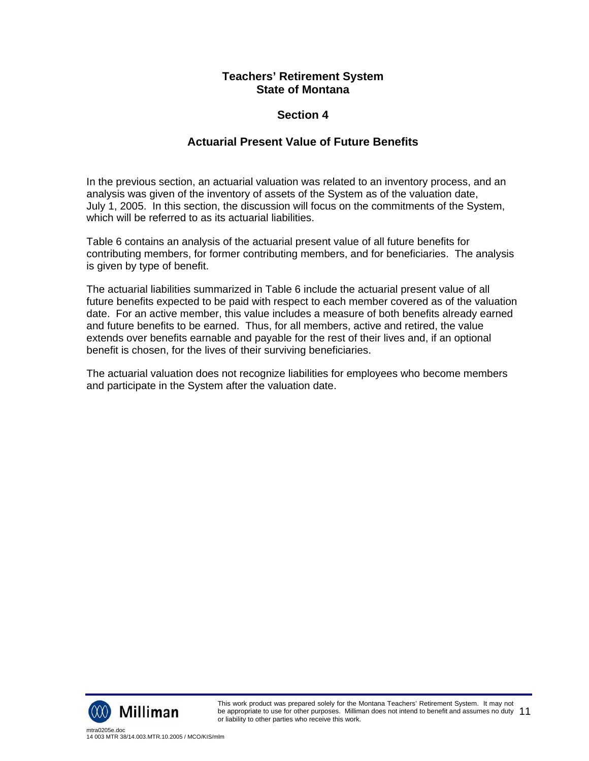**Teachers' Retirement System**
**State of Montana**

## Section 4

## Actuarial Present Value of Future Benefits

In the previous section, an actuarial valuation was related to an inventory process, and an analysis was given of the inventory of assets of the System as of the valuation date, July 1, 2005. In this section, the discussion will focus on the commitments of the System, which will be referred to as its actuarial liabilities.

Table 6 contains an analysis of the actuarial present value of all future benefits for contributing members, for former contributing members, and for beneficiaries. The analysis is given by type of benefit.

The actuarial liabilities summarized in Table 6 include the actuarial present value of all future benefits expected to be paid with respect to each member covered as of the valuation date. For an active member, this value includes a measure of both benefits already earned and future benefits to be earned. Thus, for all members, active and retired, the value extends over benefits earnable and payable for the rest of their lives and, if an optional benefit is chosen, for the lives of their surviving beneficiaries.

The actuarial valuation does not recognize liabilities for employees who become members and participate in the System after the valuation date.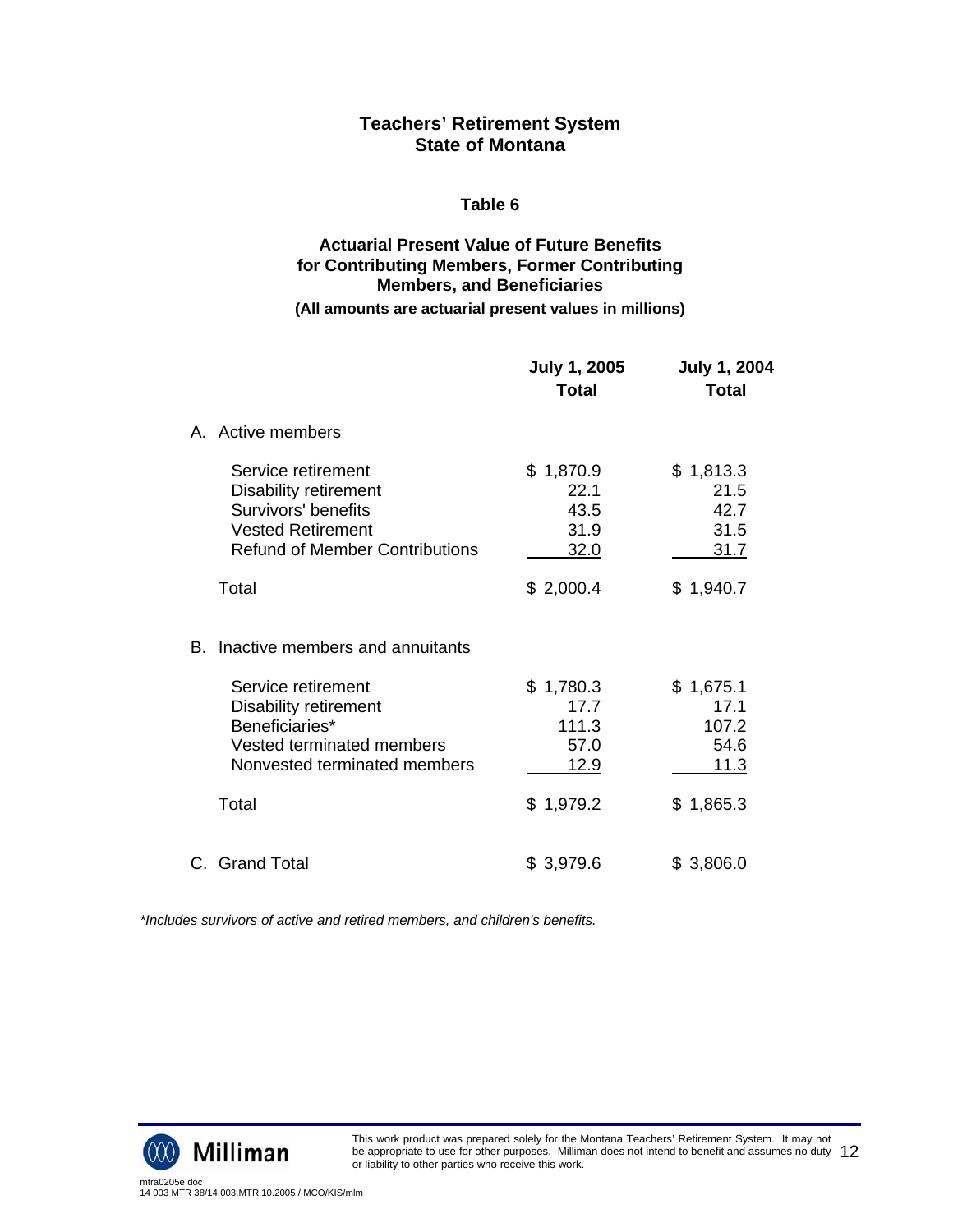# Teachers' Retirement System
# State of Montana

## Table 6

### Actuarial Present Value of Future Benefits for Contributing Members, Former Contributing Members, and Beneficiaries

**(All amounts are actuarial present values in millions)**

| | July 1, 2005 Total | July 1, 2004 Total |
|---|---|---|
| **A. Active members** | | |
| Service retirement | $ 1,870.9 | $ 1,813.3 |
| Disability retirement | 22.1 | 21.5 |
| Survivors' benefits | 43.5 | 42.7 |
| Vested Retirement | 31.9 | 31.5 |
| Refund of Member Contributions | 32.0 | 31.7 |
| Total | $ 2,000.4 | $ 1,940.7 |
| **B. Inactive members and annuitants** | | |
| Service retirement | $ 1,780.3 | $ 1,675.1 |
| Disability retirement | 17.7 | 17.1 |
| Beneficiaries* | 111.3 | 107.2 |
| Vested terminated members | 57.0 | 54.6 |
| Nonvested terminated members | 12.9 | 11.3 |
| Total | $ 1,979.2 | $ 1,865.3 |
| **C. Grand Total** | $ 3,979.6 | $ 3,806.0 |

*\*Includes survivors of active and retired members, and children's benefits.*

This work product was prepared solely for the Montana Teachers' Retirement System. It may not be appropriate to use for other purposes. Milliman does not intend to benefit and assumes no duty or liability to other parties who receive this work.

mtra0205e.doc
14 003 MTR 38/14.003.MTR.10.2005 / MCO/KIS/mlm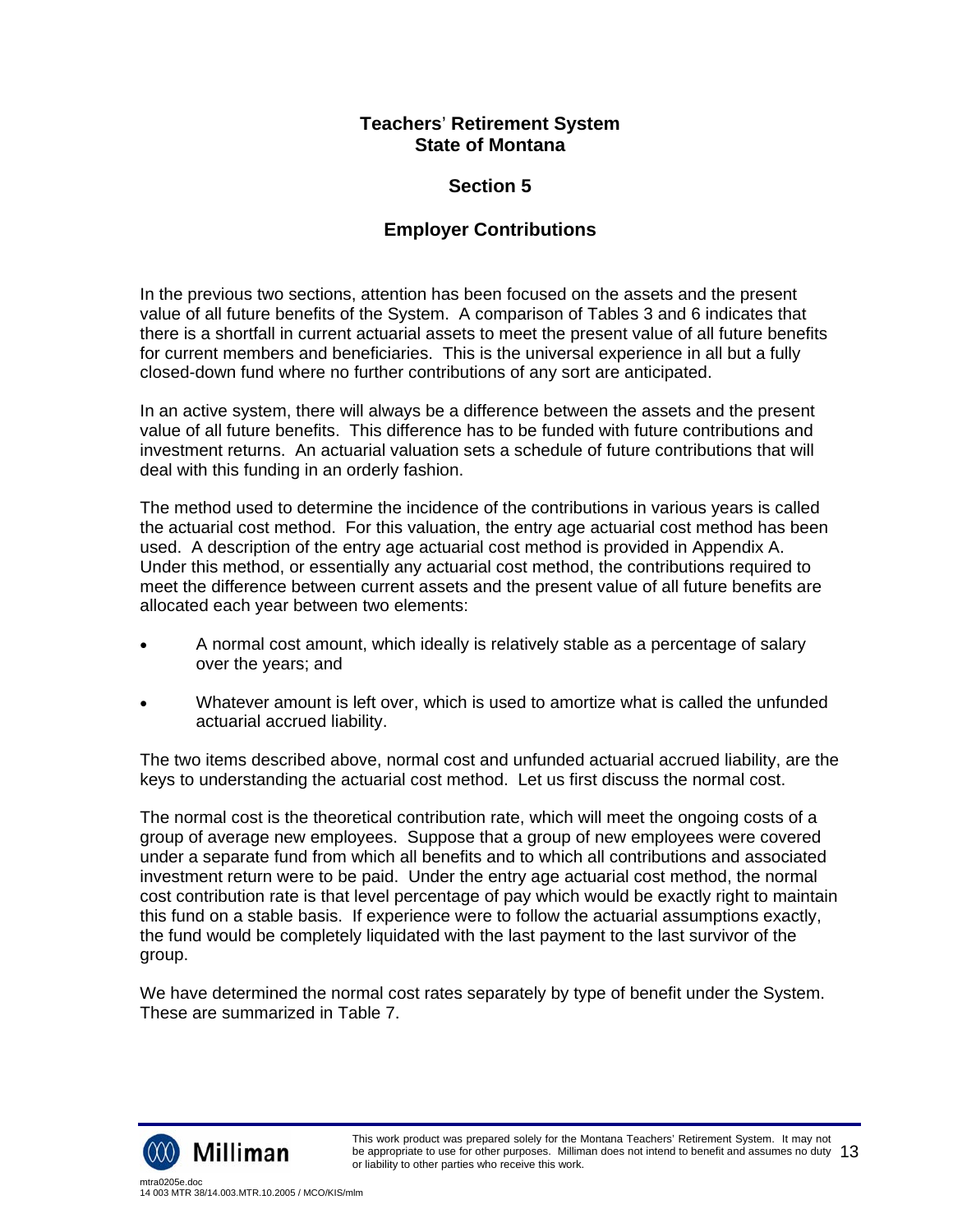**Teachers' Retirement System**
**State of Montana**

## Section 5

## Employer Contributions

In the previous two sections, attention has been focused on the assets and the present value of all future benefits of the System. A comparison of Tables 3 and 6 indicates that there is a shortfall in current actuarial assets to meet the present value of all future benefits for current members and beneficiaries. This is the universal experience in all but a fully closed-down fund where no further contributions of any sort are anticipated.

In an active system, there will always be a difference between the assets and the present value of all future benefits. This difference has to be funded with future contributions and investment returns. An actuarial valuation sets a schedule of future contributions that will deal with this funding in an orderly fashion.

The method used to determine the incidence of the contributions in various years is called the actuarial cost method. For this valuation, the entry age actuarial cost method has been used. A description of the entry age actuarial cost method is provided in Appendix A. Under this method, or essentially any actuarial cost method, the contributions required to meet the difference between current assets and the present value of all future benefits are allocated each year between two elements:

- A normal cost amount, which ideally is relatively stable as a percentage of salary over the years; and
- Whatever amount is left over, which is used to amortize what is called the unfunded actuarial accrued liability.

The two items described above, normal cost and unfunded actuarial accrued liability, are the keys to understanding the actuarial cost method. Let us first discuss the normal cost.

The normal cost is the theoretical contribution rate, which will meet the ongoing costs of a group of average new employees. Suppose that a group of new employees were covered under a separate fund from which all benefits and to which all contributions and associated investment return were to be paid. Under the entry age actuarial cost method, the normal cost contribution rate is that level percentage of pay which would be exactly right to maintain this fund on a stable basis. If experience were to follow the actuarial assumptions exactly, the fund would be completely liquidated with the last payment to the last survivor of the group.

We have determined the normal cost rates separately by type of benefit under the System. These are summarized in Table 7.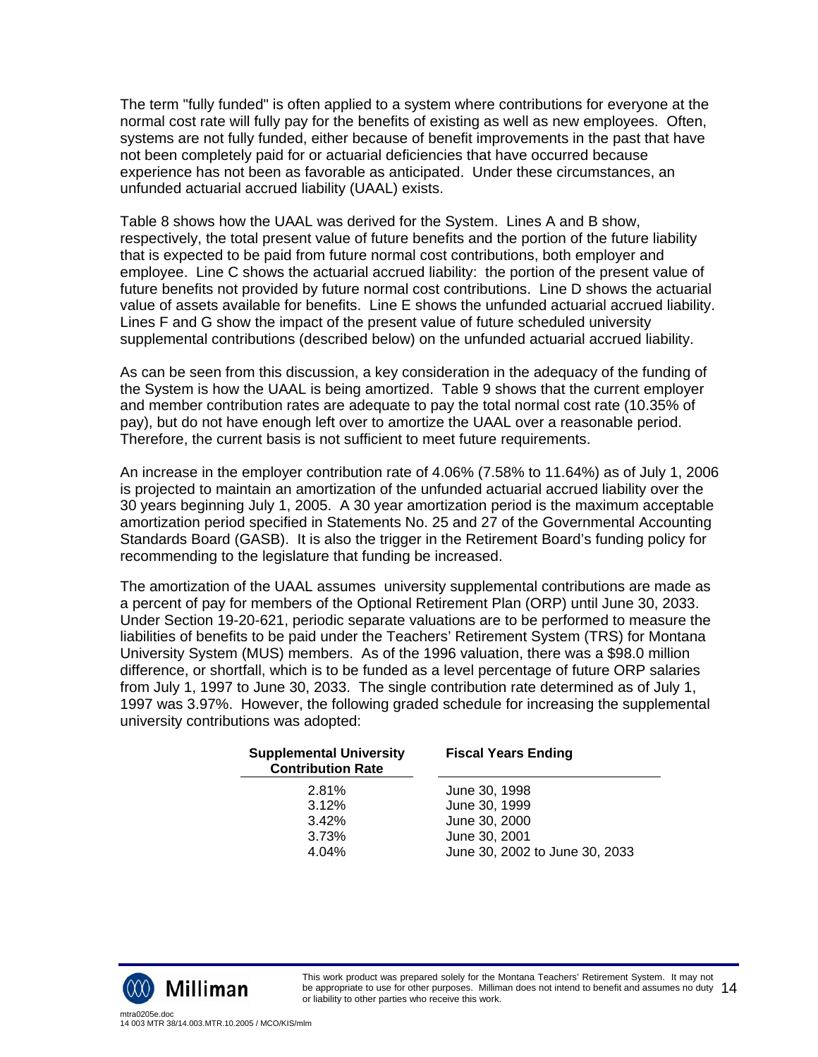The term "fully funded" is often applied to a system where contributions for everyone at the normal cost rate will fully pay for the benefits of existing as well as new employees. Often, systems are not fully funded, either because of benefit improvements in the past that have not been completely paid for or actuarial deficiencies that have occurred because experience has not been as favorable as anticipated. Under these circumstances, an unfunded actuarial accrued liability (UAAL) exists.

Table 8 shows how the UAAL was derived for the System. Lines A and B show, respectively, the total present value of future benefits and the portion of the future liability that is expected to be paid from future normal cost contributions, both employer and employee. Line C shows the actuarial accrued liability: the portion of the present value of future benefits not provided by future normal cost contributions. Line D shows the actuarial value of assets available for benefits. Line E shows the unfunded actuarial accrued liability. Lines F and G show the impact of the present value of future scheduled university supplemental contributions (described below) on the unfunded actuarial accrued liability.

As can be seen from this discussion, a key consideration in the adequacy of the funding of the System is how the UAAL is being amortized. Table 9 shows that the current employer and member contribution rates are adequate to pay the total normal cost rate (10.35% of pay), but do not have enough left over to amortize the UAAL over a reasonable period. Therefore, the current basis is not sufficient to meet future requirements.

An increase in the employer contribution rate of 4.06% (7.58% to 11.64%) as of July 1, 2006 is projected to maintain an amortization of the unfunded actuarial accrued liability over the 30 years beginning July 1, 2005. A 30 year amortization period is the maximum acceptable amortization period specified in Statements No. 25 and 27 of the Governmental Accounting Standards Board (GASB). It is also the trigger in the Retirement Board's funding policy for recommending to the legislature that funding be increased.

The amortization of the UAAL assumes university supplemental contributions are made as a percent of pay for members of the Optional Retirement Plan (ORP) until June 30, 2033. Under Section 19-20-621, periodic separate valuations are to be performed to measure the liabilities of benefits to be paid under the Teachers' Retirement System (TRS) for Montana University System (MUS) members. As of the 1996 valuation, there was a $98.0 million difference, or shortfall, which is to be funded as a level percentage of future ORP salaries from July 1, 1997 to June 30, 2033. The single contribution rate determined as of July 1, 1997 was 3.97%. However, the following graded schedule for increasing the supplemental university contributions was adopted:

| Supplemental University Contribution Rate | Fiscal Years Ending |
|---|---|
| 2.81% | June 30, 1998 |
| 3.12% | June 30, 1999 |
| 3.42% | June 30, 2000 |
| 3.73% | June 30, 2001 |
| 4.04% | June 30, 2002 to June 30, 2033 |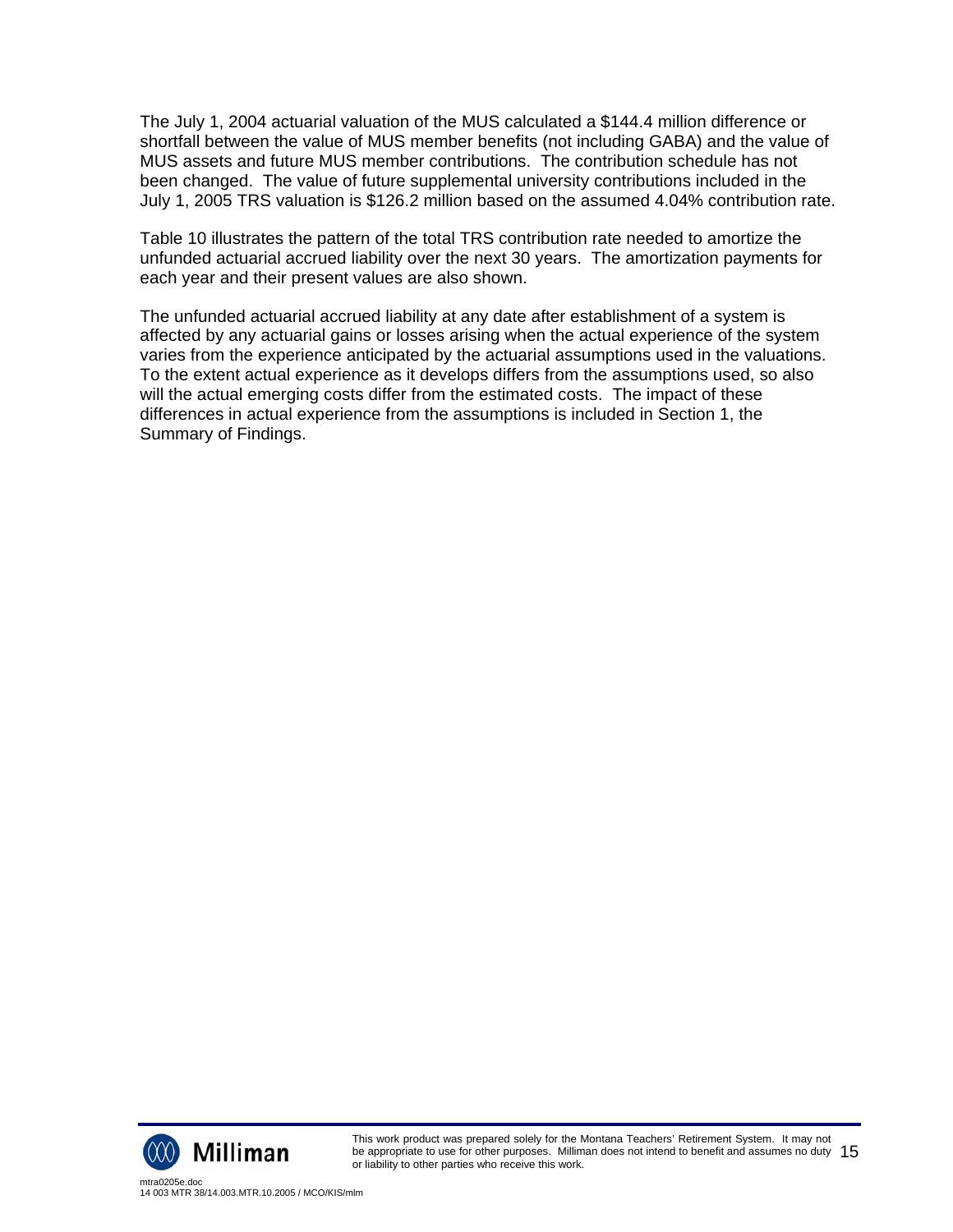The July 1, 2004 actuarial valuation of the MUS calculated a $144.4 million difference or shortfall between the value of MUS member benefits (not including GABA) and the value of MUS assets and future MUS member contributions. The contribution schedule has not been changed. The value of future supplemental university contributions included in the July 1, 2005 TRS valuation is $126.2 million based on the assumed 4.04% contribution rate.

Table 10 illustrates the pattern of the total TRS contribution rate needed to amortize the unfunded actuarial accrued liability over the next 30 years. The amortization payments for each year and their present values are also shown.

The unfunded actuarial accrued liability at any date after establishment of a system is affected by any actuarial gains or losses arising when the actual experience of the system varies from the experience anticipated by the actuarial assumptions used in the valuations. To the extent actual experience as it develops differs from the assumptions used, so also will the actual emerging costs differ from the estimated costs. The impact of these differences in actual experience from the assumptions is included in Section 1, the Summary of Findings.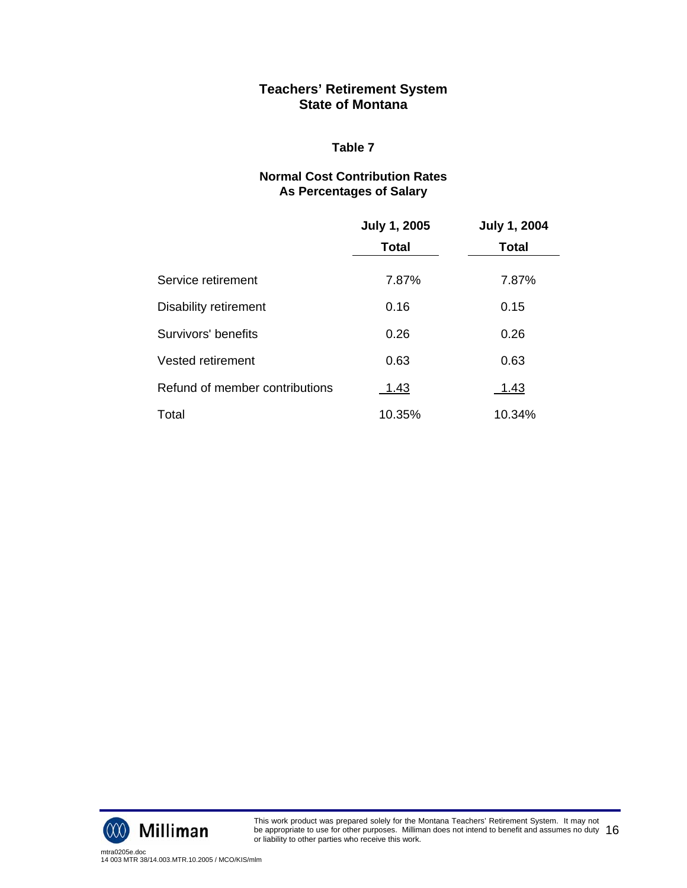## Teachers' Retirement System
## State of Montana

### Table 7

### Normal Cost Contribution Rates
### As Percentages of Salary

| | July 1, 2005 | July 1, 2004 |
|---|---|---|
| | **Total** | **Total** |
| Service retirement | 7.87% | 7.87% |
| Disability retirement | 0.16 | 0.15 |
| Survivors' benefits | 0.26 | 0.26 |
| Vested retirement | 0.63 | 0.63 |
| Refund of member contributions | 1.43 | 1.43 |
| Total | 10.35% | 10.34% |

This work product was prepared solely for the Montana Teachers' Retirement System. It may not be appropriate to use for other purposes. Milliman does not intend to benefit and assumes no duty or liability to other parties who receive this work.

mtra0205e.doc
14 003 MTR 38/14.003.MTR.10.2005 / MCO/KIS/mlm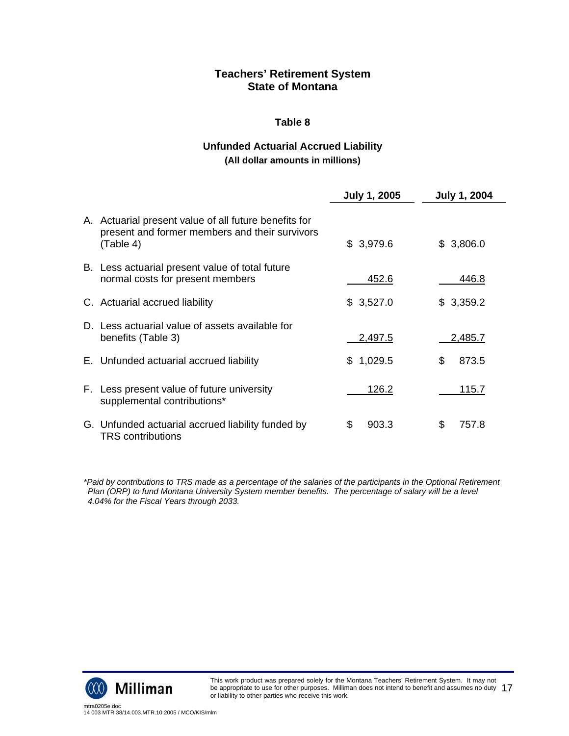## Teachers' Retirement System
## State of Montana

### Table 8

### Unfunded Actuarial Accrued Liability
**(All dollar amounts in millions)**

| | July 1, 2005 | July 1, 2004 |
|---|---|---|
| A. Actuarial present value of all future benefits for present and former members and their survivors (Table 4) | $ 3,979.6 | $ 3,806.0 |
| B. Less actuarial present value of total future normal costs for present members | 452.6 | 446.8 |
| C. Actuarial accrued liability | $ 3,527.0 | $ 3,359.2 |
| D. Less actuarial value of assets available for benefits (Table 3) | 2,497.5 | 2,485.7 |
| E. Unfunded actuarial accrued liability | $ 1,029.5 | $ 873.5 |
| F. Less present value of future university supplemental contributions* | 126.2 | 115.7 |
| G. Unfunded actuarial accrued liability funded by TRS contributions | $ 903.3 | $ 757.8 |

*\*Paid by contributions to TRS made as a percentage of the salaries of the participants in the Optional Retirement Plan (ORP) to fund Montana University System member benefits. The percentage of salary will be a level 4.04% for the Fiscal Years through 2033.*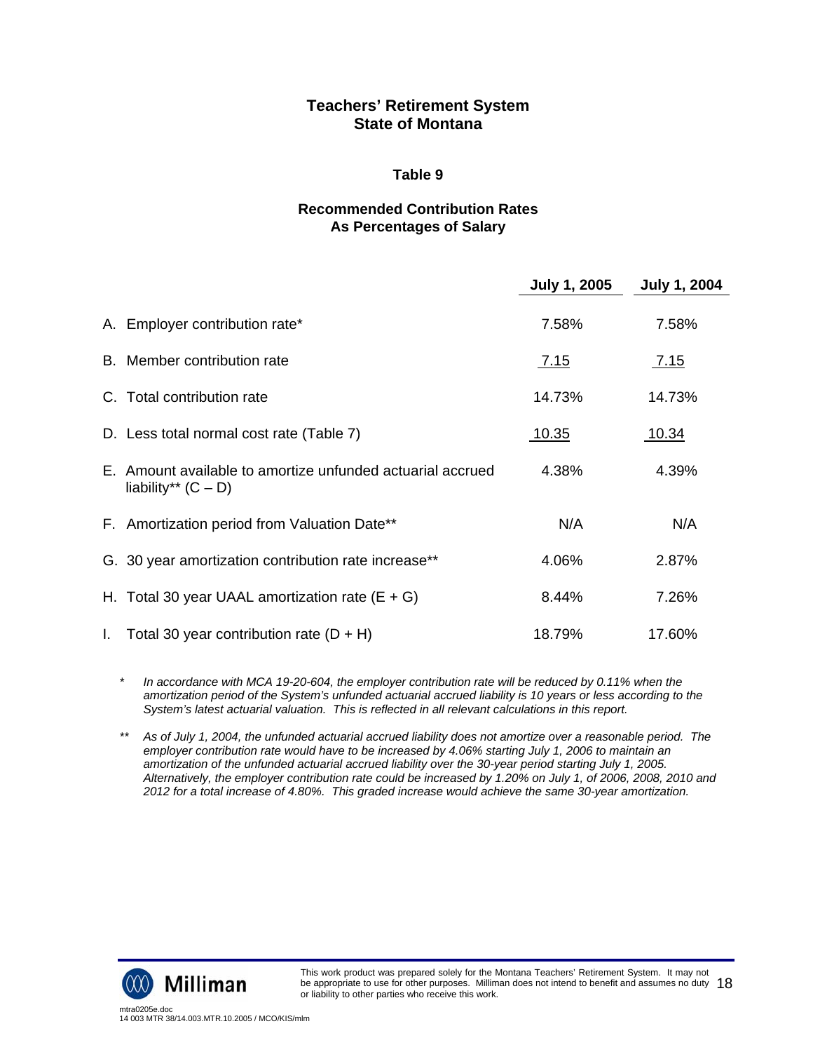## Teachers' Retirement System
## State of Montana

### Table 9

### Recommended Contribution Rates
### As Percentages of Salary

| | July 1, 2005 | July 1, 2004 |
|---|---|---|
| A. Employer contribution rate* | 7.58% | 7.58% |
| B. Member contribution rate | 7.15 | 7.15 |
| C. Total contribution rate | 14.73% | 14.73% |
| D. Less total normal cost rate (Table 7) | 10.35 | 10.34 |
| E. Amount available to amortize unfunded actuarial accrued liability** (C – D) | 4.38% | 4.39% |
| F. Amortization period from Valuation Date** | N/A | N/A |
| G. 30 year amortization contribution rate increase** | 4.06% | 2.87% |
| H. Total 30 year UAAL amortization rate (E + G) | 8.44% | 7.26% |
| I. Total 30 year contribution rate (D + H) | 18.79% | 17.60% |

\* *In accordance with MCA 19-20-604, the employer contribution rate will be reduced by 0.11% when the amortization period of the System's unfunded actuarial accrued liability is 10 years or less according to the System's latest actuarial valuation. This is reflected in all relevant calculations in this report.*

\*\* *As of July 1, 2004, the unfunded actuarial accrued liability does not amortize over a reasonable period. The employer contribution rate would have to be increased by 4.06% starting July 1, 2006 to maintain an amortization of the unfunded actuarial accrued liability over the 30-year period starting July 1, 2005. Alternatively, the employer contribution rate could be increased by 1.20% on July 1, of 2006, 2008, 2010 and 2012 for a total increase of 4.80%. This graded increase would achieve the same 30-year amortization.*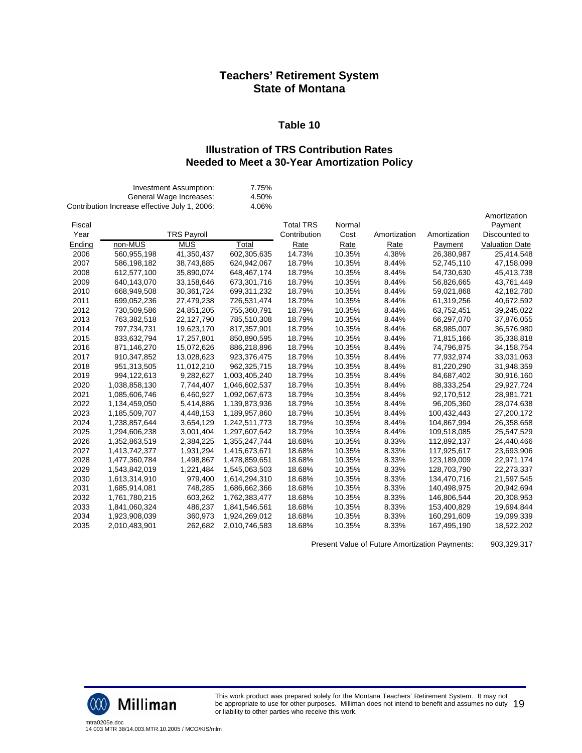## Teachers' Retirement System
## State of Montana

### Table 10

### Illustration of TRS Contribution Rates Needed to Meet a 30-Year Amortization Policy

| | |
|---|---|
| Investment Assumption: | 7.75% |
| General Wage Increases: | 4.50% |
| Contribution Increase effective July 1, 2006: | 4.06% |

| Fiscal Year Ending | TRS Payroll non-MUS | TRS Payroll MUS | TRS Payroll Total | Total TRS Contribution Rate | Normal Cost Rate | Amortization Rate | Amortization Payment | Amortization Payment Discounted to Valuation Date |
|---|---|---|---|---|---|---|---|---|
| 2006 | 560,955,198 | 41,350,437 | 602,305,635 | 14.73% | 10.35% | 4.38% | 26,380,987 | 25,414,548 |
| 2007 | 586,198,182 | 38,743,885 | 624,942,067 | 18.79% | 10.35% | 8.44% | 52,745,110 | 47,158,099 |
| 2008 | 612,577,100 | 35,890,074 | 648,467,174 | 18.79% | 10.35% | 8.44% | 54,730,630 | 45,413,738 |
| 2009 | 640,143,070 | 33,158,646 | 673,301,716 | 18.79% | 10.35% | 8.44% | 56,826,665 | 43,761,449 |
| 2010 | 668,949,508 | 30,361,724 | 699,311,232 | 18.79% | 10.35% | 8.44% | 59,021,868 | 42,182,780 |
| 2011 | 699,052,236 | 27,479,238 | 726,531,474 | 18.79% | 10.35% | 8.44% | 61,319,256 | 40,672,592 |
| 2012 | 730,509,586 | 24,851,205 | 755,360,791 | 18.79% | 10.35% | 8.44% | 63,752,451 | 39,245,022 |
| 2013 | 763,382,518 | 22,127,790 | 785,510,308 | 18.79% | 10.35% | 8.44% | 66,297,070 | 37,876,055 |
| 2014 | 797,734,731 | 19,623,170 | 817,357,901 | 18.79% | 10.35% | 8.44% | 68,985,007 | 36,576,980 |
| 2015 | 833,632,794 | 17,257,801 | 850,890,595 | 18.79% | 10.35% | 8.44% | 71,815,166 | 35,338,818 |
| 2016 | 871,146,270 | 15,072,626 | 886,218,896 | 18.79% | 10.35% | 8.44% | 74,796,875 | 34,158,754 |
| 2017 | 910,347,852 | 13,028,623 | 923,376,475 | 18.79% | 10.35% | 8.44% | 77,932,974 | 33,031,063 |
| 2018 | 951,313,505 | 11,012,210 | 962,325,715 | 18.79% | 10.35% | 8.44% | 81,220,290 | 31,948,359 |
| 2019 | 994,122,613 | 9,282,627 | 1,003,405,240 | 18.79% | 10.35% | 8.44% | 84,687,402 | 30,916,160 |
| 2020 | 1,038,858,130 | 7,744,407 | 1,046,602,537 | 18.79% | 10.35% | 8.44% | 88,333,254 | 29,927,724 |
| 2021 | 1,085,606,746 | 6,460,927 | 1,092,067,673 | 18.79% | 10.35% | 8.44% | 92,170,512 | 28,981,721 |
| 2022 | 1,134,459,050 | 5,414,886 | 1,139,873,936 | 18.79% | 10.35% | 8.44% | 96,205,360 | 28,074,638 |
| 2023 | 1,185,509,707 | 4,448,153 | 1,189,957,860 | 18.79% | 10.35% | 8.44% | 100,432,443 | 27,200,172 |
| 2024 | 1,238,857,644 | 3,654,129 | 1,242,511,773 | 18.79% | 10.35% | 8.44% | 104,867,994 | 26,358,658 |
| 2025 | 1,294,606,238 | 3,001,404 | 1,297,607,642 | 18.79% | 10.35% | 8.44% | 109,518,085 | 25,547,529 |
| 2026 | 1,352,863,519 | 2,384,225 | 1,355,247,744 | 18.68% | 10.35% | 8.33% | 112,892,137 | 24,440,466 |
| 2027 | 1,413,742,377 | 1,931,294 | 1,415,673,671 | 18.68% | 10.35% | 8.33% | 117,925,617 | 23,693,906 |
| 2028 | 1,477,360,784 | 1,498,867 | 1,478,859,651 | 18.68% | 10.35% | 8.33% | 123,189,009 | 22,971,174 |
| 2029 | 1,543,842,019 | 1,221,484 | 1,545,063,503 | 18.68% | 10.35% | 8.33% | 128,703,790 | 22,273,337 |
| 2030 | 1,613,314,910 | 979,400 | 1,614,294,310 | 18.68% | 10.35% | 8.33% | 134,470,716 | 21,597,545 |
| 2031 | 1,685,914,081 | 748,285 | 1,686,662,366 | 18.68% | 10.35% | 8.33% | 140,498,975 | 20,942,694 |
| 2032 | 1,761,780,215 | 603,262 | 1,762,383,477 | 18.68% | 10.35% | 8.33% | 146,806,544 | 20,308,953 |
| 2033 | 1,841,060,324 | 486,237 | 1,841,546,561 | 18.68% | 10.35% | 8.33% | 153,400,829 | 19,694,844 |
| 2034 | 1,923,908,039 | 360,973 | 1,924,269,012 | 18.68% | 10.35% | 8.33% | 160,291,609 | 19,099,339 |
| 2035 | 2,010,483,901 | 262,682 | 2,010,746,583 | 18.68% | 10.35% | 8.33% | 167,495,190 | 18,522,202 |

Present Value of Future Amortization Payments: 903,329,317

This work product was prepared solely for the Montana Teachers' Retirement System. It may not be appropriate to use for other purposes. Milliman does not intend to benefit and assumes no duty or liability to other parties who receive this work.

mtra0205e.doc
14 003 MTR 38/14.003.MTR.10.2005 / MCO/KIS/mlm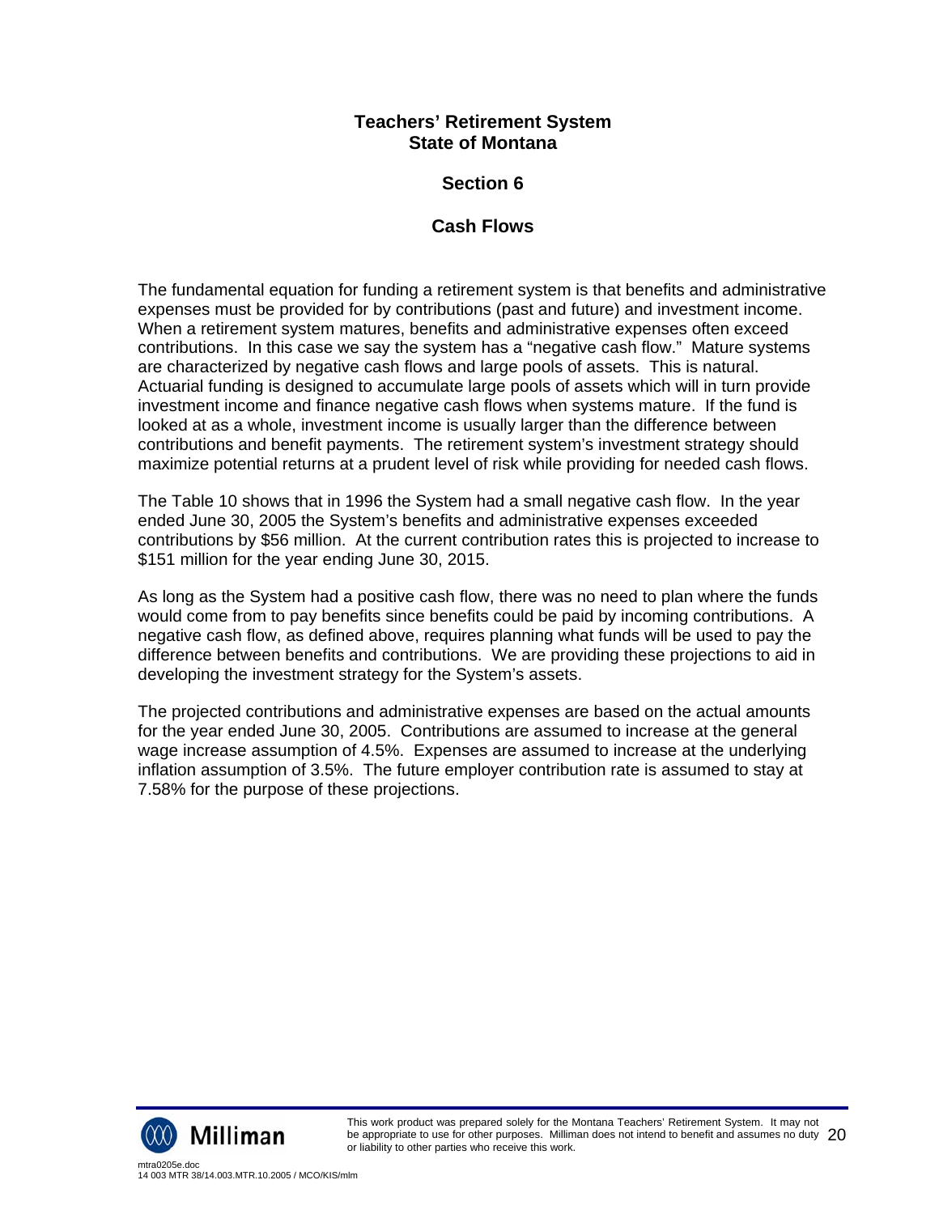# Teachers' Retirement System
# State of Montana

## Section 6

## Cash Flows

The fundamental equation for funding a retirement system is that benefits and administrative expenses must be provided for by contributions (past and future) and investment income. When a retirement system matures, benefits and administrative expenses often exceed contributions. In this case we say the system has a "negative cash flow." Mature systems are characterized by negative cash flows and large pools of assets. This is natural. Actuarial funding is designed to accumulate large pools of assets which will in turn provide investment income and finance negative cash flows when systems mature. If the fund is looked at as a whole, investment income is usually larger than the difference between contributions and benefit payments. The retirement system's investment strategy should maximize potential returns at a prudent level of risk while providing for needed cash flows.

The Table 10 shows that in 1996 the System had a small negative cash flow. In the year ended June 30, 2005 the System's benefits and administrative expenses exceeded contributions by $56 million. At the current contribution rates this is projected to increase to $151 million for the year ending June 30, 2015.

As long as the System had a positive cash flow, there was no need to plan where the funds would come from to pay benefits since benefits could be paid by incoming contributions. A negative cash flow, as defined above, requires planning what funds will be used to pay the difference between benefits and contributions. We are providing these projections to aid in developing the investment strategy for the System's assets.

The projected contributions and administrative expenses are based on the actual amounts for the year ended June 30, 2005. Contributions are assumed to increase at the general wage increase assumption of 4.5%. Expenses are assumed to increase at the underlying inflation assumption of 3.5%. The future employer contribution rate is assumed to stay at 7.58% for the purpose of these projections.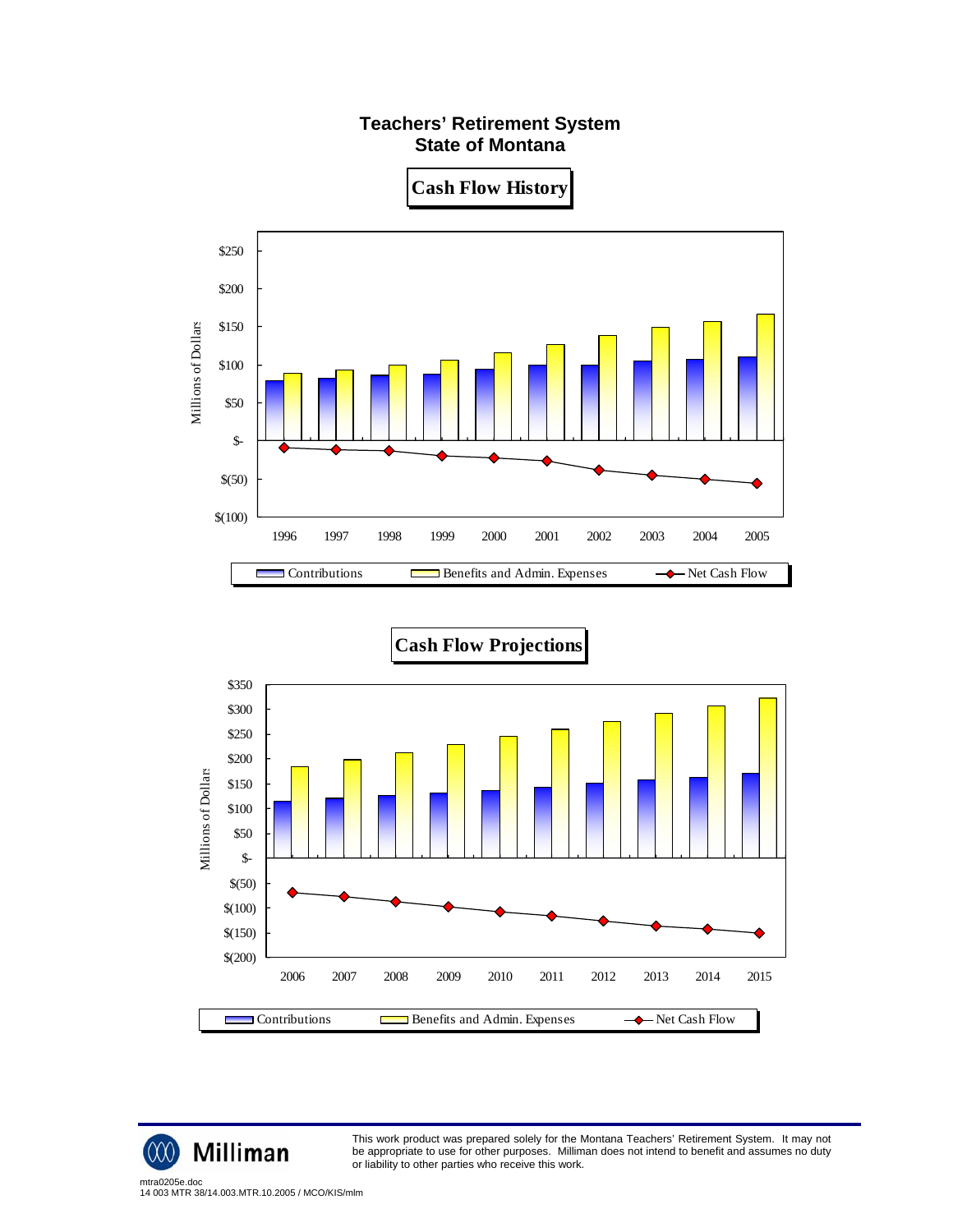# Teachers' Retirement System
# State of Montana

## Cash Flow History

Millions of Dollars

$250
$200
$150
$100
$50
$-
$(50)
$(100)

1996 1997 1998 1999 2000 2001 2002 2003 2004 2005

Contributions | Benefits and Admin. Expenses | Net Cash Flow

## Cash Flow Projections

Millions of Dollars

$350
$300
$250
$200
$150
$100
$50
$-
$(50)
$(100)
$(150)
$(200)

2006 2007 2008 2009 2010 2011 2012 2013 2014 2015

Contributions | Benefits and Admin. Expenses | Net Cash Flow

This work product was prepared solely for the Montana Teachers' Retirement System. It may not be appropriate to use for other purposes. Milliman does not intend to benefit and assumes no duty or liability to other parties who receive this work.

mtra0205e.doc
14 003 MTR 38/14.003.MTR.10.2005 / MCO/KIS/mlm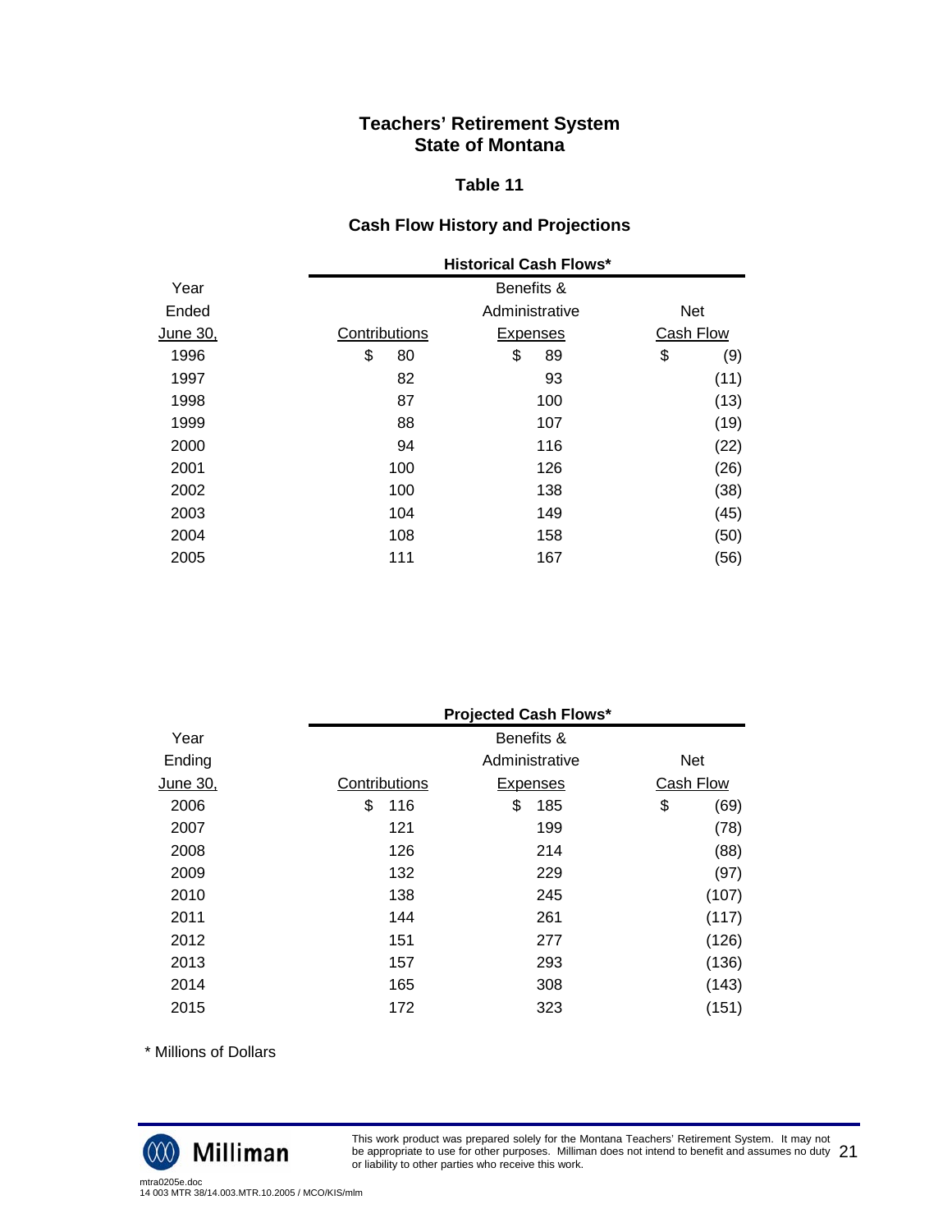# Teachers' Retirement System
# State of Montana

## Table 11

## Cash Flow History and Projections

| Year Ended June 30, | Historical Cash Flows* Contributions | Benefits & Administrative Expenses | Net Cash Flow |
|---|---|---|---|
| 1996 | $ 80 | $ 89 | $ (9) |
| 1997 | 82 | 93 | (11) |
| 1998 | 87 | 100 | (13) |
| 1999 | 88 | 107 | (19) |
| 2000 | 94 | 116 | (22) |
| 2001 | 100 | 126 | (26) |
| 2002 | 100 | 138 | (38) |
| 2003 | 104 | 149 | (45) |
| 2004 | 108 | 158 | (50) |
| 2005 | 111 | 167 | (56) |

| Year Ending June 30, | Projected Cash Flows* Contributions | Benefits & Administrative Expenses | Net Cash Flow |
|---|---|---|---|
| 2006 | $ 116 | $ 185 | $ (69) |
| 2007 | 121 | 199 | (78) |
| 2008 | 126 | 214 | (88) |
| 2009 | 132 | 229 | (97) |
| 2010 | 138 | 245 | (107) |
| 2011 | 144 | 261 | (117) |
| 2012 | 151 | 277 | (126) |
| 2013 | 157 | 293 | (136) |
| 2014 | 165 | 308 | (143) |
| 2015 | 172 | 323 | (151) |

* Millions of Dollars

This work product was prepared solely for the Montana Teachers' Retirement System. It may not be appropriate to use for other purposes. Milliman does not intend to benefit and assumes no duty or liability to other parties who receive this work.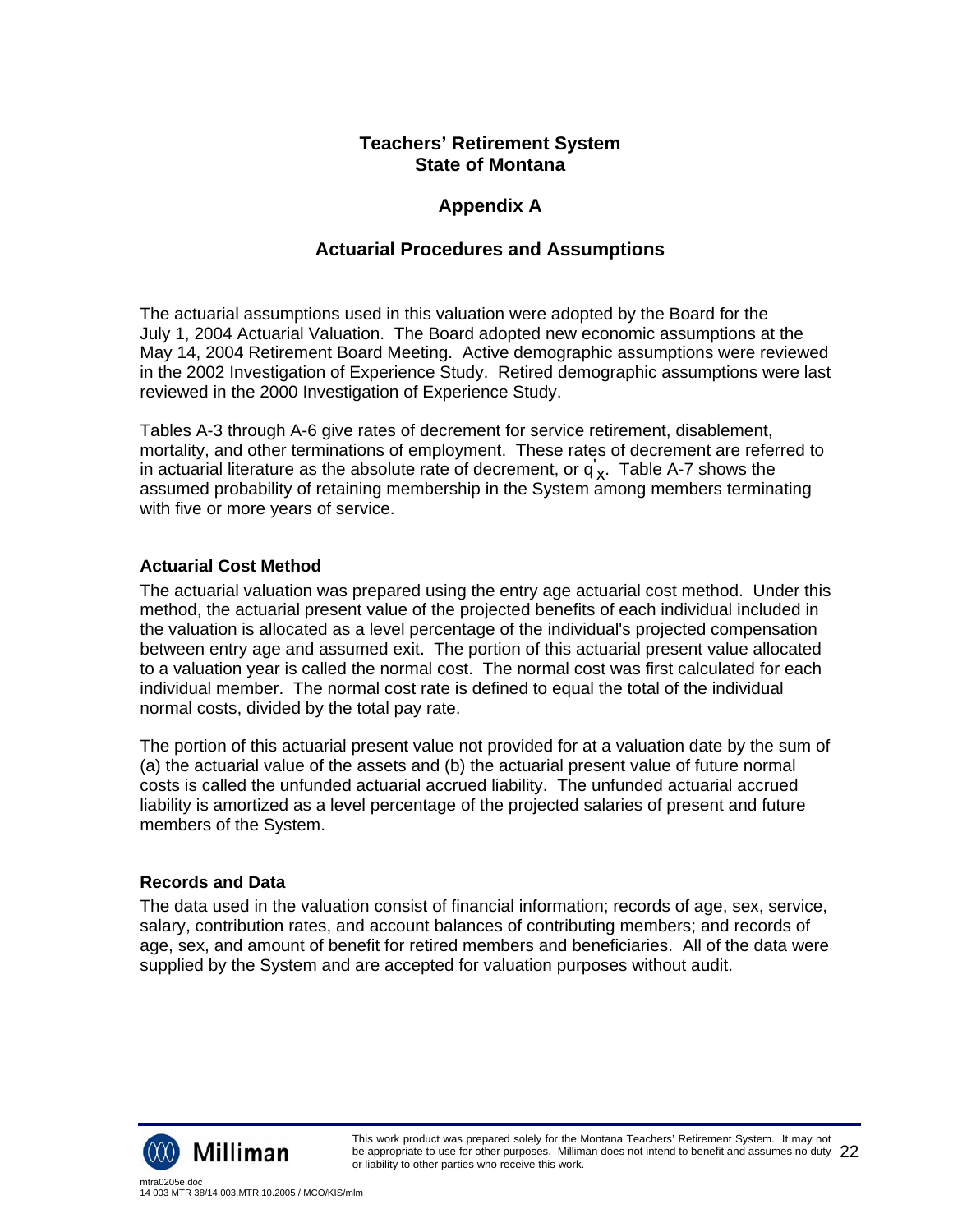# Teachers' Retirement System
# State of Montana

## Appendix A

## Actuarial Procedures and Assumptions

The actuarial assumptions used in this valuation were adopted by the Board for the July 1, 2004 Actuarial Valuation. The Board adopted new economic assumptions at the May 14, 2004 Retirement Board Meeting. Active demographic assumptions were reviewed in the 2002 Investigation of Experience Study. Retired demographic assumptions were last reviewed in the 2000 Investigation of Experience Study.

Tables A-3 through A-6 give rates of decrement for service retirement, disablement, mortality, and other terminations of employment. These rates of decrement are referred to in actuarial literature as the absolute rate of decrement, or $q'_x$. Table A-7 shows the assumed probability of retaining membership in the System among members terminating with five or more years of service.

### Actuarial Cost Method

The actuarial valuation was prepared using the entry age actuarial cost method. Under this method, the actuarial present value of the projected benefits of each individual included in the valuation is allocated as a level percentage of the individual's projected compensation between entry age and assumed exit. The portion of this actuarial present value allocated to a valuation year is called the normal cost. The normal cost was first calculated for each individual member. The normal cost rate is defined to equal the total of the individual normal costs, divided by the total pay rate.

The portion of this actuarial present value not provided for at a valuation date by the sum of (a) the actuarial value of the assets and (b) the actuarial present value of future normal costs is called the unfunded actuarial accrued liability. The unfunded actuarial accrued liability is amortized as a level percentage of the projected salaries of present and future members of the System.

### Records and Data

The data used in the valuation consist of financial information; records of age, sex, service, salary, contribution rates, and account balances of contributing members; and records of age, sex, and amount of benefit for retired members and beneficiaries. All of the data were supplied by the System and are accepted for valuation purposes without audit.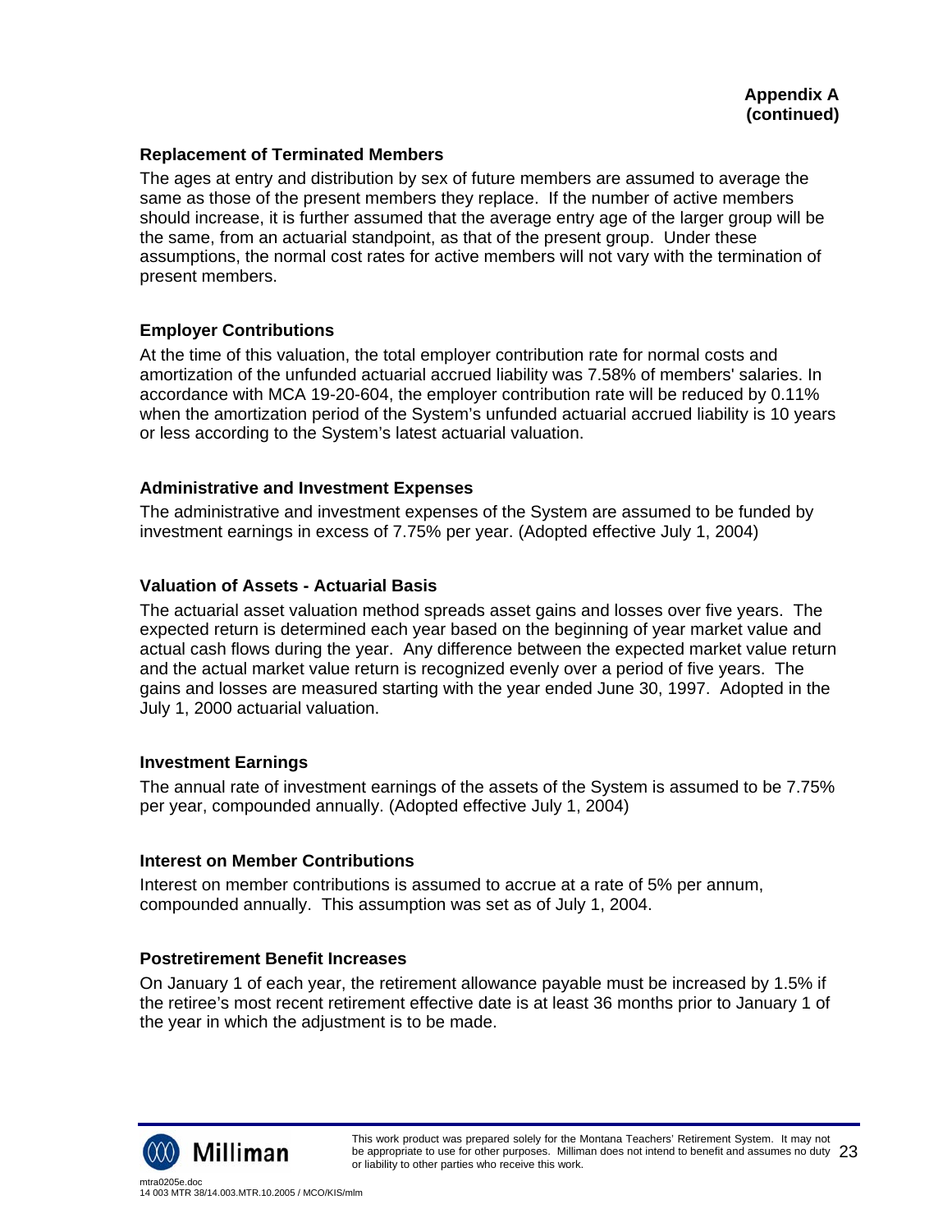**Appendix A (continued)**

### Replacement of Terminated Members

The ages at entry and distribution by sex of future members are assumed to average the same as those of the present members they replace. If the number of active members should increase, it is further assumed that the average entry age of the larger group will be the same, from an actuarial standpoint, as that of the present group. Under these assumptions, the normal cost rates for active members will not vary with the termination of present members.

### Employer Contributions

At the time of this valuation, the total employer contribution rate for normal costs and amortization of the unfunded actuarial accrued liability was 7.58% of members' salaries. In accordance with MCA 19-20-604, the employer contribution rate will be reduced by 0.11% when the amortization period of the System's unfunded actuarial accrued liability is 10 years or less according to the System's latest actuarial valuation.

### Administrative and Investment Expenses

The administrative and investment expenses of the System are assumed to be funded by investment earnings in excess of 7.75% per year. (Adopted effective July 1, 2004)

### Valuation of Assets - Actuarial Basis

The actuarial asset valuation method spreads asset gains and losses over five years. The expected return is determined each year based on the beginning of year market value and actual cash flows during the year. Any difference between the expected market value return and the actual market value return is recognized evenly over a period of five years. The gains and losses are measured starting with the year ended June 30, 1997. Adopted in the July 1, 2000 actuarial valuation.

### Investment Earnings

The annual rate of investment earnings of the assets of the System is assumed to be 7.75% per year, compounded annually. (Adopted effective July 1, 2004)

### Interest on Member Contributions

Interest on member contributions is assumed to accrue at a rate of 5% per annum, compounded annually. This assumption was set as of July 1, 2004.

### Postretirement Benefit Increases

On January 1 of each year, the retirement allowance payable must be increased by 1.5% if the retiree's most recent retirement effective date is at least 36 months prior to January 1 of the year in which the adjustment is to be made.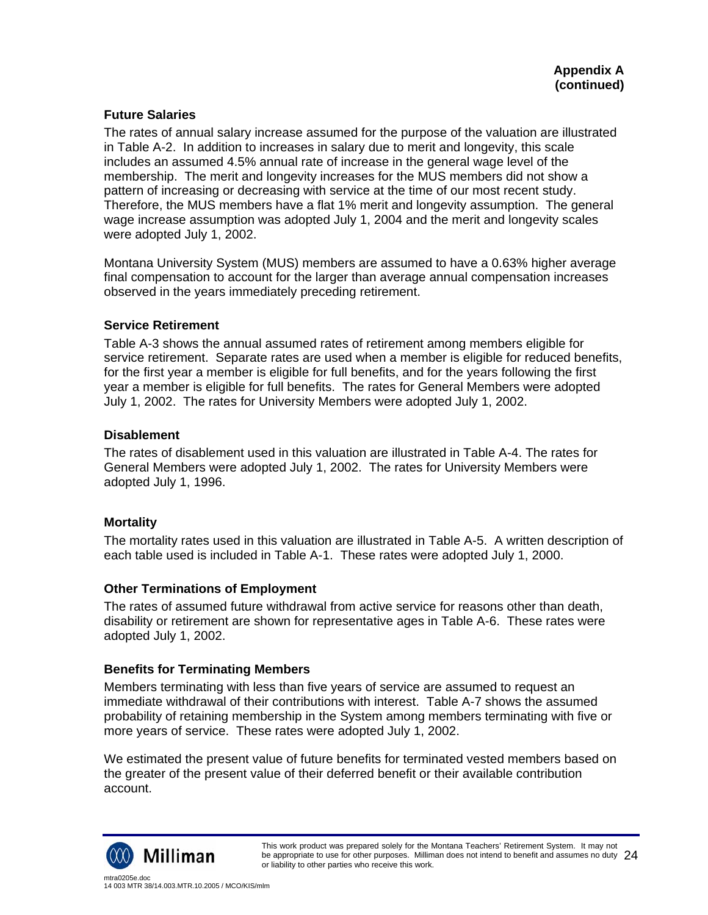**Appendix A (continued)**

### Future Salaries

The rates of annual salary increase assumed for the purpose of the valuation are illustrated in Table A-2. In addition to increases in salary due to merit and longevity, this scale includes an assumed 4.5% annual rate of increase in the general wage level of the membership. The merit and longevity increases for the MUS members did not show a pattern of increasing or decreasing with service at the time of our most recent study. Therefore, the MUS members have a flat 1% merit and longevity assumption. The general wage increase assumption was adopted July 1, 2004 and the merit and longevity scales were adopted July 1, 2002.

Montana University System (MUS) members are assumed to have a 0.63% higher average final compensation to account for the larger than average annual compensation increases observed in the years immediately preceding retirement.

### Service Retirement

Table A-3 shows the annual assumed rates of retirement among members eligible for service retirement. Separate rates are used when a member is eligible for reduced benefits, for the first year a member is eligible for full benefits, and for the years following the first year a member is eligible for full benefits. The rates for General Members were adopted July 1, 2002. The rates for University Members were adopted July 1, 2002.

### Disablement

The rates of disablement used in this valuation are illustrated in Table A-4. The rates for General Members were adopted July 1, 2002. The rates for University Members were adopted July 1, 1996.

### Mortality

The mortality rates used in this valuation are illustrated in Table A-5. A written description of each table used is included in Table A-1. These rates were adopted July 1, 2000.

### Other Terminations of Employment

The rates of assumed future withdrawal from active service for reasons other than death, disability or retirement are shown for representative ages in Table A-6. These rates were adopted July 1, 2002.

### Benefits for Terminating Members

Members terminating with less than five years of service are assumed to request an immediate withdrawal of their contributions with interest. Table A-7 shows the assumed probability of retaining membership in the System among members terminating with five or more years of service. These rates were adopted July 1, 2002.

We estimated the present value of future benefits for terminated vested members based on the greater of the present value of their deferred benefit or their available contribution account.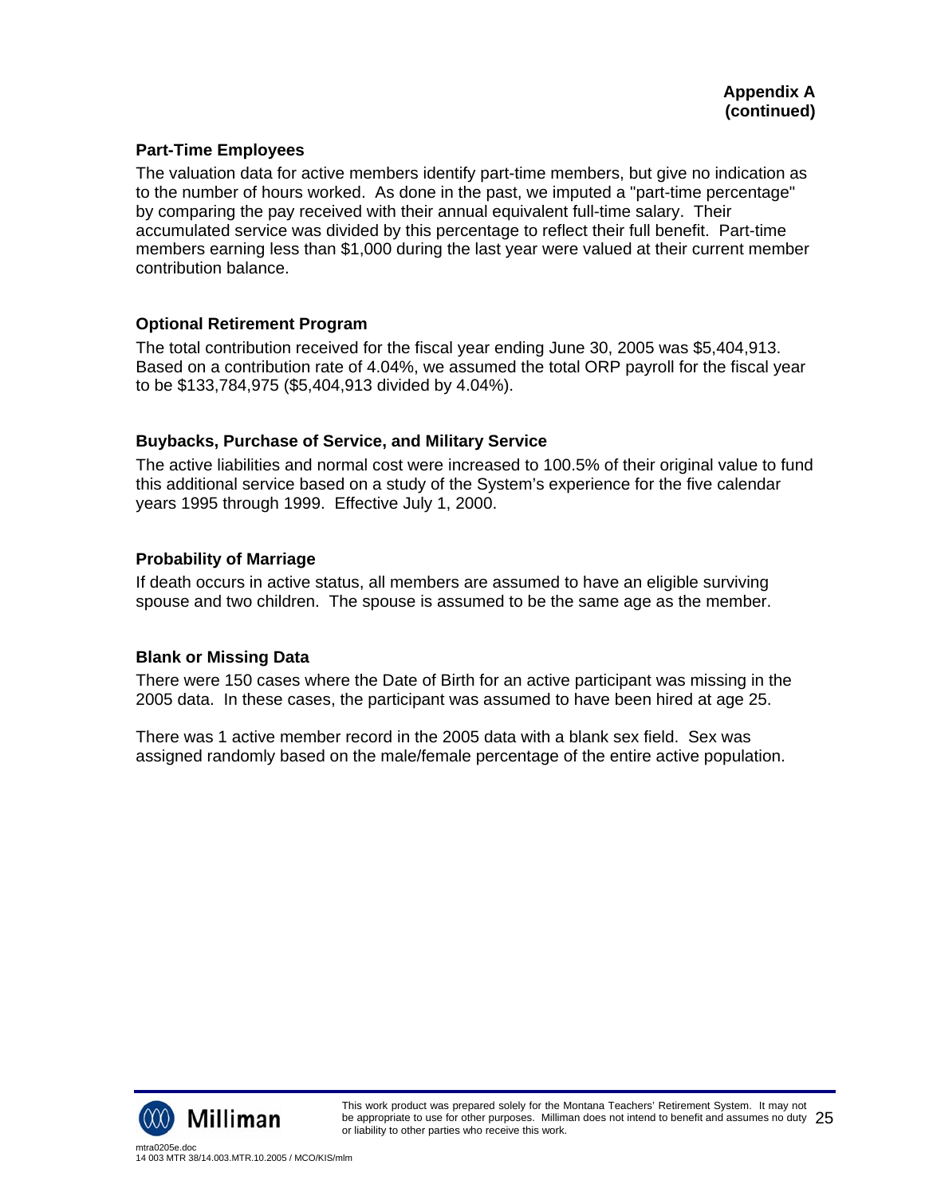**Appendix A (continued)**

### Part-Time Employees

The valuation data for active members identify part-time members, but give no indication as to the number of hours worked. As done in the past, we imputed a "part-time percentage" by comparing the pay received with their annual equivalent full-time salary. Their accumulated service was divided by this percentage to reflect their full benefit. Part-time members earning less than $1,000 during the last year were valued at their current member contribution balance.

### Optional Retirement Program

The total contribution received for the fiscal year ending June 30, 2005 was $5,404,913. Based on a contribution rate of 4.04%, we assumed the total ORP payroll for the fiscal year to be $133,784,975 ($5,404,913 divided by 4.04%).

### Buybacks, Purchase of Service, and Military Service

The active liabilities and normal cost were increased to 100.5% of their original value to fund this additional service based on a study of the System's experience for the five calendar years 1995 through 1999. Effective July 1, 2000.

### Probability of Marriage

If death occurs in active status, all members are assumed to have an eligible surviving spouse and two children. The spouse is assumed to be the same age as the member.

### Blank or Missing Data

There were 150 cases where the Date of Birth for an active participant was missing in the 2005 data. In these cases, the participant was assumed to have been hired at age 25.

There was 1 active member record in the 2005 data with a blank sex field. Sex was assigned randomly based on the male/female percentage of the entire active population.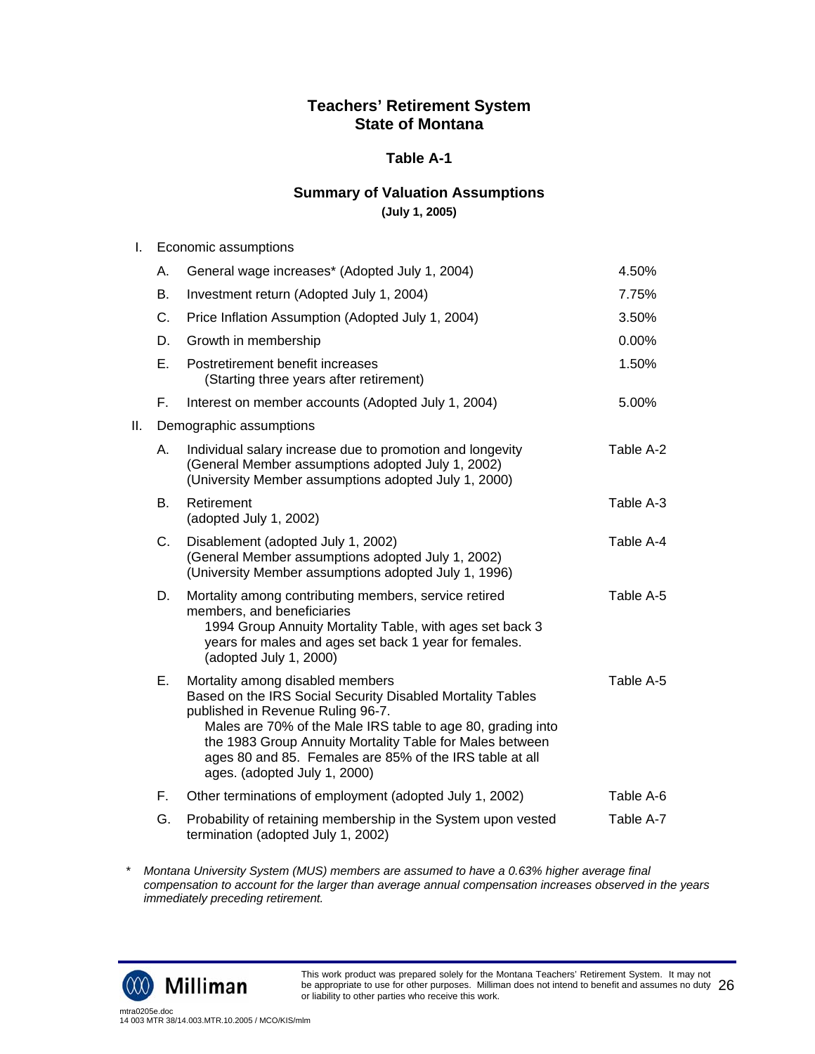# Teachers' Retirement System
# State of Montana

## Table A-1

## Summary of Valuation Assumptions
**(July 1, 2005)**

I. Economic assumptions

| | | |
|---|---|---|
| A. | General wage increases* (Adopted July 1, 2004) | 4.50% |
| B. | Investment return (Adopted July 1, 2004) | 7.75% |
| C. | Price Inflation Assumption (Adopted July 1, 2004) | 3.50% |
| D. | Growth in membership | 0.00% |
| E. | Postretirement benefit increases (Starting three years after retirement) | 1.50% |
| F. | Interest on member accounts (Adopted July 1, 2004) | 5.00% |

II. Demographic assumptions

| | | |
|---|---|---|
| A. | Individual salary increase due to promotion and longevity (General Member assumptions adopted July 1, 2002) (University Member assumptions adopted July 1, 2000) | Table A-2 |
| B. | Retirement (adopted July 1, 2002) | Table A-3 |
| C. | Disablement (adopted July 1, 2002) (General Member assumptions adopted July 1, 2002) (University Member assumptions adopted July 1, 1996) | Table A-4 |
| D. | Mortality among contributing members, service retired members, and beneficiaries 1994 Group Annuity Mortality Table, with ages set back 3 years for males and ages set back 1 year for females. (adopted July 1, 2000) | Table A-5 |
| E. | Mortality among disabled members Based on the IRS Social Security Disabled Mortality Tables published in Revenue Ruling 96-7. Males are 70% of the Male IRS table to age 80, grading into the 1983 Group Annuity Mortality Table for Males between ages 80 and 85. Females are 85% of the IRS table at all ages. (adopted July 1, 2000) | Table A-5 |
| F. | Other terminations of employment (adopted July 1, 2002) | Table A-6 |
| G. | Probability of retaining membership in the System upon vested termination (adopted July 1, 2002) | Table A-7 |

\* *Montana University System (MUS) members are assumed to have a 0.63% higher average final compensation to account for the larger than average annual compensation increases observed in the years immediately preceding retirement.*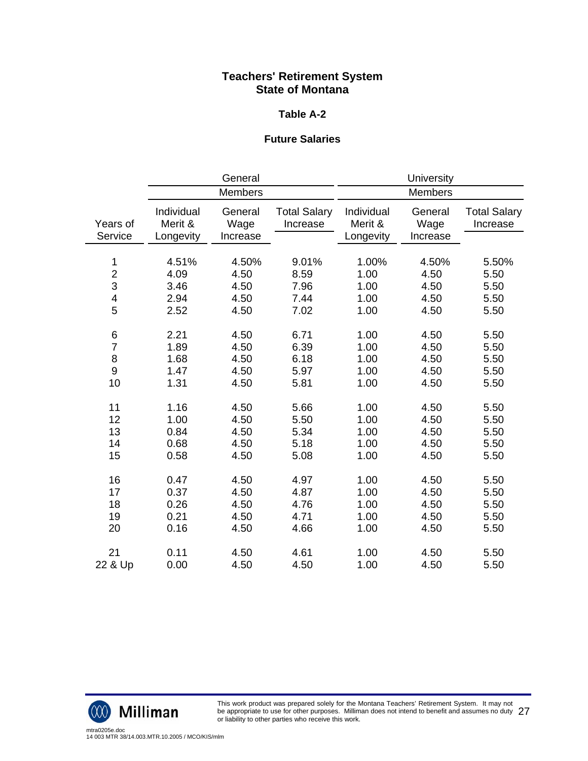**Teachers' Retirement System**
**State of Montana**

**Table A-2**

**Future Salaries**

| Years of Service | General Members | | | University Members | | |
|---|---|---|---|---|---|---|
| | Individual Merit & Longevity | General Wage Increase | Total Salary Increase | Individual Merit & Longevity | General Wage Increase | Total Salary Increase |
| 1 | 4.51% | 4.50% | 9.01% | 1.00% | 4.50% | 5.50% |
| 2 | 4.09 | 4.50 | 8.59 | 1.00 | 4.50 | 5.50 |
| 3 | 3.46 | 4.50 | 7.96 | 1.00 | 4.50 | 5.50 |
| 4 | 2.94 | 4.50 | 7.44 | 1.00 | 4.50 | 5.50 |
| 5 | 2.52 | 4.50 | 7.02 | 1.00 | 4.50 | 5.50 |
| 6 | 2.21 | 4.50 | 6.71 | 1.00 | 4.50 | 5.50 |
| 7 | 1.89 | 4.50 | 6.39 | 1.00 | 4.50 | 5.50 |
| 8 | 1.68 | 4.50 | 6.18 | 1.00 | 4.50 | 5.50 |
| 9 | 1.47 | 4.50 | 5.97 | 1.00 | 4.50 | 5.50 |
| 10 | 1.31 | 4.50 | 5.81 | 1.00 | 4.50 | 5.50 |
| 11 | 1.16 | 4.50 | 5.66 | 1.00 | 4.50 | 5.50 |
| 12 | 1.00 | 4.50 | 5.50 | 1.00 | 4.50 | 5.50 |
| 13 | 0.84 | 4.50 | 5.34 | 1.00 | 4.50 | 5.50 |
| 14 | 0.68 | 4.50 | 5.18 | 1.00 | 4.50 | 5.50 |
| 15 | 0.58 | 4.50 | 5.08 | 1.00 | 4.50 | 5.50 |
| 16 | 0.47 | 4.50 | 4.97 | 1.00 | 4.50 | 5.50 |
| 17 | 0.37 | 4.50 | 4.87 | 1.00 | 4.50 | 5.50 |
| 18 | 0.26 | 4.50 | 4.76 | 1.00 | 4.50 | 5.50 |
| 19 | 0.21 | 4.50 | 4.71 | 1.00 | 4.50 | 5.50 |
| 20 | 0.16 | 4.50 | 4.66 | 1.00 | 4.50 | 5.50 |
| 21 | 0.11 | 4.50 | 4.61 | 1.00 | 4.50 | 5.50 |
| 22 & Up | 0.00 | 4.50 | 4.50 | 1.00 | 4.50 | 5.50 |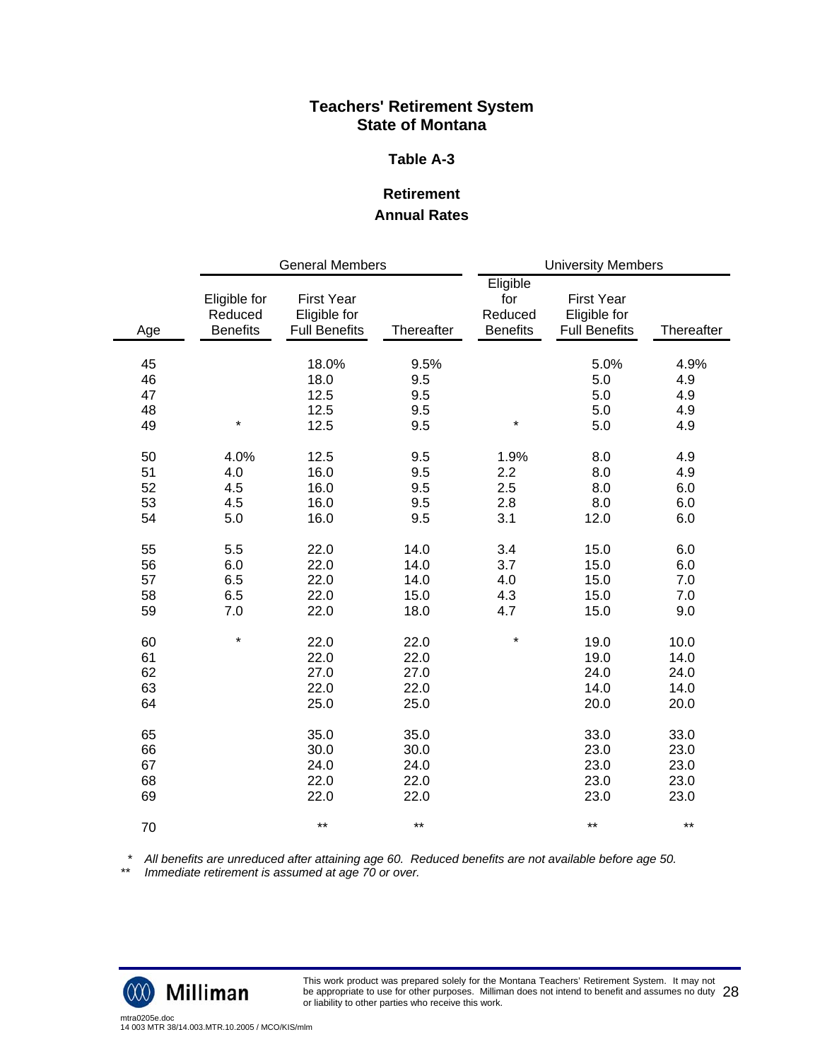**Teachers' Retirement System**
**State of Montana**

**Table A-3**

**Retirement**
**Annual Rates**

| | General Members | | | University Members | | |
|---|---|---|---|---|---|---|
| Age | Eligible for Reduced Benefits | First Year Eligible for Full Benefits | Thereafter | Eligible for Reduced Benefits | First Year Eligible for Full Benefits | Thereafter |
| 45 | | 18.0% | 9.5% | | 5.0% | 4.9% |
| 46 | | 18.0 | 9.5 | | 5.0 | 4.9 |
| 47 | | 12.5 | 9.5 | | 5.0 | 4.9 |
| 48 | | 12.5 | 9.5 | | 5.0 | 4.9 |
| 49 | * | 12.5 | 9.5 | * | 5.0 | 4.9 |
| 50 | 4.0% | 12.5 | 9.5 | 1.9% | 8.0 | 4.9 |
| 51 | 4.0 | 16.0 | 9.5 | 2.2 | 8.0 | 4.9 |
| 52 | 4.5 | 16.0 | 9.5 | 2.5 | 8.0 | 6.0 |
| 53 | 4.5 | 16.0 | 9.5 | 2.8 | 8.0 | 6.0 |
| 54 | 5.0 | 16.0 | 9.5 | 3.1 | 12.0 | 6.0 |
| 55 | 5.5 | 22.0 | 14.0 | 3.4 | 15.0 | 6.0 |
| 56 | 6.0 | 22.0 | 14.0 | 3.7 | 15.0 | 6.0 |
| 57 | 6.5 | 22.0 | 14.0 | 4.0 | 15.0 | 7.0 |
| 58 | 6.5 | 22.0 | 15.0 | 4.3 | 15.0 | 7.0 |
| 59 | 7.0 | 22.0 | 18.0 | 4.7 | 15.0 | 9.0 |
| 60 | * | 22.0 | 22.0 | * | 19.0 | 10.0 |
| 61 | | 22.0 | 22.0 | | 19.0 | 14.0 |
| 62 | | 27.0 | 27.0 | | 24.0 | 24.0 |
| 63 | | 22.0 | 22.0 | | 14.0 | 14.0 |
| 64 | | 25.0 | 25.0 | | 20.0 | 20.0 |
| 65 | | 35.0 | 35.0 | | 33.0 | 33.0 |
| 66 | | 30.0 | 30.0 | | 23.0 | 23.0 |
| 67 | | 24.0 | 24.0 | | 23.0 | 23.0 |
| 68 | | 22.0 | 22.0 | | 23.0 | 23.0 |
| 69 | | 22.0 | 22.0 | | 23.0 | 23.0 |
| 70 | | ** | ** | | ** | ** |

\* *All benefits are unreduced after attaining age 60. Reduced benefits are not available before age 50.*
\** *Immediate retirement is assumed at age 70 or over.*

This work product was prepared solely for the Montana Teachers' Retirement System. It may not be appropriate to use for other purposes. Milliman does not intend to benefit and assumes no duty or liability to other parties who receive this work.

mtra0205e.doc
14 003 MTR 38/14.003.MTR.10.2005 / MCO/KIS/mlm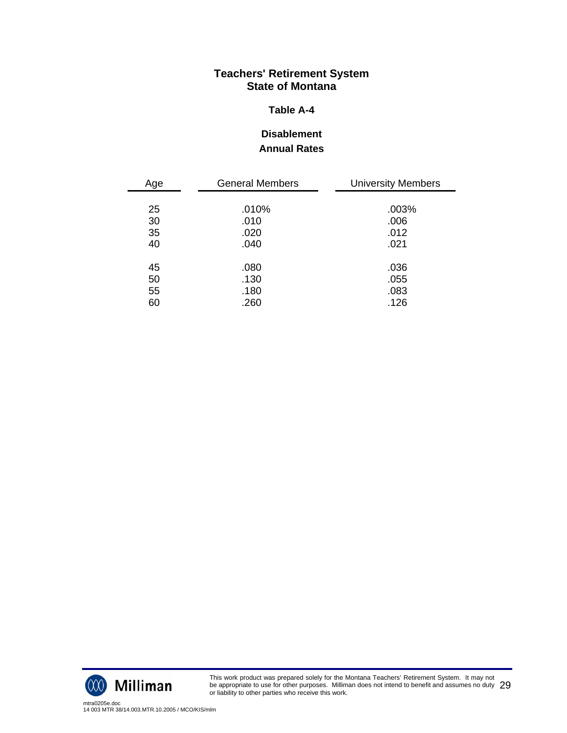**Teachers' Retirement System**
**State of Montana**

**Table A-4**

**Disablement**
**Annual Rates**

| Age | General Members | University Members |
|---|---|---|
| 25 | .010% | .003% |
| 30 | .010 | .006 |
| 35 | .020 | .012 |
| 40 | .040 | .021 |
| 45 | .080 | .036 |
| 50 | .130 | .055 |
| 55 | .180 | .083 |
| 60 | .260 | .126 |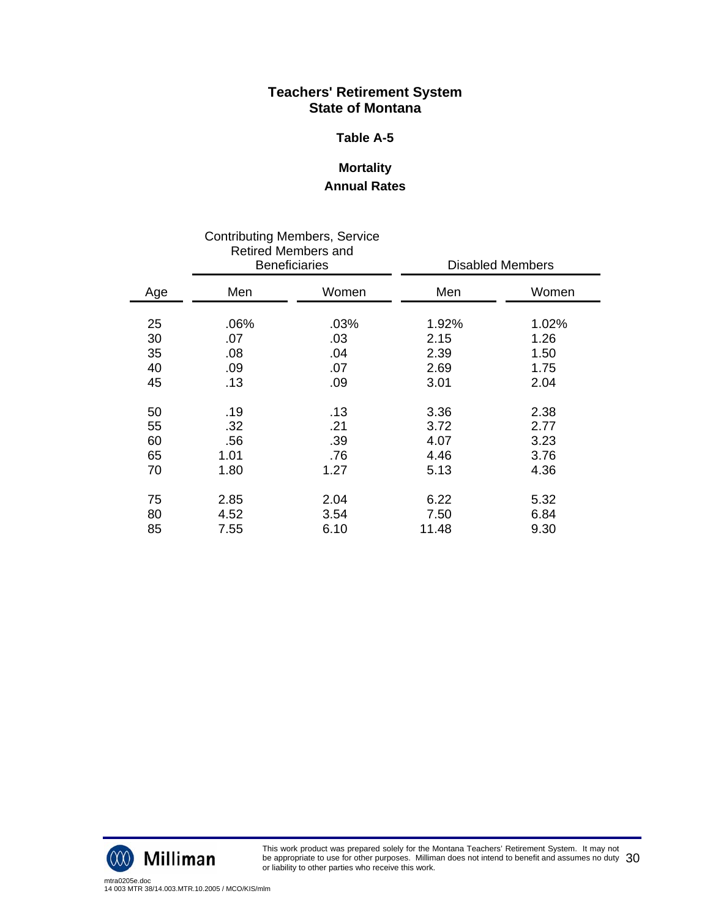# Teachers' Retirement System
# State of Montana

## Table A-5

## Mortality
## Annual Rates

| Age | Contributing Members, Service Retired Members and Beneficiaries | | Disabled Members | |
|---|---|---|---|---|
| | Men | Women | Men | Women |
| 25 | .06% | .03% | 1.92% | 1.02% |
| 30 | .07 | .03 | 2.15 | 1.26 |
| 35 | .08 | .04 | 2.39 | 1.50 |
| 40 | .09 | .07 | 2.69 | 1.75 |
| 45 | .13 | .09 | 3.01 | 2.04 |
| 50 | .19 | .13 | 3.36 | 2.38 |
| 55 | .32 | .21 | 3.72 | 2.77 |
| 60 | .56 | .39 | 4.07 | 3.23 |
| 65 | 1.01 | .76 | 4.46 | 3.76 |
| 70 | 1.80 | 1.27 | 5.13 | 4.36 |
| 75 | 2.85 | 2.04 | 6.22 | 5.32 |
| 80 | 4.52 | 3.54 | 7.50 | 6.84 |
| 85 | 7.55 | 6.10 | 11.48 | 9.30 |

This work product was prepared solely for the Montana Teachers' Retirement System. It may not be appropriate to use for other purposes. Milliman does not intend to benefit and assumes no duty or liability to other parties who receive this work.

mtra0205e.doc
14 003 MTR 38/14.003.MTR.10.2005 / MCO/KIS/mlm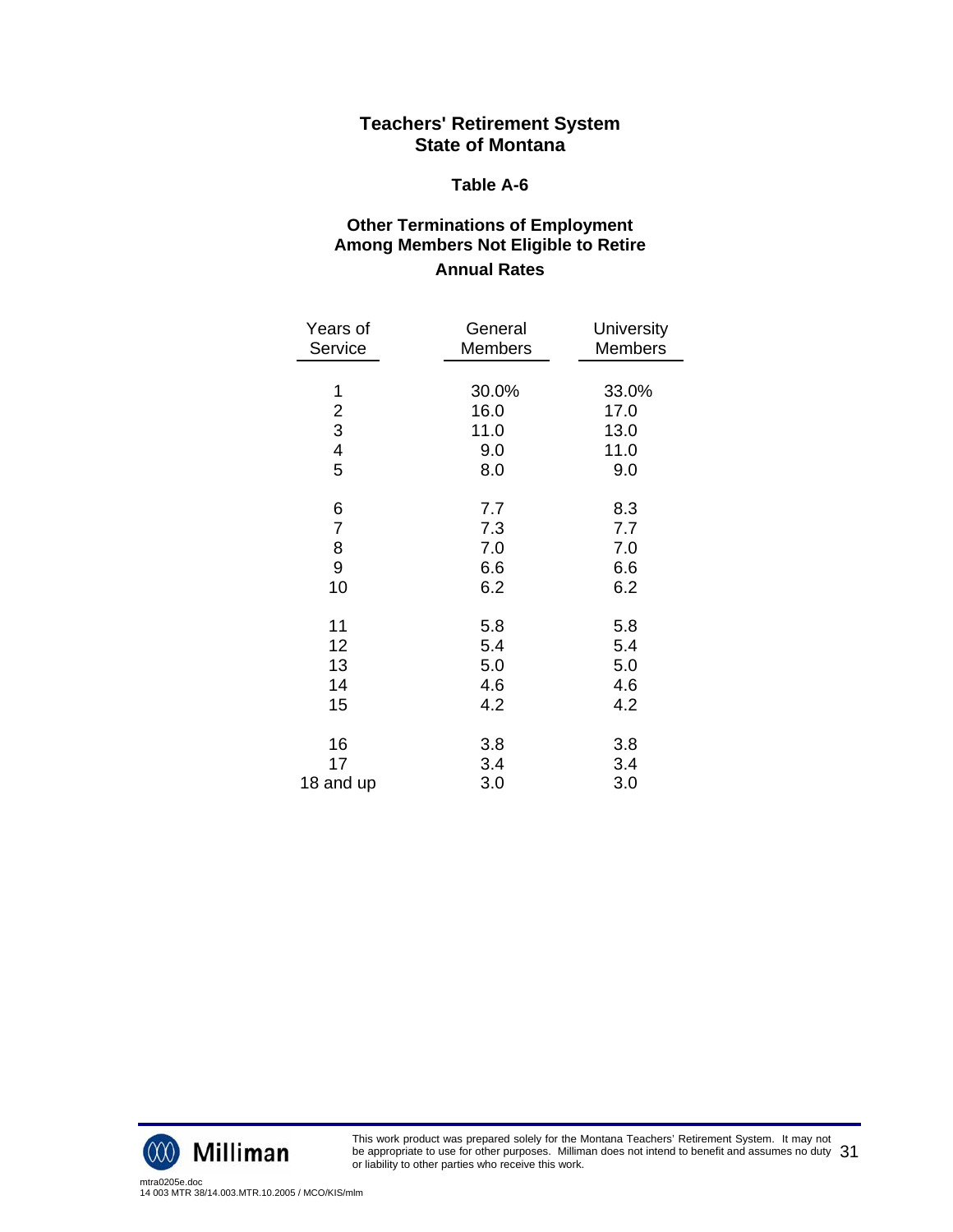**Teachers' Retirement System**
**State of Montana**

**Table A-6**

**Other Terminations of Employment**
**Among Members Not Eligible to Retire**
**Annual Rates**

| Years of Service | General Members | University Members |
|---|---|---|
| 1 | 30.0% | 33.0% |
| 2 | 16.0 | 17.0 |
| 3 | 11.0 | 13.0 |
| 4 | 9.0 | 11.0 |
| 5 | 8.0 | 9.0 |
| 6 | 7.7 | 8.3 |
| 7 | 7.3 | 7.7 |
| 8 | 7.0 | 7.0 |
| 9 | 6.6 | 6.6 |
| 10 | 6.2 | 6.2 |
| 11 | 5.8 | 5.8 |
| 12 | 5.4 | 5.4 |
| 13 | 5.0 | 5.0 |
| 14 | 4.6 | 4.6 |
| 15 | 4.2 | 4.2 |
| 16 | 3.8 | 3.8 |
| 17 | 3.4 | 3.4 |
| 18 and up | 3.0 | 3.0 |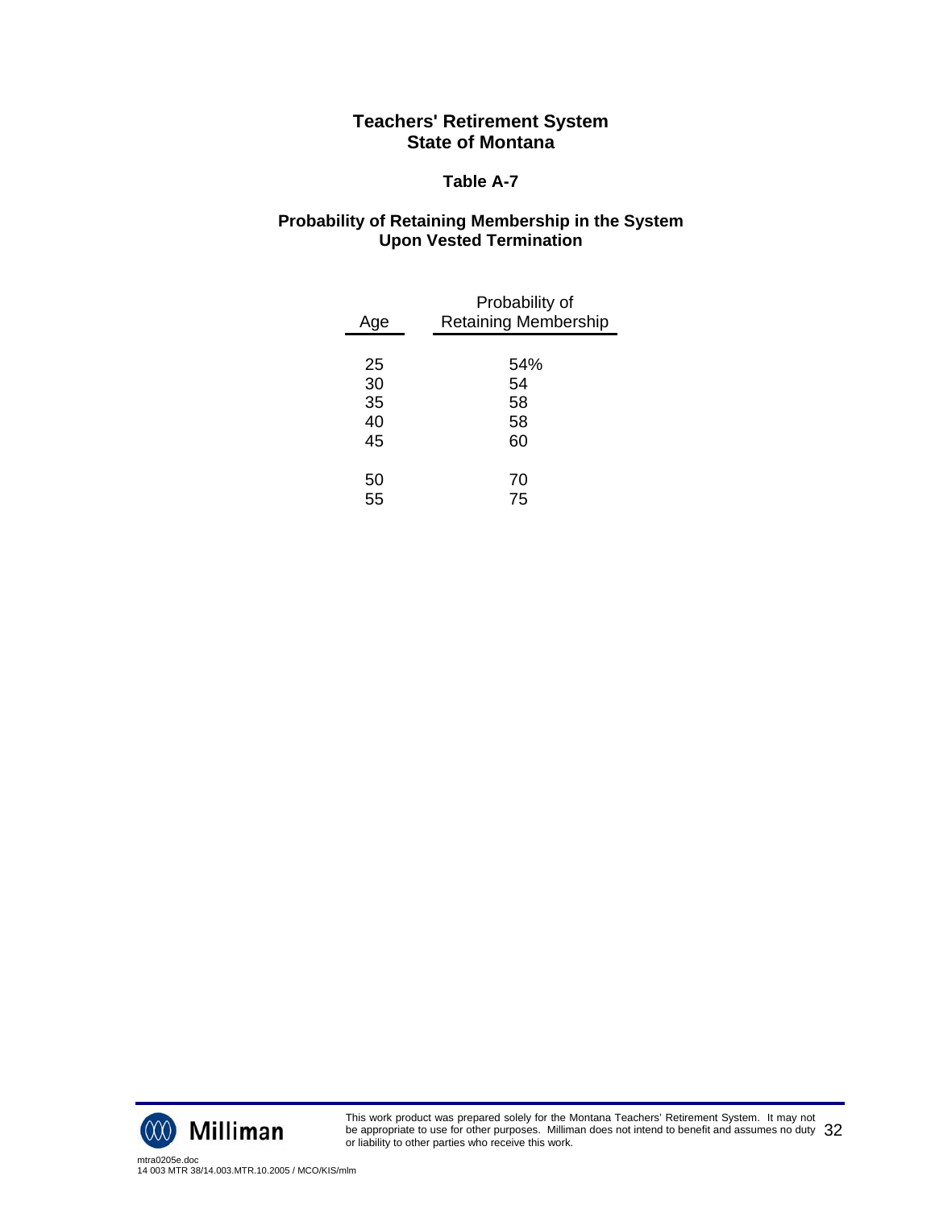# Teachers' Retirement System
# State of Montana

## Table A-7

### Probability of Retaining Membership in the System Upon Vested Termination

| Age | Probability of Retaining Membership |
|---|---|
| 25 | 54% |
| 30 | 54 |
| 35 | 58 |
| 40 | 58 |
| 45 | 60 |
| 50 | 70 |
| 55 | 75 |

This work product was prepared solely for the Montana Teachers' Retirement System. It may not be appropriate to use for other purposes. Milliman does not intend to benefit and assumes no duty or liability to other parties who receive this work.

mtra0205e.doc
14 003 MTR 38/14.003.MTR.10.2005 / MCO/KIS/mlm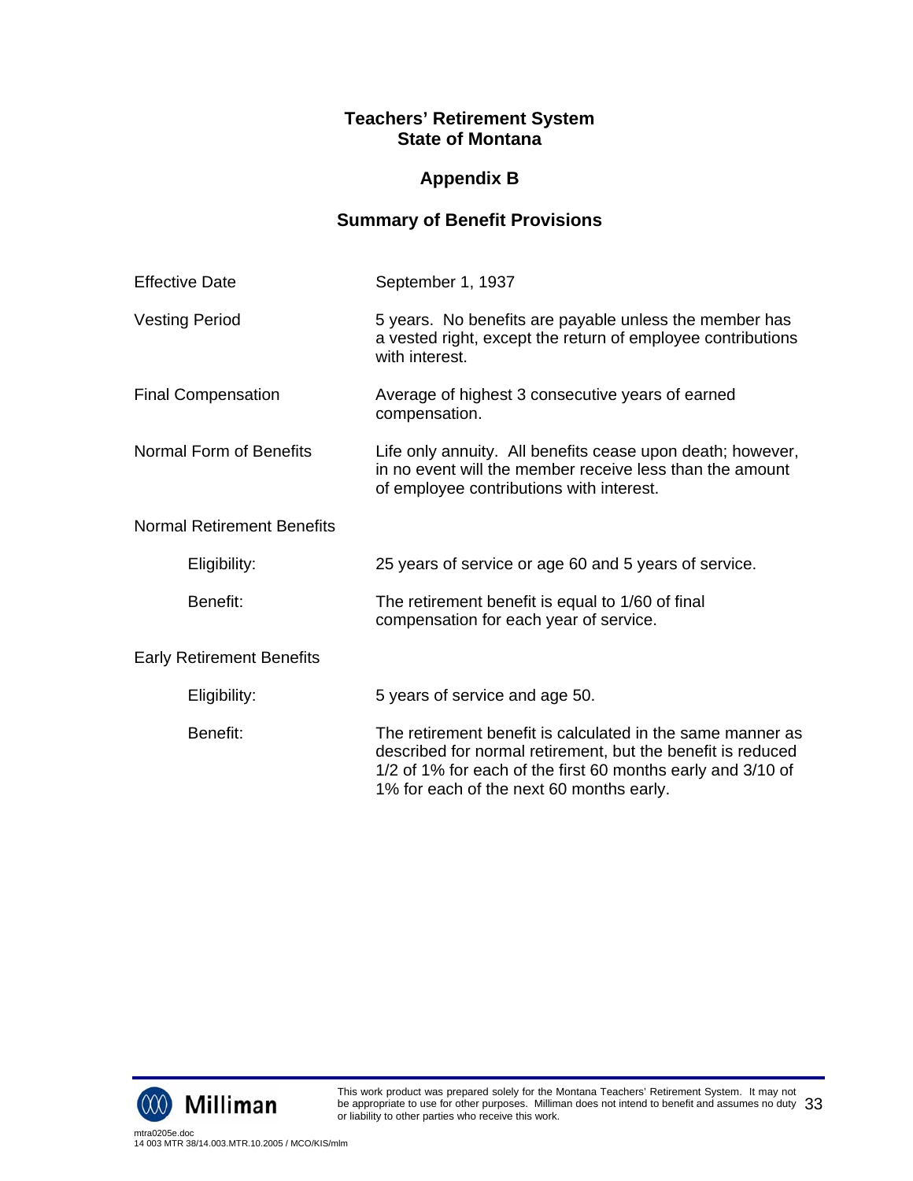# Teachers' Retirement System
# State of Montana

## Appendix B

## Summary of Benefit Provisions

**Effective Date**

September 1, 1937

**Vesting Period**

5 years. No benefits are payable unless the member has a vested right, except the return of employee contributions with interest.

**Final Compensation**

Average of highest 3 consecutive years of earned compensation.

**Normal Form of Benefits**

Life only annuity. All benefits cease upon death; however, in no event will the member receive less than the amount of employee contributions with interest.

**Normal Retirement Benefits**

- Eligibility: 25 years of service or age 60 and 5 years of service.
- Benefit: The retirement benefit is equal to 1/60 of final compensation for each year of service.

**Early Retirement Benefits**

- Eligibility: 5 years of service and age 50.
- Benefit: The retirement benefit is calculated in the same manner as described for normal retirement, but the benefit is reduced 1/2 of 1% for each of the first 60 months early and 3/10 of 1% for each of the next 60 months early.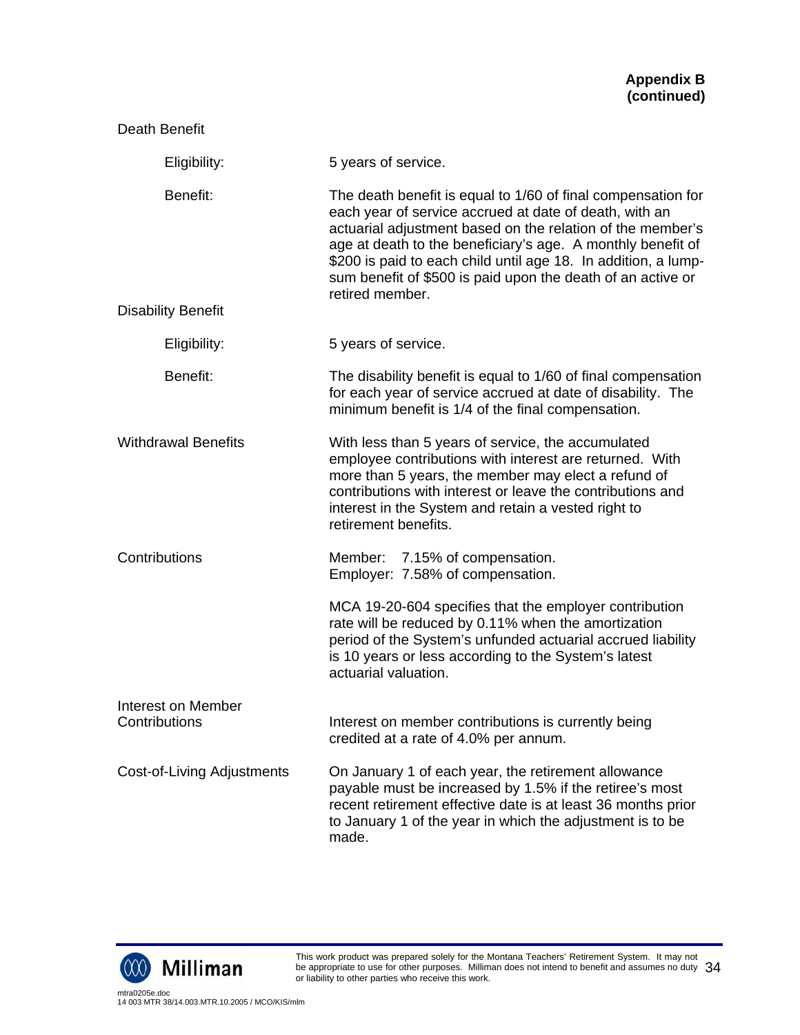**Appendix B (continued)**

Death Benefit

| | |
|---|---|
| Eligibility: | 5 years of service. |
| Benefit: | The death benefit is equal to 1/60 of final compensation for each year of service accrued at date of death, with an actuarial adjustment based on the relation of the member's age at death to the beneficiary's age. A monthly benefit of $200 is paid to each child until age 18. In addition, a lump-sum benefit of $500 is paid upon the death of an active or retired member. |

Disability Benefit

| | |
|---|---|
| Eligibility: | 5 years of service. |
| Benefit: | The disability benefit is equal to 1/60 of final compensation for each year of service accrued at date of disability. The minimum benefit is 1/4 of the final compensation. |

| | |
|---|---|
| Withdrawal Benefits | With less than 5 years of service, the accumulated employee contributions with interest are returned. With more than 5 years, the member may elect a refund of contributions with interest or leave the contributions and interest in the System and retain a vested right to retirement benefits. |
| Contributions | Member: 7.15% of compensation.<br>Employer: 7.58% of compensation.<br><br>MCA 19-20-604 specifies that the employer contribution rate will be reduced by 0.11% when the amortization period of the System's unfunded actuarial accrued liability is 10 years or less according to the System's latest actuarial valuation. |
| Interest on Member Contributions | Interest on member contributions is currently being credited at a rate of 4.0% per annum. |
| Cost-of-Living Adjustments | On January 1 of each year, the retirement allowance payable must be increased by 1.5% if the retiree's most recent retirement effective date is at least 36 months prior to January 1 of the year in which the adjustment is to be made. |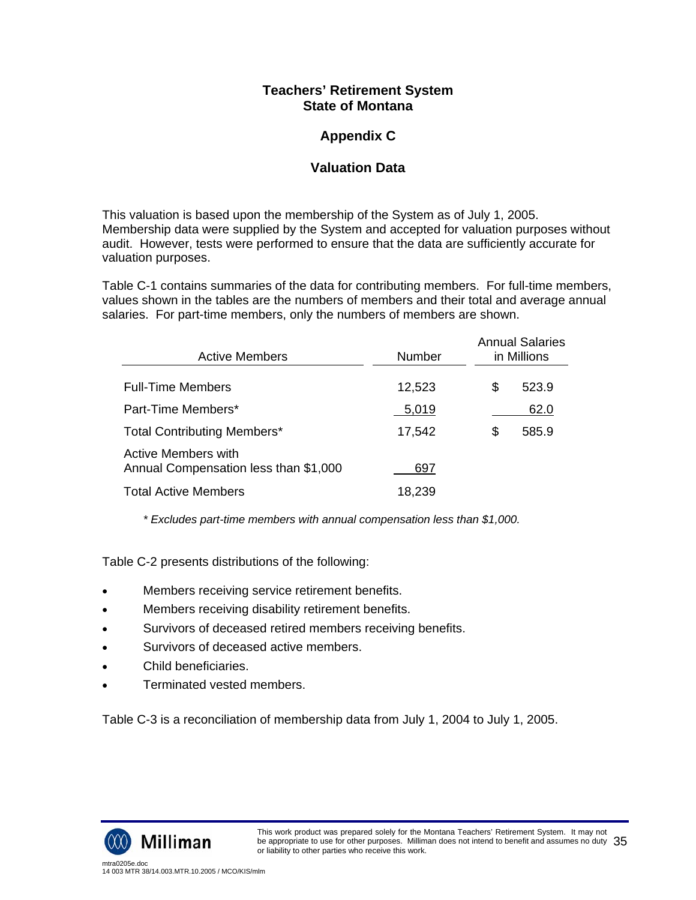# Teachers' Retirement System
# State of Montana

## Appendix C

## Valuation Data

This valuation is based upon the membership of the System as of July 1, 2005. Membership data were supplied by the System and accepted for valuation purposes without audit. However, tests were performed to ensure that the data are sufficiently accurate for valuation purposes.

Table C-1 contains summaries of the data for contributing members. For full-time members, values shown in the tables are the numbers of members and their total and average annual salaries. For part-time members, only the numbers of members are shown.

| Active Members | Number | Annual Salaries in Millions |
|---|---|---|
| Full-Time Members | 12,523 | $ 523.9 |
| Part-Time Members* | 5,019 | 62.0 |
| Total Contributing Members* | 17,542 | $ 585.9 |
| Active Members with Annual Compensation less than $1,000 | 697 | |
| Total Active Members | 18,239 | |

*\* Excludes part-time members with annual compensation less than $1,000.*

Table C-2 presents distributions of the following:

- Members receiving service retirement benefits.
- Members receiving disability retirement benefits.
- Survivors of deceased retired members receiving benefits.
- Survivors of deceased active members.
- Child beneficiaries.
- Terminated vested members.

Table C-3 is a reconciliation of membership data from July 1, 2004 to July 1, 2005.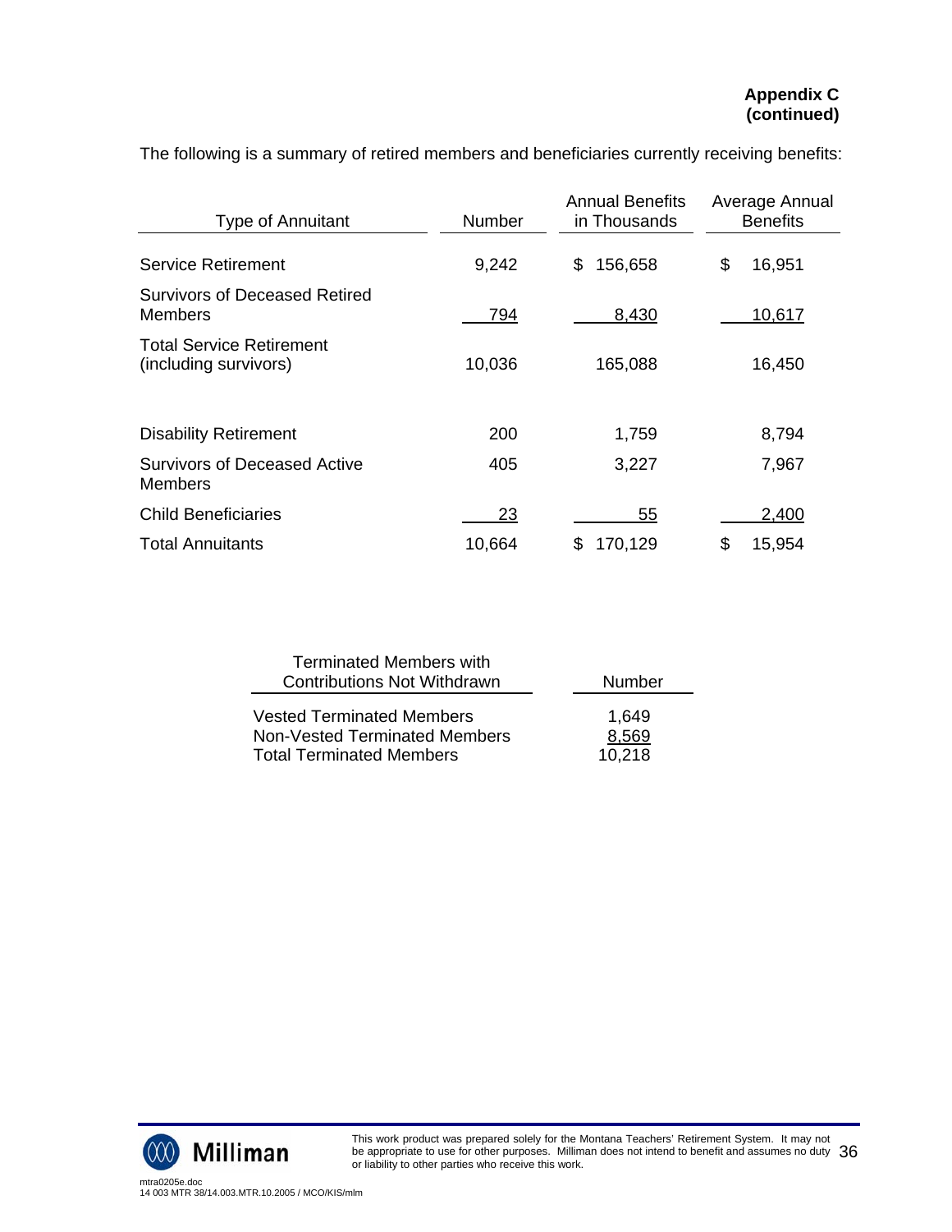**Appendix C (continued)**

The following is a summary of retired members and beneficiaries currently receiving benefits:

| Type of Annuitant | Number | Annual Benefits in Thousands | Average Annual Benefits |
|---|---|---|---|
| Service Retirement | 9,242 | $ 156,658 | $ 16,951 |
| Survivors of Deceased Retired Members | 794 | 8,430 | 10,617 |
| Total Service Retirement (including survivors) | 10,036 | 165,088 | 16,450 |
| Disability Retirement | 200 | 1,759 | 8,794 |
| Survivors of Deceased Active Members | 405 | 3,227 | 7,967 |
| Child Beneficiaries | 23 | 55 | 2,400 |
| Total Annuitants | 10,664 | $ 170,129 | $ 15,954 |

| Terminated Members with Contributions Not Withdrawn | Number |
|---|---|
| Vested Terminated Members | 1,649 |
| Non-Vested Terminated Members | 8,569 |
| Total Terminated Members | 10,218 |

This work product was prepared solely for the Montana Teachers' Retirement System. It may not be appropriate to use for other purposes. Milliman does not intend to benefit and assumes no duty or liability to other parties who receive this work.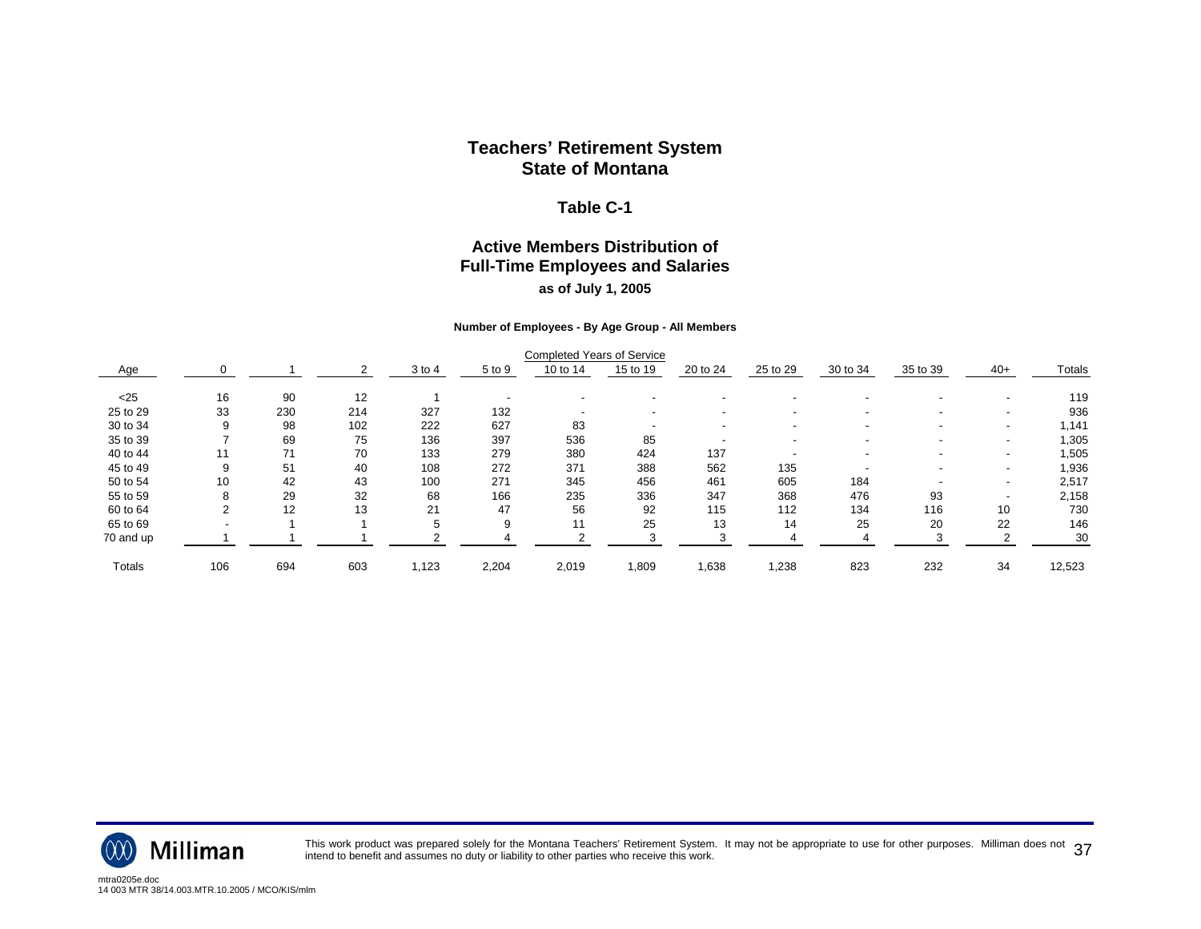# Teachers' Retirement System
# State of Montana

## Table C-1

## Active Members Distribution of Full-Time Employees and Salaries

### as of July 1, 2005

**Number of Employees - By Age Group - All Members**

| | Completed Years of Service | | | | | | | | | | | | |
|---|---|---|---|---|---|---|---|---|---|---|---|---|---|
| Age | 0 | 1 | 2 | 3 to 4 | 5 to 9 | 10 to 14 | 15 to 19 | 20 to 24 | 25 to 29 | 30 to 34 | 35 to 39 | 40+ | Totals |
| <25 | 16 | 90 | 12 | 1 | - | - | - | - | - | - | - | - | 119 |
| 25 to 29 | 33 | 230 | 214 | 327 | 132 | - | - | - | - | - | - | - | 936 |
| 30 to 34 | 9 | 98 | 102 | 222 | 627 | 83 | - | - | - | - | - | - | 1,141 |
| 35 to 39 | 7 | 69 | 75 | 136 | 397 | 536 | 85 | - | - | - | - | - | 1,305 |
| 40 to 44 | 11 | 71 | 70 | 133 | 279 | 380 | 424 | 137 | - | - | - | - | 1,505 |
| 45 to 49 | 9 | 51 | 40 | 108 | 272 | 371 | 388 | 562 | 135 | - | - | - | 1,936 |
| 50 to 54 | 10 | 42 | 43 | 100 | 271 | 345 | 456 | 461 | 605 | 184 | - | - | 2,517 |
| 55 to 59 | 8 | 29 | 32 | 68 | 166 | 235 | 336 | 347 | 368 | 476 | 93 | - | 2,158 |
| 60 to 64 | 2 | 12 | 13 | 21 | 47 | 56 | 92 | 115 | 112 | 134 | 116 | 10 | 730 |
| 65 to 69 | - | 1 | 1 | 5 | 9 | 11 | 25 | 13 | 14 | 25 | 20 | 22 | 146 |
| 70 and up | 1 | 1 | 1 | 2 | 4 | 2 | 3 | 3 | 4 | 4 | 3 | 2 | 30 |
| Totals | 106 | 694 | 603 | 1,123 | 2,204 | 2,019 | 1,809 | 1,638 | 1,238 | 823 | 232 | 34 | 12,523 |

This work product was prepared solely for the Montana Teachers' Retirement System. It may not be appropriate to use for other purposes. Milliman does not intend to benefit and assumes no duty or liability to other parties who receive this work.

mtra0205e.doc
14 003 MTR 38/14.003.MTR.10.2005 / MCO/KIS/mlm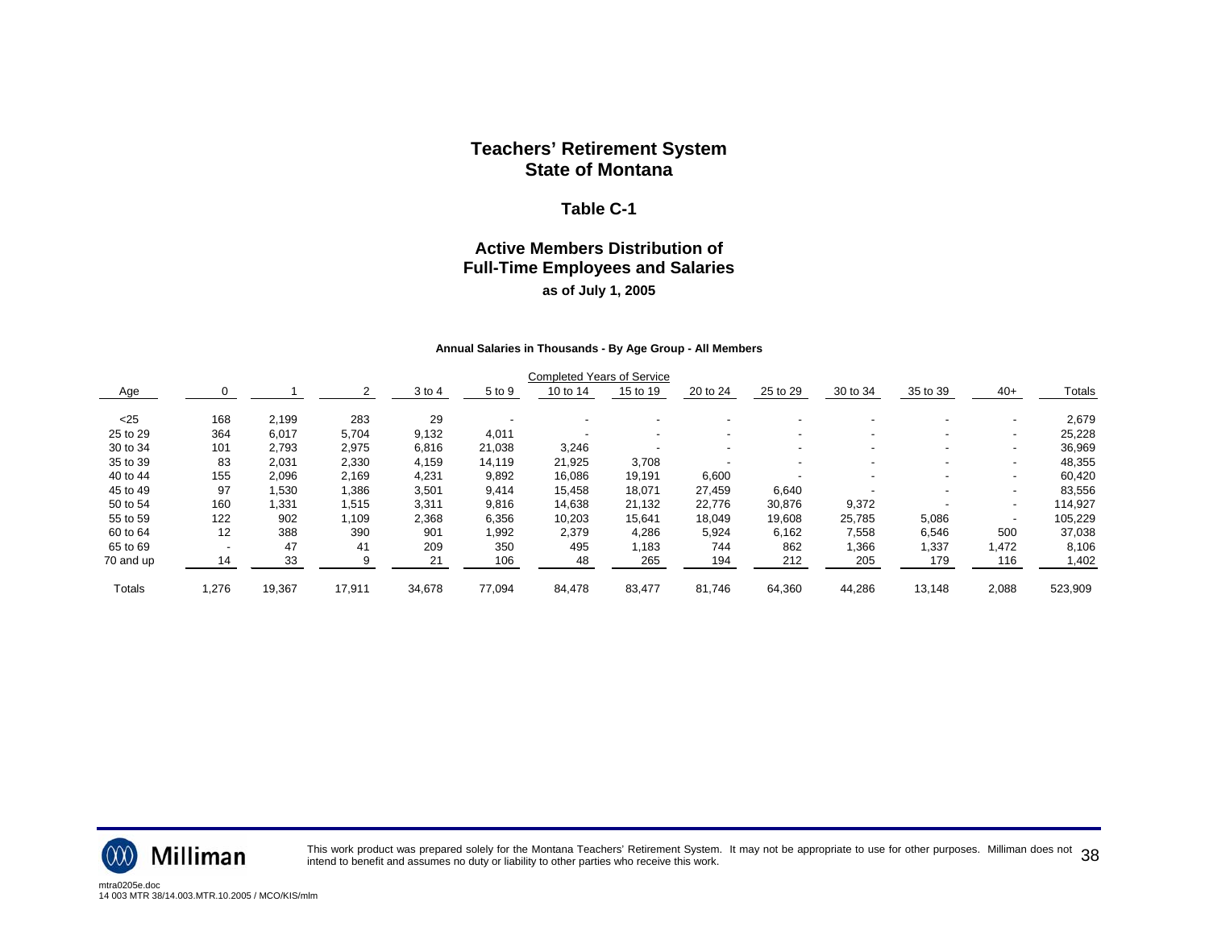# Teachers' Retirement System
# State of Montana

## Table C-1

## Active Members Distribution of Full-Time Employees and Salaries

**as of July 1, 2005**

**Annual Salaries in Thousands - By Age Group - All Members**

| | Completed Years of Service | | | | | | | | | | | | |
|---|---|---|---|---|---|---|---|---|---|---|---|---|---|
| Age | 0 | 1 | 2 | 3 to 4 | 5 to 9 | 10 to 14 | 15 to 19 | 20 to 24 | 25 to 29 | 30 to 34 | 35 to 39 | 40+ | Totals |
| <25 | 168 | 2,199 | 283 | 29 | - | - | - | - | - | - | - | - | 2,679 |
| 25 to 29 | 364 | 6,017 | 5,704 | 9,132 | 4,011 | - | - | - | - | - | - | - | 25,228 |
| 30 to 34 | 101 | 2,793 | 2,975 | 6,816 | 21,038 | 3,246 | - | - | - | - | - | - | 36,969 |
| 35 to 39 | 83 | 2,031 | 2,330 | 4,159 | 14,119 | 21,925 | 3,708 | - | - | - | - | - | 48,355 |
| 40 to 44 | 155 | 2,096 | 2,169 | 4,231 | 9,892 | 16,086 | 19,191 | 6,600 | - | - | - | - | 60,420 |
| 45 to 49 | 97 | 1,530 | 1,386 | 3,501 | 9,414 | 15,458 | 18,071 | 27,459 | 6,640 | - | - | - | 83,556 |
| 50 to 54 | 160 | 1,331 | 1,515 | 3,311 | 9,816 | 14,638 | 21,132 | 22,776 | 30,876 | 9,372 | - | - | 114,927 |
| 55 to 59 | 122 | 902 | 1,109 | 2,368 | 6,356 | 10,203 | 15,641 | 18,049 | 19,608 | 25,785 | 5,086 | - | 105,229 |
| 60 to 64 | 12 | 388 | 390 | 901 | 1,992 | 2,379 | 4,286 | 5,924 | 6,162 | 7,558 | 6,546 | 500 | 37,038 |
| 65 to 69 | - | 47 | 41 | 209 | 350 | 495 | 1,183 | 744 | 862 | 1,366 | 1,337 | 1,472 | 8,106 |
| 70 and up | 14 | 33 | 9 | 21 | 106 | 48 | 265 | 194 | 212 | 205 | 179 | 116 | 1,402 |
| Totals | 1,276 | 19,367 | 17,911 | 34,678 | 77,094 | 84,478 | 83,477 | 81,746 | 64,360 | 44,286 | 13,148 | 2,088 | 523,909 |

This work product was prepared solely for the Montana Teachers' Retirement System. It may not be appropriate to use for other purposes. Milliman does not intend to benefit and assumes no duty or liability to other parties who receive this work.

mtra0205e.doc
14 003 MTR 38/14.003.MTR.10.2005 / MCO/KIS/mlm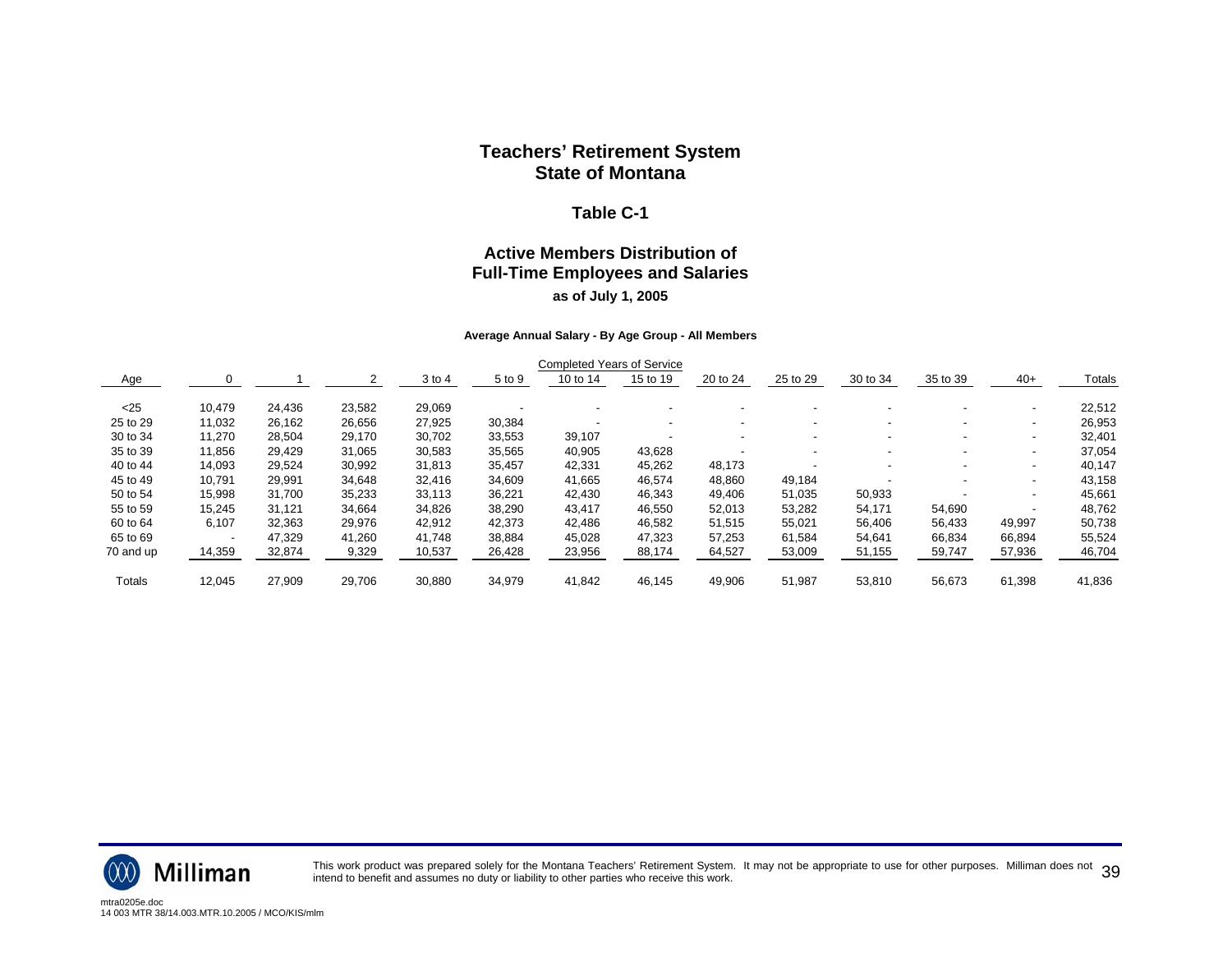# Teachers' Retirement System
# State of Montana

## Table C-1

## Active Members Distribution of Full-Time Employees and Salaries

**as of July 1, 2005**

**Average Annual Salary - By Age Group - All Members**

| | Completed Years of Service | | | | | | | | | | | | |
|---|---|---|---|---|---|---|---|---|---|---|---|---|---|
| Age | 0 | 1 | 2 | 3 to 4 | 5 to 9 | 10 to 14 | 15 to 19 | 20 to 24 | 25 to 29 | 30 to 34 | 35 to 39 | 40+ | Totals |
| <25 | 10,479 | 24,436 | 23,582 | 29,069 | - | - | - | - | - | - | - | - | 22,512 |
| 25 to 29 | 11,032 | 26,162 | 26,656 | 27,925 | 30,384 | - | - | - | - | - | - | - | 26,953 |
| 30 to 34 | 11,270 | 28,504 | 29,170 | 30,702 | 33,553 | 39,107 | - | - | - | - | - | - | 32,401 |
| 35 to 39 | 11,856 | 29,429 | 31,065 | 30,583 | 35,565 | 40,905 | 43,628 | - | - | - | - | - | 37,054 |
| 40 to 44 | 14,093 | 29,524 | 30,992 | 31,813 | 35,457 | 42,331 | 45,262 | 48,173 | - | - | - | - | 40,147 |
| 45 to 49 | 10,791 | 29,991 | 34,648 | 32,416 | 34,609 | 41,665 | 46,574 | 48,860 | 49,184 | - | - | - | 43,158 |
| 50 to 54 | 15,998 | 31,700 | 35,233 | 33,113 | 36,221 | 42,430 | 46,343 | 49,406 | 51,035 | 50,933 | - | - | 45,661 |
| 55 to 59 | 15,245 | 31,121 | 34,664 | 34,826 | 38,290 | 43,417 | 46,550 | 52,013 | 53,282 | 54,171 | 54,690 | - | 48,762 |
| 60 to 64 | 6,107 | 32,363 | 29,976 | 42,912 | 42,373 | 42,486 | 46,582 | 51,515 | 55,021 | 56,406 | 56,433 | 49,997 | 50,738 |
| 65 to 69 | - | 47,329 | 41,260 | 41,748 | 38,884 | 45,028 | 47,323 | 57,253 | 61,584 | 54,641 | 66,834 | 66,894 | 55,524 |
| 70 and up | 14,359 | 32,874 | 9,329 | 10,537 | 26,428 | 23,956 | 88,174 | 64,527 | 53,009 | 51,155 | 59,747 | 57,936 | 46,704 |
| Totals | 12,045 | 27,909 | 29,706 | 30,880 | 34,979 | 41,842 | 46,145 | 49,906 | 51,987 | 53,810 | 56,673 | 61,398 | 41,836 |

This work product was prepared solely for the Montana Teachers' Retirement System. It may not be appropriate to use for other purposes. Milliman does not intend to benefit and assumes no duty or liability to other parties who receive this work.

mtra0205e.doc
14 003 MTR 38/14.003.MTR.10.2005 / MCO/KIS/mlm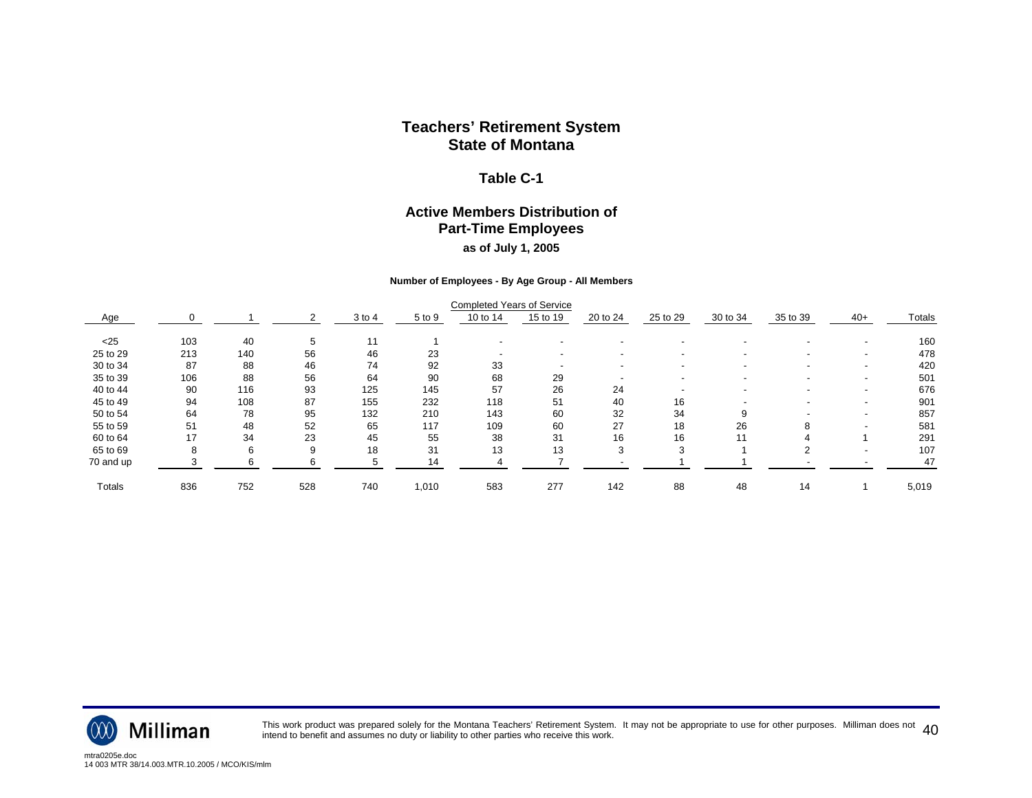# Teachers' Retirement System
# State of Montana

## Table C-1

## Active Members Distribution of Part-Time Employees

### as of July 1, 2005

**Number of Employees - By Age Group - All Members**

| | Completed Years of Service | | | | | | | | | | | | |
|---|---|---|---|---|---|---|---|---|---|---|---|---|---|
| Age | 0 | 1 | 2 | 3 to 4 | 5 to 9 | 10 to 14 | 15 to 19 | 20 to 24 | 25 to 29 | 30 to 34 | 35 to 39 | 40+ | Totals |
| <25 | 103 | 40 | 5 | 11 | 1 | - | - | - | - | - | - | - | 160 |
| 25 to 29 | 213 | 140 | 56 | 46 | 23 | - | - | - | - | - | - | - | 478 |
| 30 to 34 | 87 | 88 | 46 | 74 | 92 | 33 | - | - | - | - | - | - | 420 |
| 35 to 39 | 106 | 88 | 56 | 64 | 90 | 68 | 29 | - | - | - | - | - | 501 |
| 40 to 44 | 90 | 116 | 93 | 125 | 145 | 57 | 26 | 24 | - | - | - | - | 676 |
| 45 to 49 | 94 | 108 | 87 | 155 | 232 | 118 | 51 | 40 | 16 | - | - | - | 901 |
| 50 to 54 | 64 | 78 | 95 | 132 | 210 | 143 | 60 | 32 | 34 | 9 | - | - | 857 |
| 55 to 59 | 51 | 48 | 52 | 65 | 117 | 109 | 60 | 27 | 18 | 26 | 8 | - | 581 |
| 60 to 64 | 17 | 34 | 23 | 45 | 55 | 38 | 31 | 16 | 16 | 11 | 4 | 1 | 291 |
| 65 to 69 | 8 | 6 | 9 | 18 | 31 | 13 | 13 | 3 | 3 | 1 | 2 | - | 107 |
| 70 and up | 3 | 6 | 6 | 5 | 14 | 4 | 7 | - | 1 | 1 | - | - | 47 |
| Totals | 836 | 752 | 528 | 740 | 1,010 | 583 | 277 | 142 | 88 | 48 | 14 | 1 | 5,019 |

This work product was prepared solely for the Montana Teachers' Retirement System. It may not be appropriate to use for other purposes. Milliman does not intend to benefit and assumes no duty or liability to other parties who receive this work.

mtra0205e.doc
14 003 MTR 38/14.003.MTR.10.2005 / MCO/KIS/mlm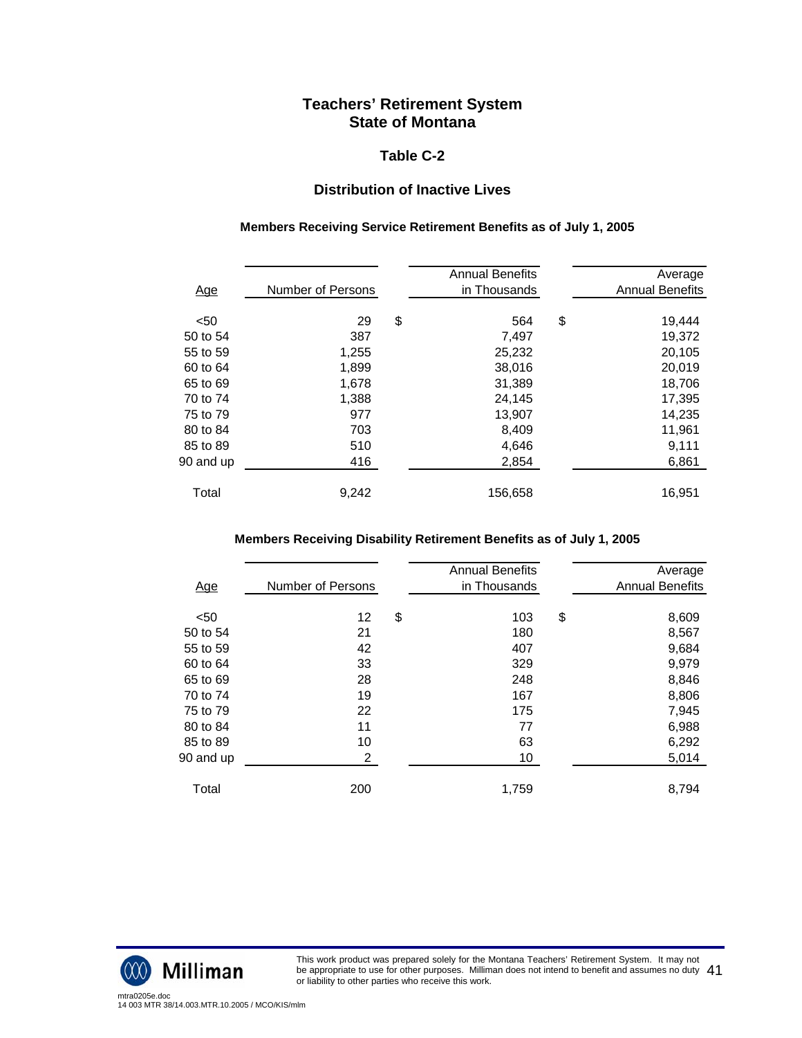# Teachers' Retirement System
# State of Montana

## Table C-2

## Distribution of Inactive Lives

### Members Receiving Service Retirement Benefits as of July 1, 2005

| Age | Number of Persons | Annual Benefits in Thousands | Average Annual Benefits |
|---|---|---|---|
| <50 | 29 | $ 564 | $ 19,444 |
| 50 to 54 | 387 | 7,497 | 19,372 |
| 55 to 59 | 1,255 | 25,232 | 20,105 |
| 60 to 64 | 1,899 | 38,016 | 20,019 |
| 65 to 69 | 1,678 | 31,389 | 18,706 |
| 70 to 74 | 1,388 | 24,145 | 17,395 |
| 75 to 79 | 977 | 13,907 | 14,235 |
| 80 to 84 | 703 | 8,409 | 11,961 |
| 85 to 89 | 510 | 4,646 | 9,111 |
| 90 and up | 416 | 2,854 | 6,861 |
| Total | 9,242 | 156,658 | 16,951 |

### Members Receiving Disability Retirement Benefits as of July 1, 2005

| Age | Number of Persons | Annual Benefits in Thousands | Average Annual Benefits |
|---|---|---|---|
| <50 | 12 | $ 103 | $ 8,609 |
| 50 to 54 | 21 | 180 | 8,567 |
| 55 to 59 | 42 | 407 | 9,684 |
| 60 to 64 | 33 | 329 | 9,979 |
| 65 to 69 | 28 | 248 | 8,846 |
| 70 to 74 | 19 | 167 | 8,806 |
| 75 to 79 | 22 | 175 | 7,945 |
| 80 to 84 | 11 | 77 | 6,988 |
| 85 to 89 | 10 | 63 | 6,292 |
| 90 and up | 2 | 10 | 5,014 |
| Total | 200 | 1,759 | 8,794 |

This work product was prepared solely for the Montana Teachers' Retirement System. It may not be appropriate to use for other purposes. Milliman does not intend to benefit and assumes no duty or liability to other parties who receive this work.

mtra0205e.doc
14 003 MTR 38/14.003.MTR.10.2005 / MCO/KIS/mlm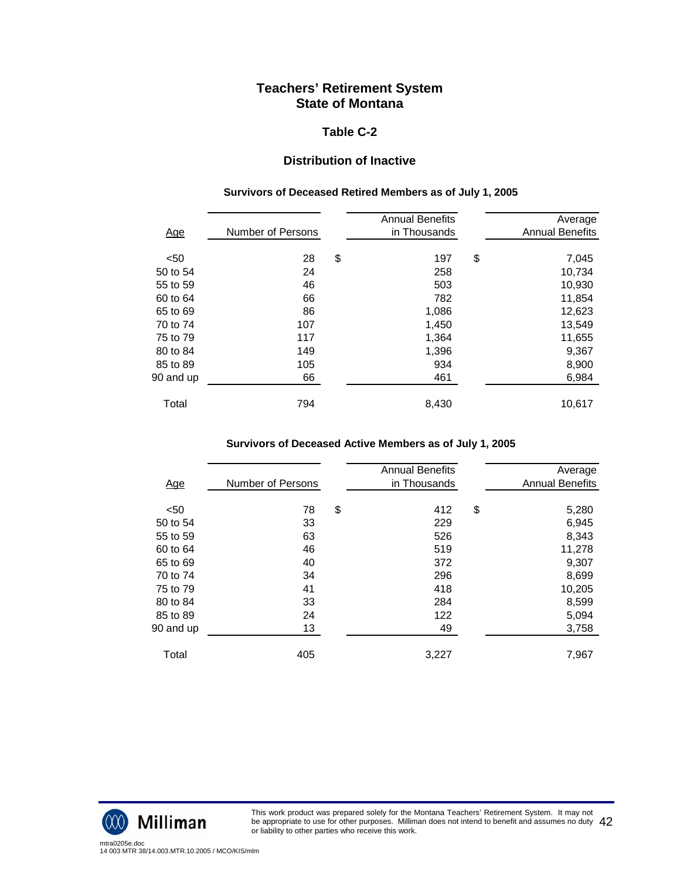# Teachers' Retirement System
# State of Montana

## Table C-2

## Distribution of Inactive

### Survivors of Deceased Retired Members as of July 1, 2005

| Age | Number of Persons | Annual Benefits in Thousands | Average Annual Benefits |
|---|---|---|---|
| <50 | 28 | $ 197 | $ 7,045 |
| 50 to 54 | 24 | 258 | 10,734 |
| 55 to 59 | 46 | 503 | 10,930 |
| 60 to 64 | 66 | 782 | 11,854 |
| 65 to 69 | 86 | 1,086 | 12,623 |
| 70 to 74 | 107 | 1,450 | 13,549 |
| 75 to 79 | 117 | 1,364 | 11,655 |
| 80 to 84 | 149 | 1,396 | 9,367 |
| 85 to 89 | 105 | 934 | 8,900 |
| 90 and up | 66 | 461 | 6,984 |
| Total | 794 | 8,430 | 10,617 |

### Survivors of Deceased Active Members as of July 1, 2005

| Age | Number of Persons | Annual Benefits in Thousands | Average Annual Benefits |
|---|---|---|---|
| <50 | 78 | $ 412 | $ 5,280 |
| 50 to 54 | 33 | 229 | 6,945 |
| 55 to 59 | 63 | 526 | 8,343 |
| 60 to 64 | 46 | 519 | 11,278 |
| 65 to 69 | 40 | 372 | 9,307 |
| 70 to 74 | 34 | 296 | 8,699 |
| 75 to 79 | 41 | 418 | 10,205 |
| 80 to 84 | 33 | 284 | 8,599 |
| 85 to 89 | 24 | 122 | 5,094 |
| 90 and up | 13 | 49 | 3,758 |
| Total | 405 | 3,227 | 7,967 |

This work product was prepared solely for the Montana Teachers' Retirement System. It may not be appropriate to use for other purposes. Milliman does not intend to benefit and assumes no duty or liability to other parties who receive this work.

mtra0205e.doc
14 003 MTR 38/14.003.MTR.10.2005 / MCO/KIS/mlm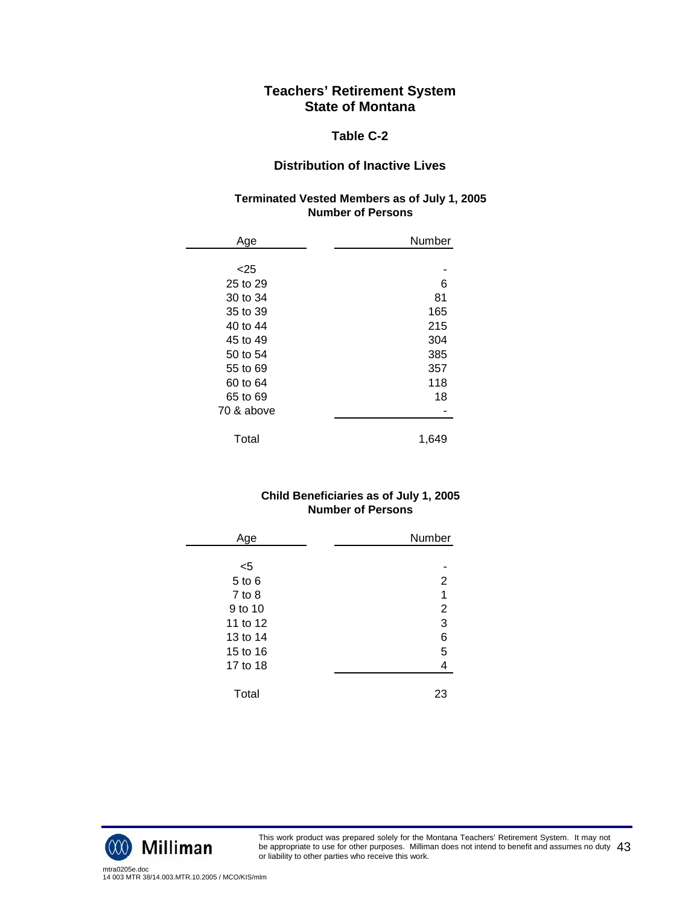# Teachers' Retirement System
# State of Montana

## Table C-2

## Distribution of Inactive Lives

### Terminated Vested Members as of July 1, 2005
### Number of Persons

| Age | Number |
|---|---|
| <25 | - |
| 25 to 29 | 6 |
| 30 to 34 | 81 |
| 35 to 39 | 165 |
| 40 to 44 | 215 |
| 45 to 49 | 304 |
| 50 to 54 | 385 |
| 55 to 69 | 357 |
| 60 to 64 | 118 |
| 65 to 69 | 18 |
| 70 & above | - |
| Total | 1,649 |

### Child Beneficiaries as of July 1, 2005
### Number of Persons

| Age | Number |
|---|---|
| <5 | - |
| 5 to 6 | 2 |
| 7 to 8 | 1 |
| 9 to 10 | 2 |
| 11 to 12 | 3 |
| 13 to 14 | 6 |
| 15 to 16 | 5 |
| 17 to 18 | 4 |
| Total | 23 |

This work product was prepared solely for the Montana Teachers' Retirement System. It may not be appropriate to use for other purposes. Milliman does not intend to benefit and assumes no duty or liability to other parties who receive this work.

mtra0205e.doc
14 003 MTR 38/14.003.MTR.10.2005 / MCO/KIS/mlm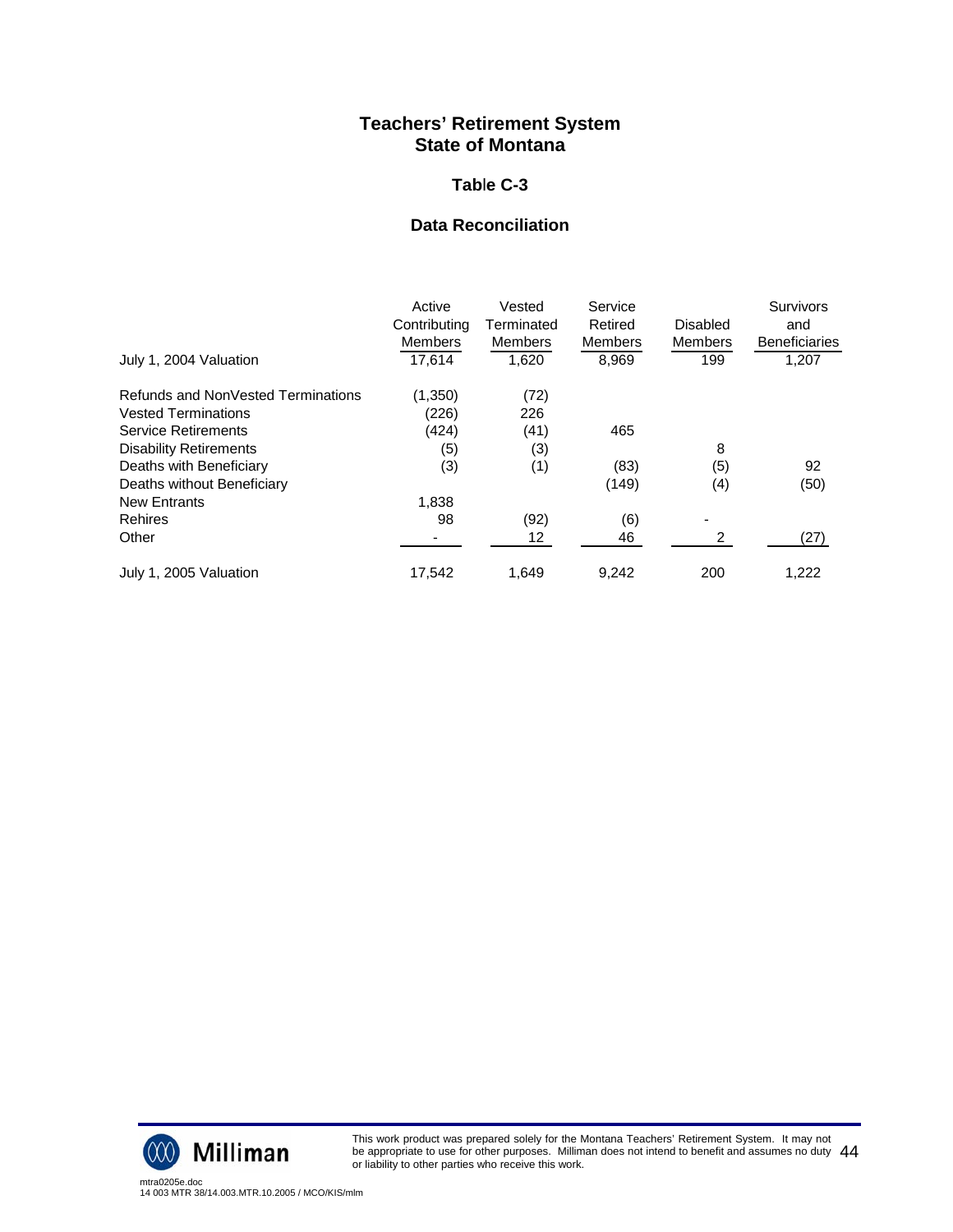# Teachers' Retirement System
# State of Montana

## Table C-3

## Data Reconciliation

| July 1, 2004 Valuation | Active Contributing Members | Vested Terminated Members | Service Retired Members | Disabled Members | Survivors and Beneficiaries |
|---|---|---|---|---|---|
| July 1, 2004 Valuation | 17,614 | 1,620 | 8,969 | 199 | 1,207 |
| Refunds and NonVested Terminations | (1,350) | (72) | | | |
| Vested Terminations | (226) | 226 | | | |
| Service Retirements | (424) | (41) | 465 | | |
| Disability Retirements | (5) | (3) | | 8 | |
| Deaths with Beneficiary | (3) | (1) | (83) | (5) | 92 |
| Deaths without Beneficiary | | | (149) | (4) | (50) |
| New Entrants | 1,838 | | | | |
| Rehires | 98 | (92) | (6) | - | |
| Other | - | 12 | 46 | 2 | (27) |
| July 1, 2005 Valuation | 17,542 | 1,649 | 9,242 | 200 | 1,222 |

This work product was prepared solely for the Montana Teachers' Retirement System. It may not be appropriate to use for other purposes. Milliman does not intend to benefit and assumes no duty or liability to other parties who receive this work.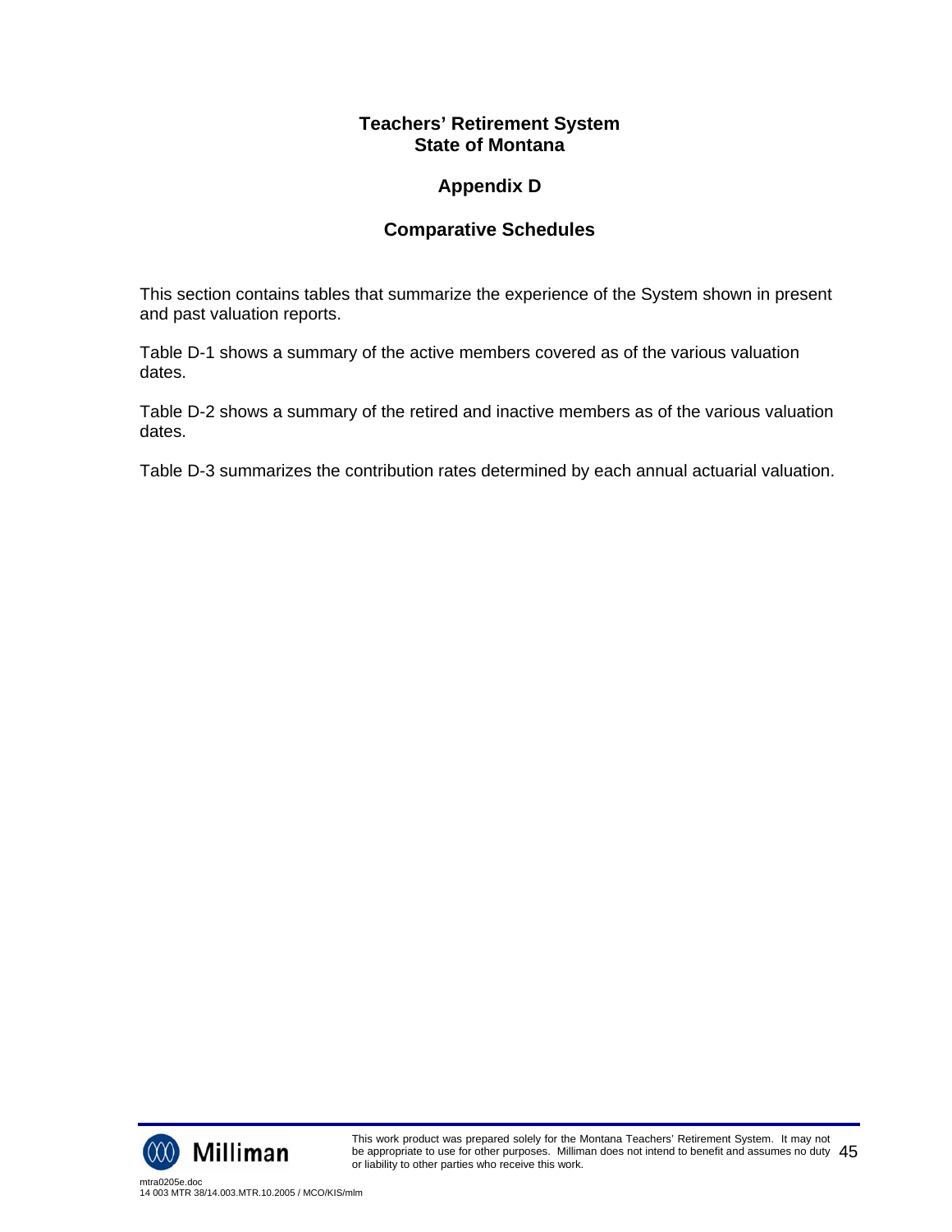**Teachers' Retirement System**
**State of Montana**

# Appendix D

## Comparative Schedules

This section contains tables that summarize the experience of the System shown in present and past valuation reports.

Table D-1 shows a summary of the active members covered as of the various valuation dates.

Table D-2 shows a summary of the retired and inactive members as of the various valuation dates.

Table D-3 summarizes the contribution rates determined by each annual actuarial valuation.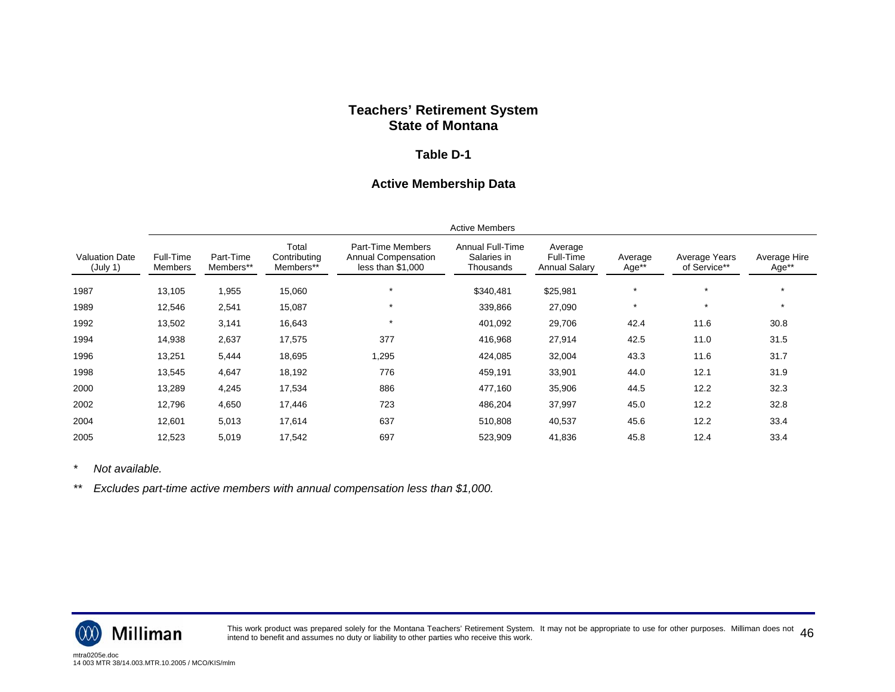# Teachers' Retirement System
# State of Montana

## Table D-1

## Active Membership Data

| | Active Members | | | | | | | | |
|---|---|---|---|---|---|---|---|---|---|
| Valuation Date (July 1) | Full-Time Members | Part-Time Members** | Total Contributing Members** | Part-Time Members Annual Compensation less than $1,000 | Annual Full-Time Salaries in Thousands | Average Full-Time Annual Salary | Average Age** | Average Years of Service** | Average Hire Age** |
| 1987 | 13,105 | 1,955 | 15,060 | * | $340,481 | $25,981 | * | * | * |
| 1989 | 12,546 | 2,541 | 15,087 | * | 339,866 | 27,090 | * | * | * |
| 1992 | 13,502 | 3,141 | 16,643 | * | 401,092 | 29,706 | 42.4 | 11.6 | 30.8 |
| 1994 | 14,938 | 2,637 | 17,575 | 377 | 416,968 | 27,914 | 42.5 | 11.0 | 31.5 |
| 1996 | 13,251 | 5,444 | 18,695 | 1,295 | 424,085 | 32,004 | 43.3 | 11.6 | 31.7 |
| 1998 | 13,545 | 4,647 | 18,192 | 776 | 459,191 | 33,901 | 44.0 | 12.1 | 31.9 |
| 2000 | 13,289 | 4,245 | 17,534 | 886 | 477,160 | 35,906 | 44.5 | 12.2 | 32.3 |
| 2002 | 12,796 | 4,650 | 17,446 | 723 | 486,204 | 37,997 | 45.0 | 12.2 | 32.8 |
| 2004 | 12,601 | 5,013 | 17,614 | 637 | 510,808 | 40,537 | 45.6 | 12.2 | 33.4 |
| 2005 | 12,523 | 5,019 | 17,542 | 697 | 523,909 | 41,836 | 45.8 | 12.4 | 33.4 |

\* *Not available.*

\*\* *Excludes part-time active members with annual compensation less than $1,000.*

This work product was prepared solely for the Montana Teachers' Retirement System. It may not be appropriate to use for other purposes. Milliman does not intend to benefit and assumes no duty or liability to other parties who receive this work.

mtra0205e.doc
14 003 MTR 38/14.003.MTR.10.2005 / MCO/KIS/mlm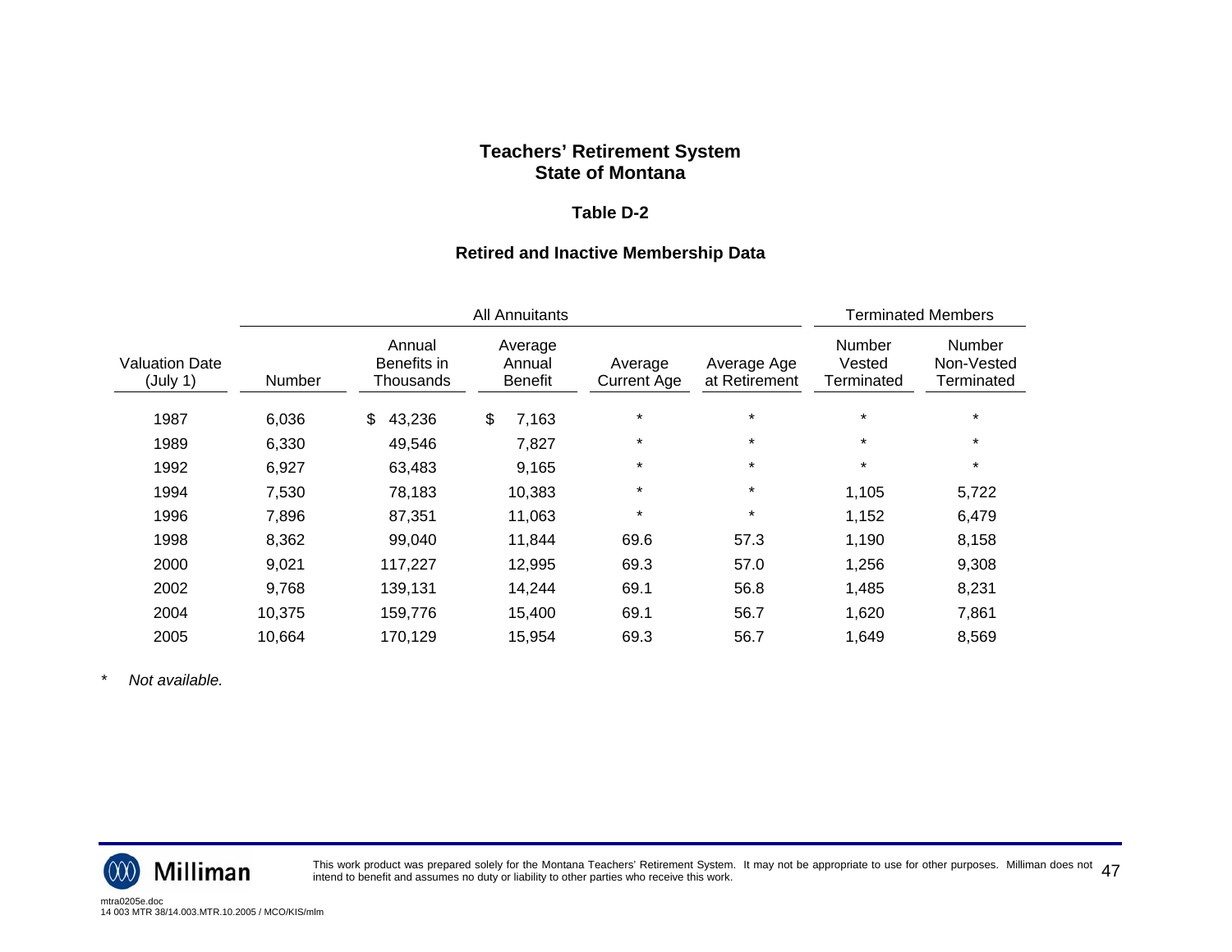# Teachers' Retirement System
# State of Montana

## Table D-2

### Retired and Inactive Membership Data

| | All Annuitants | | | | | Terminated Members | |
|---|---|---|---|---|---|---|---|
| Valuation Date (July 1) | Number | Annual Benefits in Thousands | Average Annual Benefit | Average Current Age | Average Age at Retirement | Number Vested Terminated | Number Non-Vested Terminated |
| 1987 | 6,036 | $ 43,236 | $ 7,163 | * | * | * | * |
| 1989 | 6,330 | 49,546 | 7,827 | * | * | * | * |
| 1992 | 6,927 | 63,483 | 9,165 | * | * | * | * |
| 1994 | 7,530 | 78,183 | 10,383 | * | * | 1,105 | 5,722 |
| 1996 | 7,896 | 87,351 | 11,063 | * | * | 1,152 | 6,479 |
| 1998 | 8,362 | 99,040 | 11,844 | 69.6 | 57.3 | 1,190 | 8,158 |
| 2000 | 9,021 | 117,227 | 12,995 | 69.3 | 57.0 | 1,256 | 9,308 |
| 2002 | 9,768 | 139,131 | 14,244 | 69.1 | 56.8 | 1,485 | 8,231 |
| 2004 | 10,375 | 159,776 | 15,400 | 69.1 | 56.7 | 1,620 | 7,861 |
| 2005 | 10,664 | 170,129 | 15,954 | 69.3 | 56.7 | 1,649 | 8,569 |

\* *Not available.*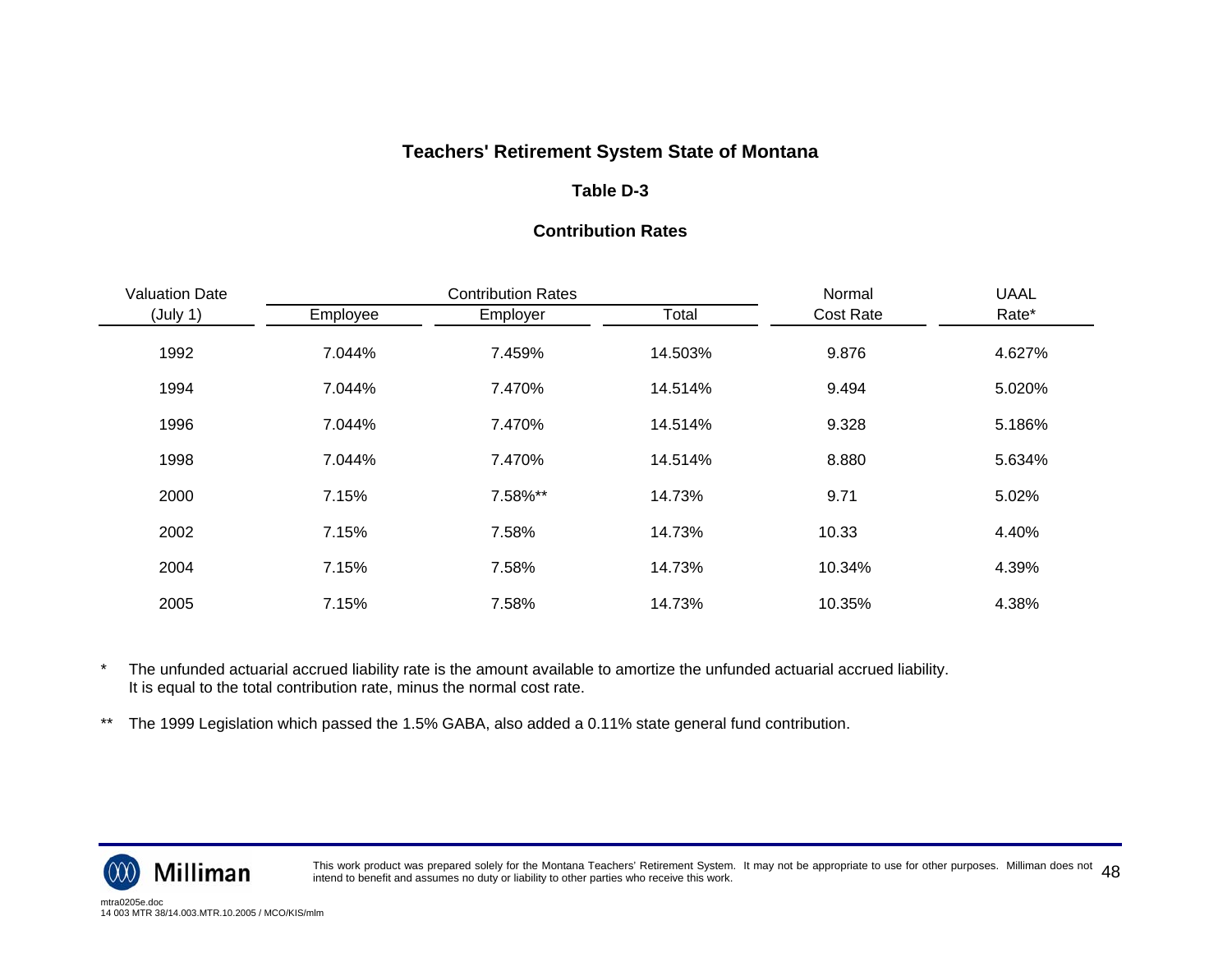# Teachers' Retirement System State of Montana

## Table D-3

### Contribution Rates

| Valuation Date | Contribution Rates | | | Normal | UAAL |
|---|---|---|---|---|---|
| (July 1) | Employee | Employer | Total | Cost Rate | Rate* |
| 1992 | 7.044% | 7.459% | 14.503% | 9.876 | 4.627% |
| 1994 | 7.044% | 7.470% | 14.514% | 9.494 | 5.020% |
| 1996 | 7.044% | 7.470% | 14.514% | 9.328 | 5.186% |
| 1998 | 7.044% | 7.470% | 14.514% | 8.880 | 5.634% |
| 2000 | 7.15% | 7.58%** | 14.73% | 9.71 | 5.02% |
| 2002 | 7.15% | 7.58% | 14.73% | 10.33 | 4.40% |
| 2004 | 7.15% | 7.58% | 14.73% | 10.34% | 4.39% |
| 2005 | 7.15% | 7.58% | 14.73% | 10.35% | 4.38% |

\* The unfunded actuarial accrued liability rate is the amount available to amortize the unfunded actuarial accrued liability. It is equal to the total contribution rate, minus the normal cost rate.

\*\* The 1999 Legislation which passed the 1.5% GABA, also added a 0.11% state general fund contribution.

This work product was prepared solely for the Montana Teachers' Retirement System. It may not be appropriate to use for other purposes. Milliman does not intend to benefit and assumes no duty or liability to other parties who receive this work.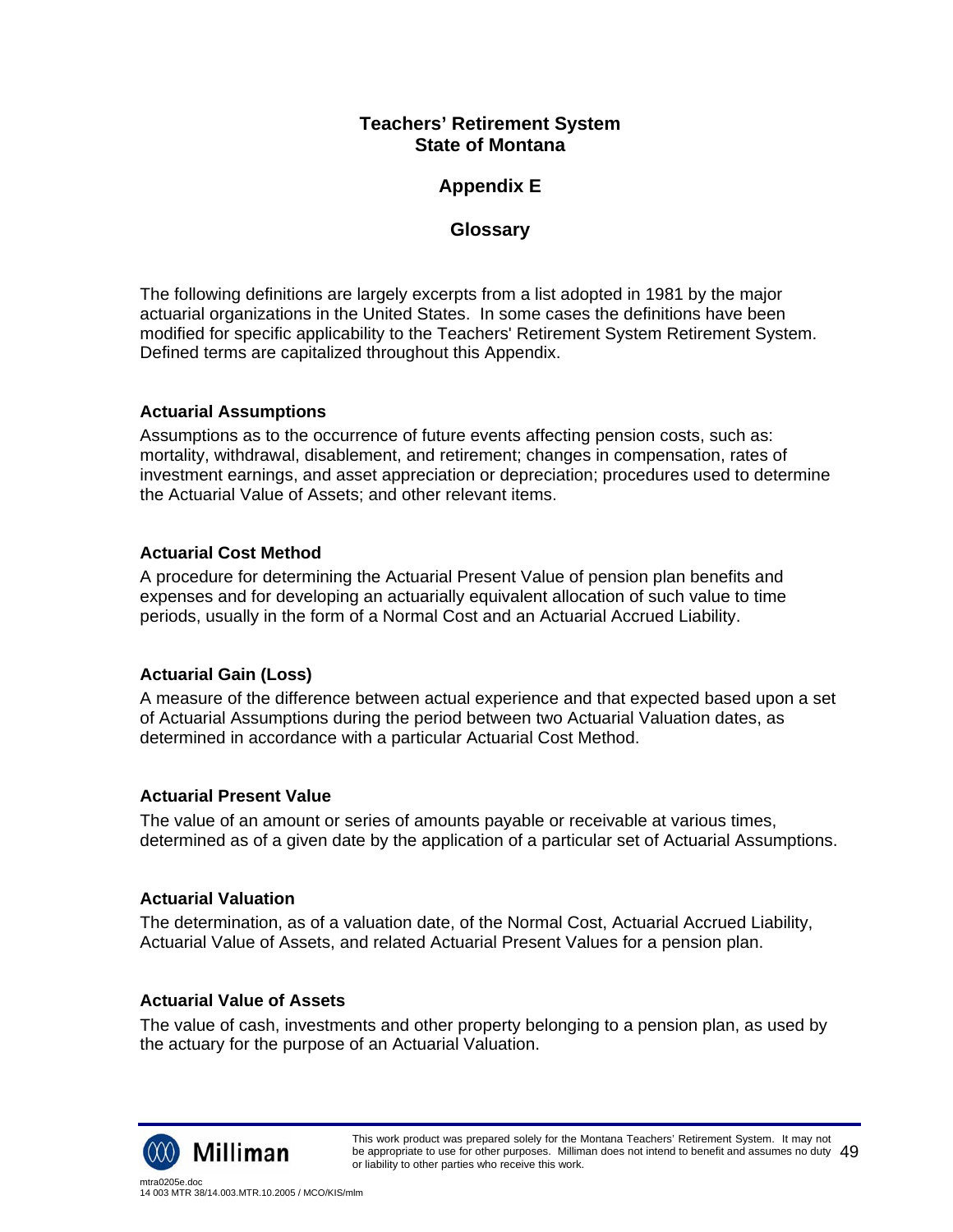# Teachers' Retirement System
# State of Montana

## Appendix E

## Glossary

The following definitions are largely excerpts from a list adopted in 1981 by the major actuarial organizations in the United States. In some cases the definitions have been modified for specific applicability to the Teachers' Retirement System Retirement System. Defined terms are capitalized throughout this Appendix.

### Actuarial Assumptions

Assumptions as to the occurrence of future events affecting pension costs, such as: mortality, withdrawal, disablement, and retirement; changes in compensation, rates of investment earnings, and asset appreciation or depreciation; procedures used to determine the Actuarial Value of Assets; and other relevant items.

### Actuarial Cost Method

A procedure for determining the Actuarial Present Value of pension plan benefits and expenses and for developing an actuarially equivalent allocation of such value to time periods, usually in the form of a Normal Cost and an Actuarial Accrued Liability.

### Actuarial Gain (Loss)

A measure of the difference between actual experience and that expected based upon a set of Actuarial Assumptions during the period between two Actuarial Valuation dates, as determined in accordance with a particular Actuarial Cost Method.

### Actuarial Present Value

The value of an amount or series of amounts payable or receivable at various times, determined as of a given date by the application of a particular set of Actuarial Assumptions.

### Actuarial Valuation

The determination, as of a valuation date, of the Normal Cost, Actuarial Accrued Liability, Actuarial Value of Assets, and related Actuarial Present Values for a pension plan.

### Actuarial Value of Assets

The value of cash, investments and other property belonging to a pension plan, as used by the actuary for the purpose of an Actuarial Valuation.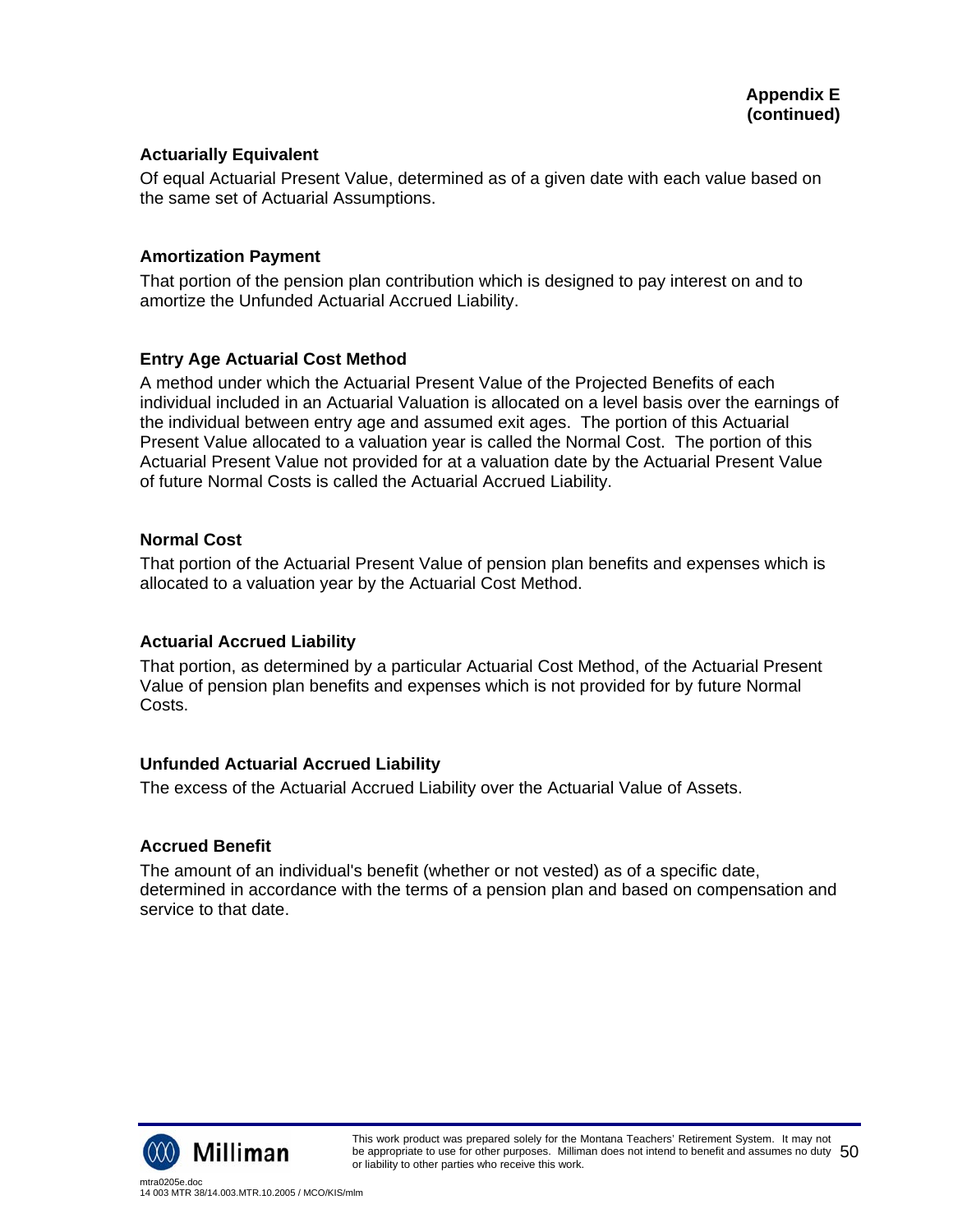**Appendix E (continued)**

### Actuarially Equivalent

Of equal Actuarial Present Value, determined as of a given date with each value based on the same set of Actuarial Assumptions.

### Amortization Payment

That portion of the pension plan contribution which is designed to pay interest on and to amortize the Unfunded Actuarial Accrued Liability.

### Entry Age Actuarial Cost Method

A method under which the Actuarial Present Value of the Projected Benefits of each individual included in an Actuarial Valuation is allocated on a level basis over the earnings of the individual between entry age and assumed exit ages. The portion of this Actuarial Present Value allocated to a valuation year is called the Normal Cost. The portion of this Actuarial Present Value not provided for at a valuation date by the Actuarial Present Value of future Normal Costs is called the Actuarial Accrued Liability.

### Normal Cost

That portion of the Actuarial Present Value of pension plan benefits and expenses which is allocated to a valuation year by the Actuarial Cost Method.

### Actuarial Accrued Liability

That portion, as determined by a particular Actuarial Cost Method, of the Actuarial Present Value of pension plan benefits and expenses which is not provided for by future Normal Costs.

### Unfunded Actuarial Accrued Liability

The excess of the Actuarial Accrued Liability over the Actuarial Value of Assets.

### Accrued Benefit

The amount of an individual's benefit (whether or not vested) as of a specific date, determined in accordance with the terms of a pension plan and based on compensation and service to that date.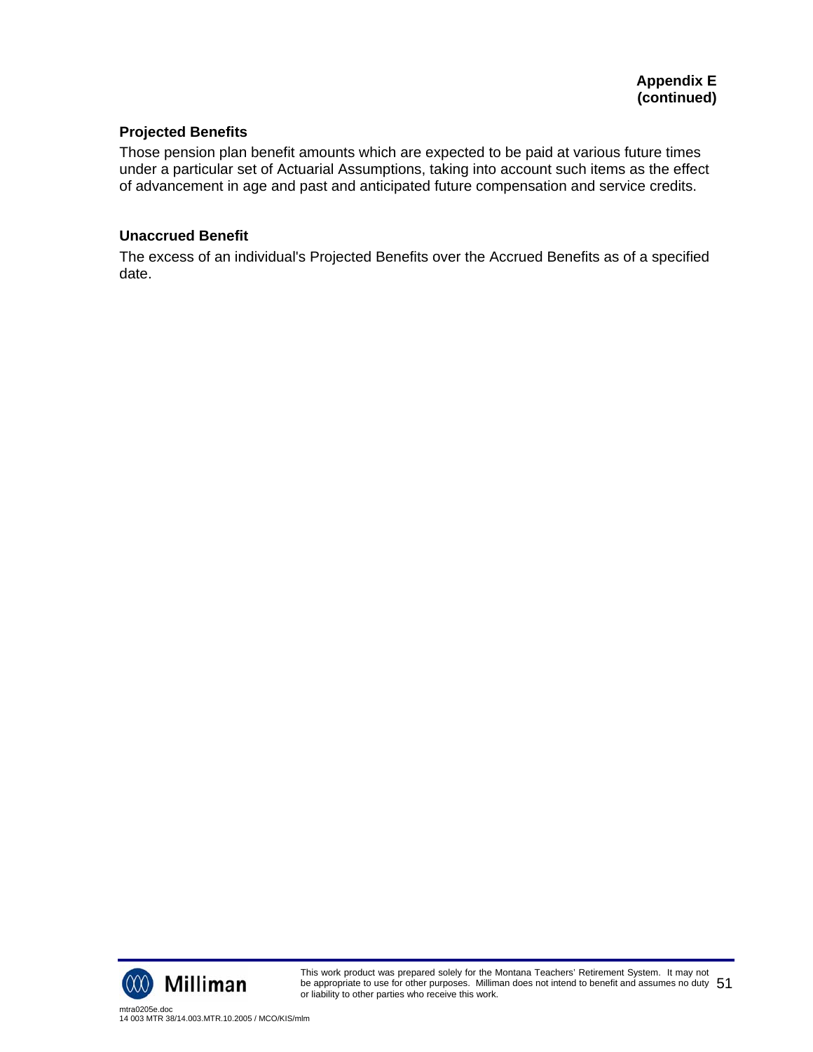**Appendix E**
**(continued)**

### Projected Benefits

Those pension plan benefit amounts which are expected to be paid at various future times under a particular set of Actuarial Assumptions, taking into account such items as the effect of advancement in age and past and anticipated future compensation and service credits.

### Unaccrued Benefit

The excess of an individual's Projected Benefits over the Accrued Benefits as of a specified date.